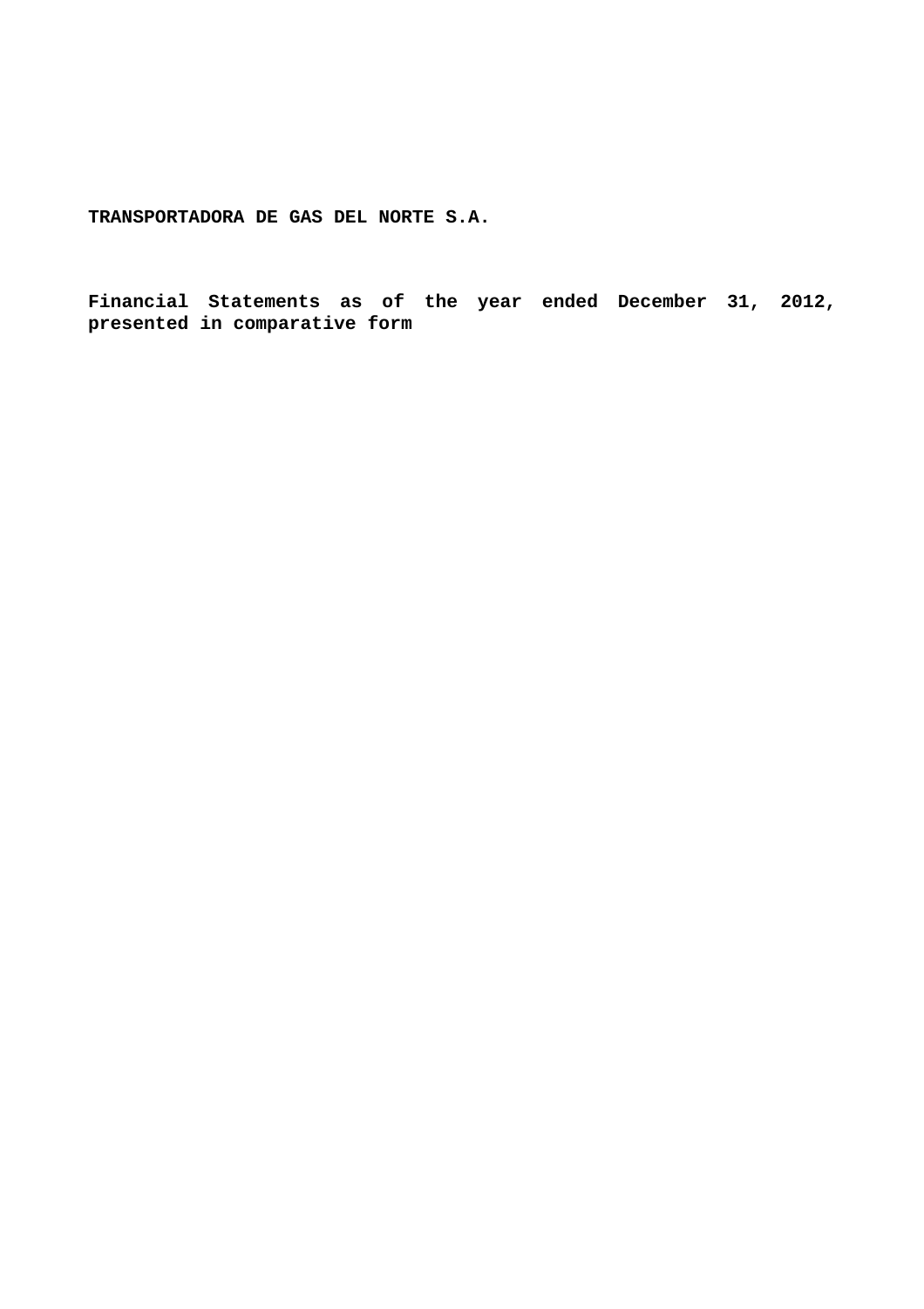**TRANSPORTADORA DE GAS DEL NORTE S.A.**

**Financial Statements as of the year ended December 31, 2012, presented in comparative form**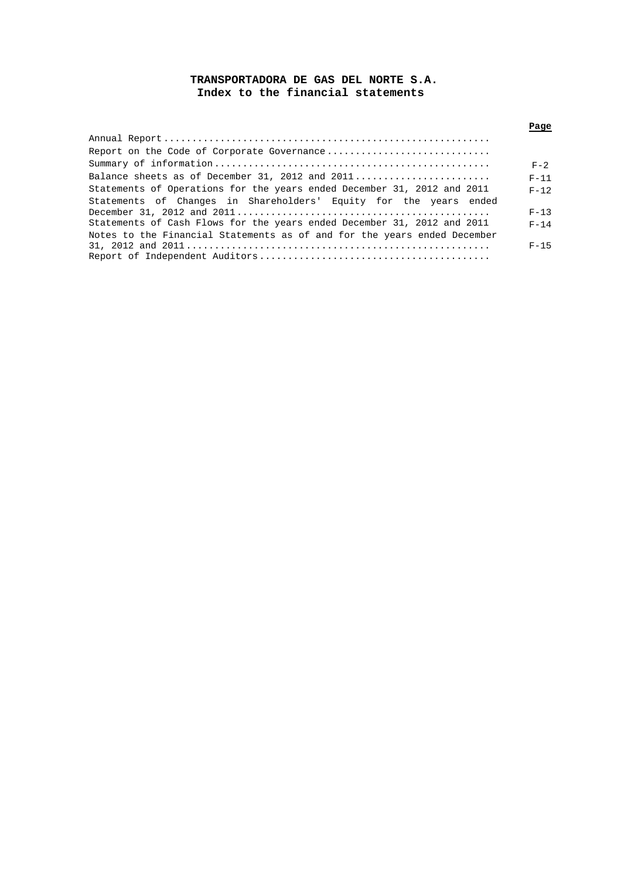# TRANSPORTADORA DE GAS DEL NORTE S.A.
## Index to the financial statements

| | Page |
|---|---|
| Annual Report | |
| Report on the Code of Corporate Governance | |
| Summary of information | F-2 |
| Balance sheets as of December 31, 2012 and 2011 | F-11 |
| Statements of Operations for the years ended December 31, 2012 and 2011 | F-12 |
| Statements of Changes in Shareholders' Equity for the years ended December 31, 2012 and 2011 | F-13 |
| Statements of Cash Flows for the years ended December 31, 2012 and 2011 | F-14 |
| Notes to the Financial Statements as of and for the years ended December 31, 2012 and 2011 | F-15 |
| Report of Independent Auditors | |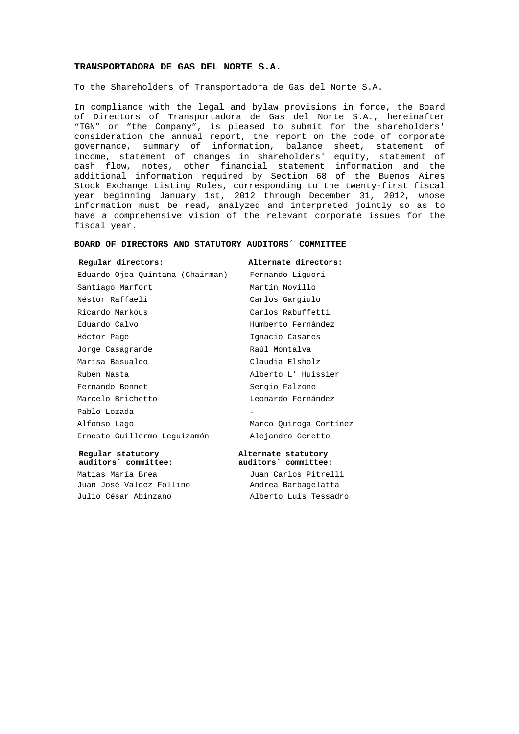**TRANSPORTADORA DE GAS DEL NORTE S.A.**

To the Shareholders of Transportadora de Gas del Norte S.A.

In compliance with the legal and bylaw provisions in force, the Board of Directors of Transportadora de Gas del Norte S.A., hereinafter "TGN" or "the Company", is pleased to submit for the shareholders' consideration the annual report, the report on the code of corporate governance, summary of information, balance sheet, statement of income, statement of changes in shareholders' equity, statement of cash flow, notes, other financial statement information and the additional information required by Section 68 of the Buenos Aires Stock Exchange Listing Rules, corresponding to the twenty-first fiscal year beginning January 1st, 2012 through December 31, 2012, whose information must be read, analyzed and interpreted jointly so as to have a comprehensive vision of the relevant corporate issues for the fiscal year.

**BOARD OF DIRECTORS AND STATUTORY AUDITORS´ COMMITTEE**

| **Regular directors:** | **Alternate directors:** |
|---|---|
| Eduardo Ojea Quintana (Chairman) | Fernando Liguori |
| Santiago Marfort | Martín Novillo |
| Néstor Raffaeli | Carlos Gargiulo |
| Ricardo Markous | Carlos Rabuffetti |
| Eduardo Calvo | Humberto Fernández |
| Héctor Page | Ignacio Casares |
| Jorge Casagrande | Raúl Montalva |
| Marisa Basualdo | Claudia Elsholz |
| Rubén Nasta | Alberto L' Huissier |
| Fernando Bonnet | Sergio Falzone |
| Marcelo Brichetto | Leonardo Fernández |
| Pablo Lozada | - |
| Alfonso Lago | Marco Quiroga Cortínez |
| Ernesto Guillermo Leguizamón | Alejandro Geretto |

| **Regular statutory auditors´ committee**: | **Alternate statutory auditors´ committee:** |
|---|---|
| Matías María Brea | Juan Carlos Pitrelli |
| Juan José Valdez Follino | Andrea Barbagelatta |
| Julio César Abínzano | Alberto Luis Tessadro |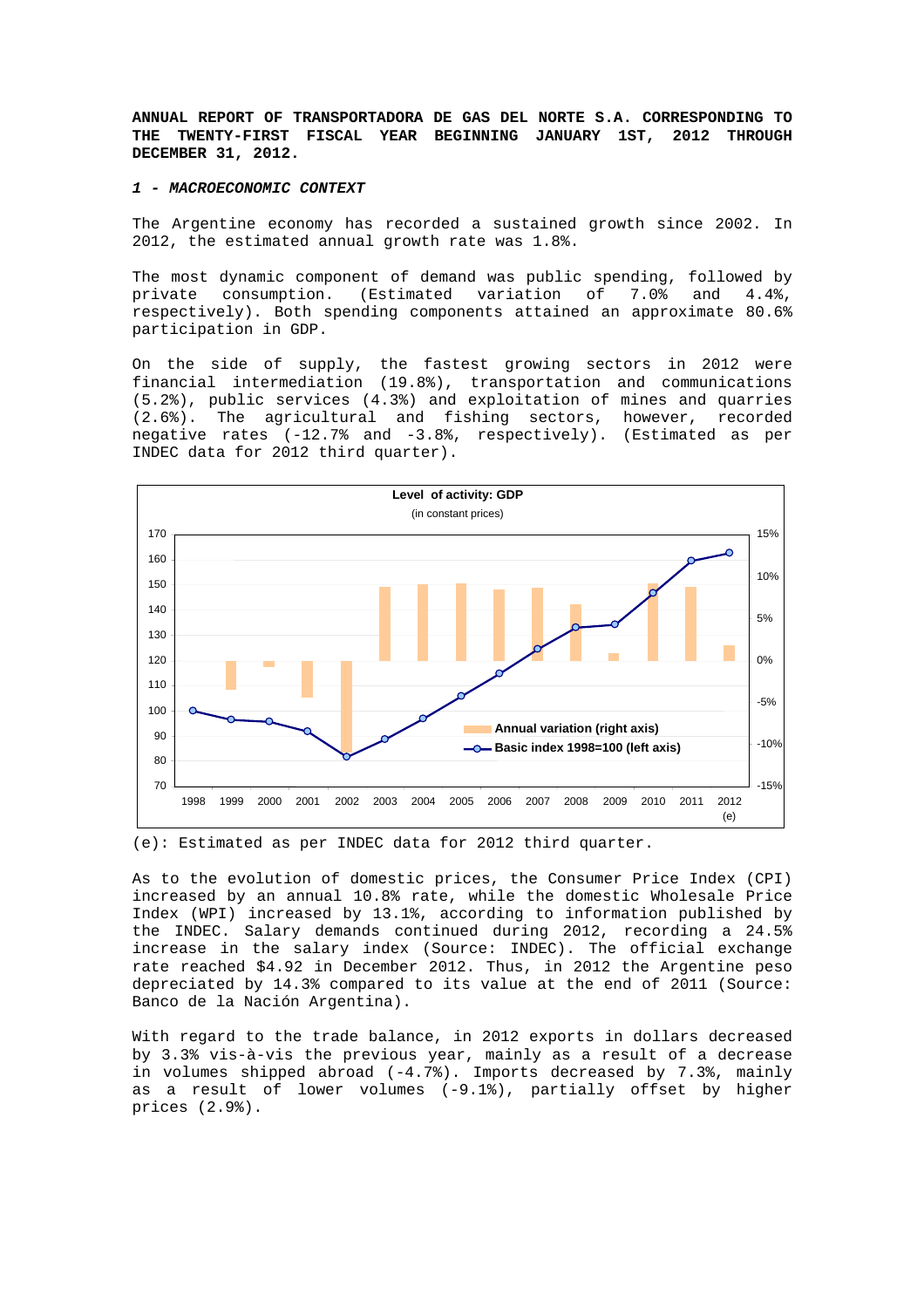**ANNUAL REPORT OF TRANSPORTADORA DE GAS DEL NORTE S.A. CORRESPONDING TO THE TWENTY-FIRST FISCAL YEAR BEGINNING JANUARY 1ST, 2012 THROUGH DECEMBER 31, 2012.**

## *1 - MACROECONOMIC CONTEXT*

The Argentine economy has recorded a sustained growth since 2002. In 2012, the estimated annual growth rate was 1.8%.

The most dynamic component of demand was public spending, followed by private consumption. (Estimated variation of 7.0% and 4.4%, respectively). Both spending components attained an approximate 80.6% participation in GDP.

On the side of supply, the fastest growing sectors in 2012 were financial intermediation (19.8%), transportation and communications (5.2%), public services (4.3%) and exploitation of mines and quarries (2.6%). The agricultural and fishing sectors, however, recorded negative rates (-12.7% and -3.8%, respectively). (Estimated as per INDEC data for 2012 third quarter).

**Level of activity: GDP**
(in constant prices)

Legend: Annual variation (right axis); Basic index 1998=100 (left axis)

Years: 1998, 1999, 2000, 2001, 2002, 2003, 2004, 2005, 2006, 2007, 2008, 2009, 2010, 2011, 2012 (e)

(e): Estimated as per INDEC data for 2012 third quarter.

As to the evolution of domestic prices, the Consumer Price Index (CPI) increased by an annual 10.8% rate, while the domestic Wholesale Price Index (WPI) increased by 13.1%, according to information published by the INDEC. Salary demands continued during 2012, recording a 24.5% increase in the salary index (Source: INDEC). The official exchange rate reached $4.92 in December 2012. Thus, in 2012 the Argentine peso depreciated by 14.3% compared to its value at the end of 2011 (Source: Banco de la Nación Argentina).

With regard to the trade balance, in 2012 exports in dollars decreased by 3.3% vis-à-vis the previous year, mainly as a result of a decrease in volumes shipped abroad (-4.7%). Imports decreased by 7.3%, mainly as a result of lower volumes (-9.1%), partially offset by higher prices (2.9%).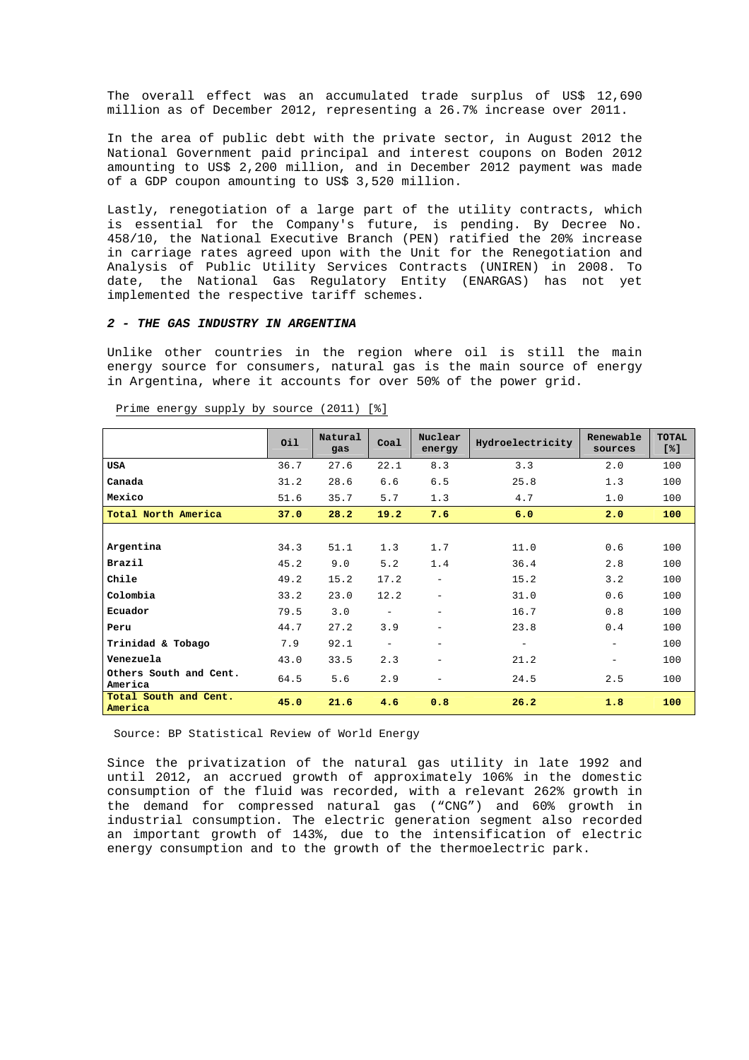The overall effect was an accumulated trade surplus of US$ 12,690 million as of December 2012, representing a 26.7% increase over 2011.

In the area of public debt with the private sector, in August 2012 the National Government paid principal and interest coupons on Boden 2012 amounting to US$ 2,200 million, and in December 2012 payment was made of a GDP coupon amounting to US$ 3,520 million.

Lastly, renegotiation of a large part of the utility contracts, which is essential for the Company's future, is pending. By Decree No. 458/10, the National Executive Branch (PEN) ratified the 20% increase in carriage rates agreed upon with the Unit for the Renegotiation and Analysis of Public Utility Services Contracts (UNIREN) in 2008. To date, the National Gas Regulatory Entity (ENARGAS) has not yet implemented the respective tariff schemes.

## *2 - THE GAS INDUSTRY IN ARGENTINA*

Unlike other countries in the region where oil is still the main energy source for consumers, natural gas is the main source of energy in Argentina, where it accounts for over 50% of the power grid.

Prime energy supply by source (2011) [%]

| | Oil | Natural gas | Coal | Nuclear energy | Hydroelectricity | Renewable sources | TOTAL [%] |
|---|---|---|---|---|---|---|---|
| **USA** | 36.7 | 27.6 | 22.1 | 8.3 | 3.3 | 2.0 | 100 |
| **Canada** | 31.2 | 28.6 | 6.6 | 6.5 | 25.8 | 1.3 | 100 |
| **Mexico** | 51.6 | 35.7 | 5.7 | 1.3 | 4.7 | 1.0 | 100 |
| **Total North America** | **37.0** | **28.2** | **19.2** | **7.6** | **6.0** | **2.0** | **100** |
| | | | | | | | |
| **Argentina** | 34.3 | 51.1 | 1.3 | 1.7 | 11.0 | 0.6 | 100 |
| **Brazil** | 45.2 | 9.0 | 5.2 | 1.4 | 36.4 | 2.8 | 100 |
| **Chile** | 49.2 | 15.2 | 17.2 | - | 15.2 | 3.2 | 100 |
| **Colombia** | 33.2 | 23.0 | 12.2 | - | 31.0 | 0.6 | 100 |
| **Ecuador** | 79.5 | 3.0 | - | - | 16.7 | 0.8 | 100 |
| **Peru** | 44.7 | 27.2 | 3.9 | - | 23.8 | 0.4 | 100 |
| **Trinidad & Tobago** | 7.9 | 92.1 | - | - | - | - | 100 |
| **Venezuela** | 43.0 | 33.5 | 2.3 | - | 21.2 | - | 100 |
| **Others South and Cent. America** | 64.5 | 5.6 | 2.9 | - | 24.5 | 2.5 | 100 |
| **Total South and Cent. America** | **45.0** | **21.6** | **4.6** | **0.8** | **26.2** | **1.8** | **100** |

Source: BP Statistical Review of World Energy

Since the privatization of the natural gas utility in late 1992 and until 2012, an accrued growth of approximately 106% in the domestic consumption of the fluid was recorded, with a relevant 262% growth in the demand for compressed natural gas ("CNG") and 60% growth in industrial consumption. The electric generation segment also recorded an important growth of 143%, due to the intensification of electric energy consumption and to the growth of the thermoelectric park.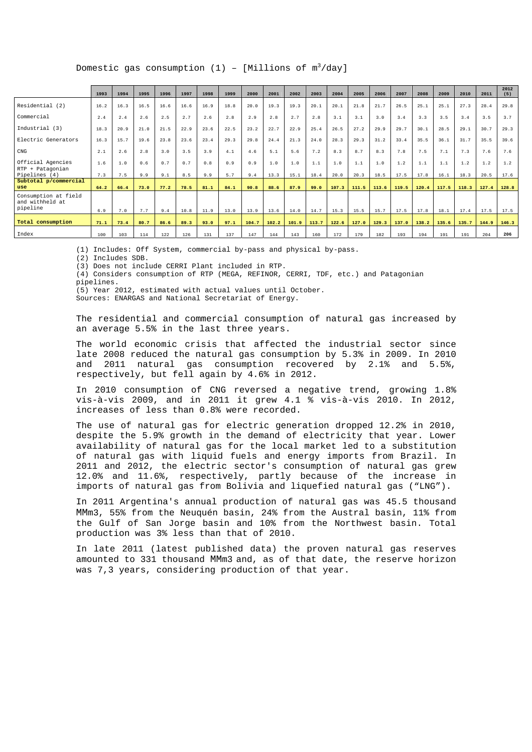Domestic gas consumption (1) – [Millions of $m^3$/day]

| | 1993 | 1994 | 1995 | 1996 | 1997 | 1998 | 1999 | 2000 | 2001 | 2002 | 2003 | 2004 | 2005 | 2006 | 2007 | 2008 | 2009 | 2010 | 2011 | 2012 (5) |
|---|---|---|---|---|---|---|---|---|---|---|---|---|---|---|---|---|---|---|---|---|
| Residential (2) | 16.2 | 16.3 | 16.5 | 16.6 | 16.6 | 16.9 | 18.8 | 20.0 | 19.3 | 19.3 | 20.1 | 20.1 | 21.8 | 21.7 | 26.5 | 25.1 | 25.1 | 27.3 | 28.4 | 29.8 |
| Commercial | 2.4 | 2.4 | 2.6 | 2.5 | 2.7 | 2.6 | 2.8 | 2.9 | 2.8 | 2.7 | 2.8 | 3.1 | 3.1 | 3.0 | 3.4 | 3.3 | 3.5 | 3.4 | 3.5 | 3.7 |
| Industrial (3) | 18.3 | 20.9 | 21.0 | 21.5 | 22.9 | 23.6 | 22.5 | 23.2 | 22.7 | 22.9 | 25.4 | 26.5 | 27.2 | 29.9 | 29.7 | 30.1 | 28.5 | 29.1 | 30.7 | 29.3 |
| Electric Generators | 16.3 | 15.7 | 19.6 | 23.8 | 23.6 | 23.4 | 29.3 | 29.8 | 24.4 | 21.3 | 24.0 | 28.3 | 29.3 | 31.2 | 33.4 | 35.5 | 36.1 | 31.7 | 35.5 | 39.6 |
| CNG | 2.1 | 2.6 | 2.8 | 3.0 | 3.5 | 3.9 | 4.1 | 4.6 | 5.1 | 5.6 | 7.2 | 8.3 | 8.7 | 8.3 | 7.8 | 7.5 | 7.1 | 7.3 | 7.6 | 7.6 |
| Official Agencies | 1.6 | 1.0 | 0.6 | 0.7 | 0.7 | 0.8 | 0.9 | 0.9 | 1.0 | 1.0 | 1.1 | 1.0 | 1.1 | 1.0 | 1.2 | 1.1 | 1.1 | 1.2 | 1.2 | 1.2 |
| RTP + Patagonian Pipelines (4) | 7.3 | 7.5 | 9.9 | 9.1 | 8.5 | 9.9 | 5.7 | 9.4 | 13.3 | 15.1 | 18.4 | 20.0 | 20.3 | 18.5 | 17.5 | 17.8 | 16.1 | 18.3 | 20.5 | 17.6 |
| **Subtotal p/commercial use** | **64.2** | **66.4** | **73.0** | **77.2** | **78.5** | **81.1** | **84.1** | **90.8** | **88.6** | **87.9** | **99.0** | **107.3** | **111.5** | **113.6** | **119.5** | **120.4** | **117.5** | **118.3** | **127.4** | **128.8** |
| Consumption at field and withheld at pipeline | 6.9 | 7.0 | 7.7 | 9.4 | 10.8 | 11.9 | 13.0 | 13.9 | 13.6 | 14.0 | 14.7 | 15.3 | 15.5 | 15.7 | 17.5 | 17.8 | 18.1 | 17.4 | 17.5 | 17.5 |
| **Total consumption** | **71.1** | **73.4** | **80.7** | **86.6** | **89.3** | **93.0** | **97.1** | **104.7** | **102.2** | **101.9** | **113.7** | **122.6** | **127.0** | **129.3** | **137.0** | **138.2** | **135.6** | **135.7** | **144.9** | **146.3** |
| Index | 100 | 103 | 114 | 122 | 126 | 131 | 137 | 147 | 144 | 143 | 160 | 172 | 179 | 182 | 193 | 194 | 191 | 191 | 204 | 206 |

(1) Includes: Off System, commercial by-pass and physical by-pass.
(2) Includes SDB.
(3) Does not include CERRI Plant included in RTP.
(4) Considers consumption of RTP (MEGA, REFINOR, CERRI, TDF, etc.) and Patagonian pipelines.
(5) Year 2012, estimated with actual values until October.
Sources: ENARGAS and National Secretariat of Energy.

The residential and commercial consumption of natural gas increased by an average 5.5% in the last three years.

The world economic crisis that affected the industrial sector since late 2008 reduced the natural gas consumption by 5.3% in 2009. In 2010 and 2011 natural gas consumption recovered by 2.1% and 5.5%, respectively, but fell again by 4.6% in 2012.

In 2010 consumption of CNG reversed a negative trend, growing 1.8% vis-à-vis 2009, and in 2011 it grew 4.1 % vis-à-vis 2010. In 2012, increases of less than 0.8% were recorded.

The use of natural gas for electric generation dropped 12.2% in 2010, despite the 5.9% growth in the demand of electricity that year. Lower availability of natural gas for the local market led to a substitution of natural gas with liquid fuels and energy imports from Brazil. In 2011 and 2012, the electric sector's consumption of natural gas grew 12.0% and 11.6%, respectively, partly because of the increase in imports of natural gas from Bolivia and liquefied natural gas ("LNG").

In 2011 Argentina's annual production of natural gas was 45.5 thousand MMm3, 55% from the Neuquén basin, 24% from the Austral basin, 11% from the Gulf of San Jorge basin and 10% from the Northwest basin. Total production was 3% less than that of 2010.

In late 2011 (latest published data) the proven natural gas reserves amounted to 331 thousand MMm3 and, as of that date, the reserve horizon was 7,3 years, considering production of that year.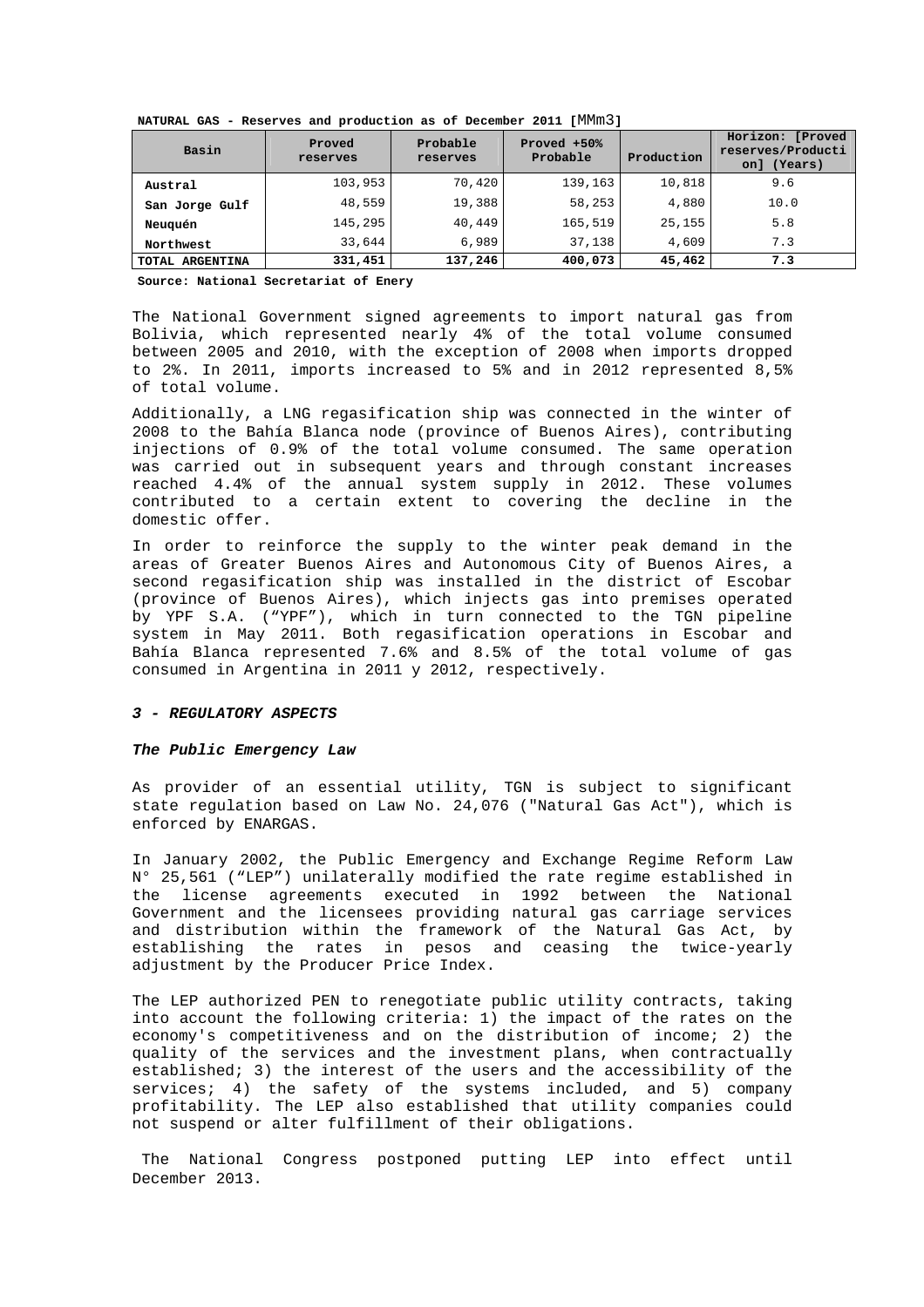**NATURAL GAS - Reserves and production as of December 2011 [MMm3]**

| Basin | Proved reserves | Probable reserves | Proved +50% Probable | Production | Horizon: [Proved reserves/Production] (Years) |
|---|---|---|---|---|---|
| Austral | 103,953 | 70,420 | 139,163 | 10,818 | 9.6 |
| San Jorge Gulf | 48,559 | 19,388 | 58,253 | 4,880 | 10.0 |
| Neuquén | 145,295 | 40,449 | 165,519 | 25,155 | 5.8 |
| Northwest | 33,644 | 6,989 | 37,138 | 4,609 | 7.3 |
| **TOTAL ARGENTINA** | **331,451** | **137,246** | **400,073** | **45,462** | **7.3** |

**Source: National Secretariat of Enery**

The National Government signed agreements to import natural gas from Bolivia, which represented nearly 4% of the total volume consumed between 2005 and 2010, with the exception of 2008 when imports dropped to 2%. In 2011, imports increased to 5% and in 2012 represented 8,5% of total volume.

Additionally, a LNG regasification ship was connected in the winter of 2008 to the Bahía Blanca node (province of Buenos Aires), contributing injections of 0.9% of the total volume consumed. The same operation was carried out in subsequent years and through constant increases reached 4.4% of the annual system supply in 2012. These volumes contributed to a certain extent to covering the decline in the domestic offer.

In order to reinforce the supply to the winter peak demand in the areas of Greater Buenos Aires and Autonomous City of Buenos Aires, a second regasification ship was installed in the district of Escobar (province of Buenos Aires), which injects gas into premises operated by YPF S.A. ("YPF"), which in turn connected to the TGN pipeline system in May 2011. Both regasification operations in Escobar and Bahía Blanca represented 7.6% and 8.5% of the total volume of gas consumed in Argentina in 2011 y 2012, respectively.

### *3 - REGULATORY ASPECTS*

#### *The Public Emergency Law*

As provider of an essential utility, TGN is subject to significant state regulation based on Law No. 24,076 ("Natural Gas Act"), which is enforced by ENARGAS.

In January 2002, the Public Emergency and Exchange Regime Reform Law N° 25,561 ("LEP") unilaterally modified the rate regime established in the license agreements executed in 1992 between the National Government and the licensees providing natural gas carriage services and distribution within the framework of the Natural Gas Act, by establishing the rates in pesos and ceasing the twice-yearly adjustment by the Producer Price Index.

The LEP authorized PEN to renegotiate public utility contracts, taking into account the following criteria: 1) the impact of the rates on the economy's competitiveness and on the distribution of income; 2) the quality of the services and the investment plans, when contractually established; 3) the interest of the users and the accessibility of the services; 4) the safety of the systems included, and 5) company profitability. The LEP also established that utility companies could not suspend or alter fulfillment of their obligations.

The National Congress postponed putting LEP into effect until December 2013.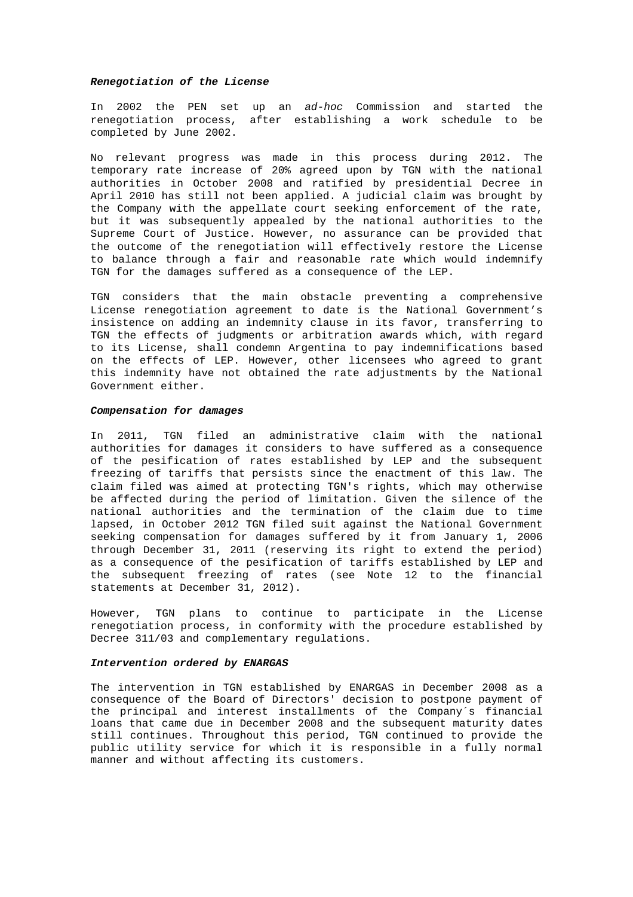***Renegotiation of the License***

In 2002 the PEN set up an *ad-hoc* Commission and started the renegotiation process, after establishing a work schedule to be completed by June 2002.

No relevant progress was made in this process during 2012. The temporary rate increase of 20% agreed upon by TGN with the national authorities in October 2008 and ratified by presidential Decree in April 2010 has still not been applied. A judicial claim was brought by the Company with the appellate court seeking enforcement of the rate, but it was subsequently appealed by the national authorities to the Supreme Court of Justice. However, no assurance can be provided that the outcome of the renegotiation will effectively restore the License to balance through a fair and reasonable rate which would indemnify TGN for the damages suffered as a consequence of the LEP.

TGN considers that the main obstacle preventing a comprehensive License renegotiation agreement to date is the National Government's insistence on adding an indemnity clause in its favor, transferring to TGN the effects of judgments or arbitration awards which, with regard to its License, shall condemn Argentina to pay indemnifications based on the effects of LEP. However, other licensees who agreed to grant this indemnity have not obtained the rate adjustments by the National Government either.

***Compensation for damages***

In 2011, TGN filed an administrative claim with the national authorities for damages it considers to have suffered as a consequence of the pesification of rates established by LEP and the subsequent freezing of tariffs that persists since the enactment of this law. The claim filed was aimed at protecting TGN's rights, which may otherwise be affected during the period of limitation. Given the silence of the national authorities and the termination of the claim due to time lapsed, in October 2012 TGN filed suit against the National Government seeking compensation for damages suffered by it from January 1, 2006 through December 31, 2011 (reserving its right to extend the period) as a consequence of the pesification of tariffs established by LEP and the subsequent freezing of rates (see Note 12 to the financial statements at December 31, 2012).

However, TGN plans to continue to participate in the License renegotiation process, in conformity with the procedure established by Decree 311/03 and complementary regulations.

***Intervention ordered by ENARGAS***

The intervention in TGN established by ENARGAS in December 2008 as a consequence of the Board of Directors' decision to postpone payment of the principal and interest installments of the Company´s financial loans that came due in December 2008 and the subsequent maturity dates still continues. Throughout this period, TGN continued to provide the public utility service for which it is responsible in a fully normal manner and without affecting its customers.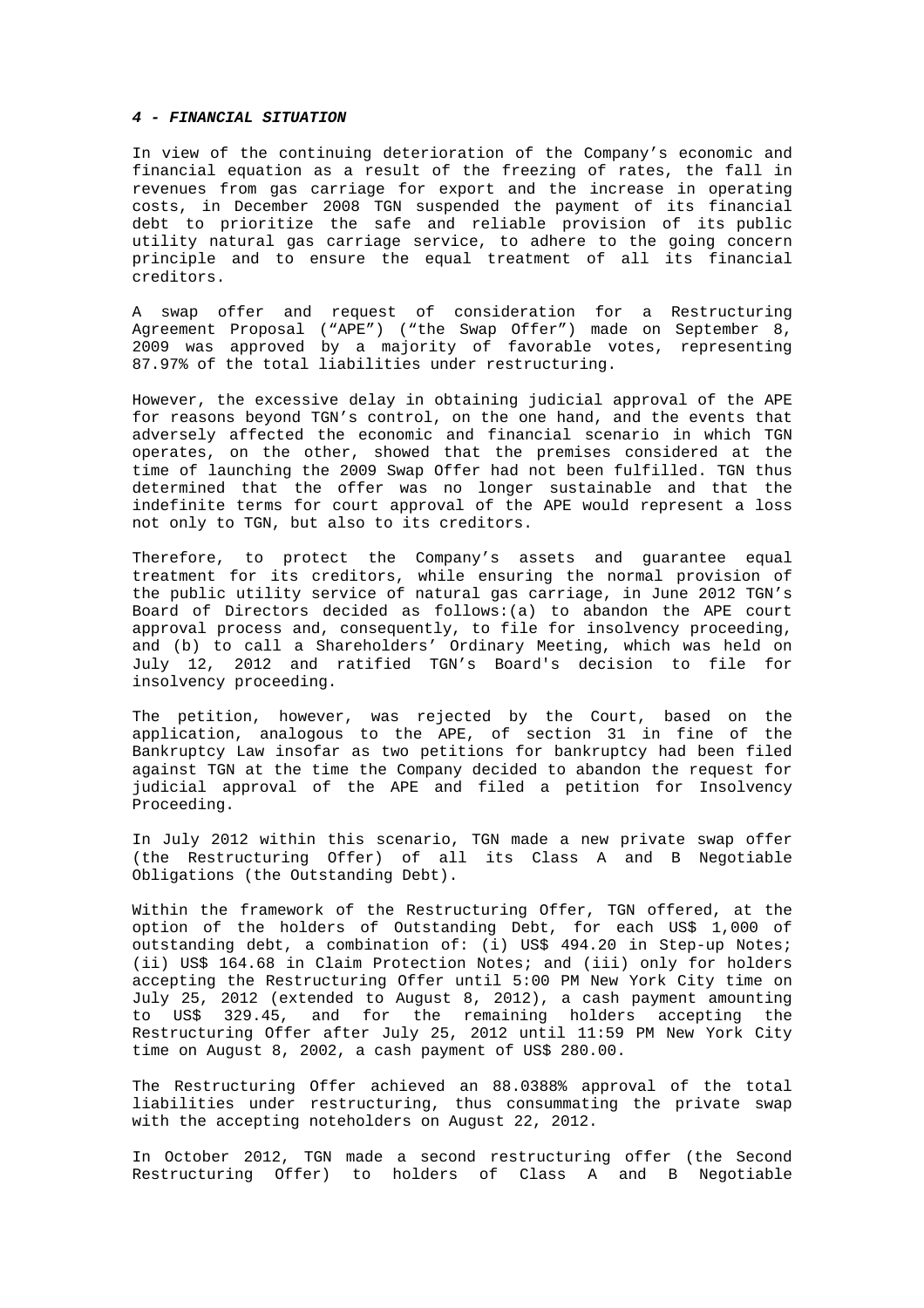***4 - FINANCIAL SITUATION***

In view of the continuing deterioration of the Company's economic and financial equation as a result of the freezing of rates, the fall in revenues from gas carriage for export and the increase in operating costs, in December 2008 TGN suspended the payment of its financial debt to prioritize the safe and reliable provision of its public utility natural gas carriage service, to adhere to the going concern principle and to ensure the equal treatment of all its financial creditors.

A swap offer and request of consideration for a Restructuring Agreement Proposal ("APE") ("the Swap Offer") made on September 8, 2009 was approved by a majority of favorable votes, representing 87.97% of the total liabilities under restructuring.

However, the excessive delay in obtaining judicial approval of the APE for reasons beyond TGN's control, on the one hand, and the events that adversely affected the economic and financial scenario in which TGN operates, on the other, showed that the premises considered at the time of launching the 2009 Swap Offer had not been fulfilled. TGN thus determined that the offer was no longer sustainable and that the indefinite terms for court approval of the APE would represent a loss not only to TGN, but also to its creditors.

Therefore, to protect the Company's assets and guarantee equal treatment for its creditors, while ensuring the normal provision of the public utility service of natural gas carriage, in June 2012 TGN's Board of Directors decided as follows:(a) to abandon the APE court approval process and, consequently, to file for insolvency proceeding, and (b) to call a Shareholders' Ordinary Meeting, which was held on July 12, 2012 and ratified TGN's Board's decision to file for insolvency proceeding.

The petition, however, was rejected by the Court, based on the application, analogous to the APE, of section 31 in fine of the Bankruptcy Law insofar as two petitions for bankruptcy had been filed against TGN at the time the Company decided to abandon the request for judicial approval of the APE and filed a petition for Insolvency Proceeding.

In July 2012 within this scenario, TGN made a new private swap offer (the Restructuring Offer) of all its Class A and B Negotiable Obligations (the Outstanding Debt).

Within the framework of the Restructuring Offer, TGN offered, at the option of the holders of Outstanding Debt, for each US$ 1,000 of outstanding debt, a combination of: (i) US$ 494.20 in Step-up Notes; (ii) US$ 164.68 in Claim Protection Notes; and (iii) only for holders accepting the Restructuring Offer until 5:00 PM New York City time on July 25, 2012 (extended to August 8, 2012), a cash payment amounting to US$ 329.45, and for the remaining holders accepting the Restructuring Offer after July 25, 2012 until 11:59 PM New York City time on August 8, 2002, a cash payment of US$ 280.00.

The Restructuring Offer achieved an 88.0388% approval of the total liabilities under restructuring, thus consummating the private swap with the accepting noteholders on August 22, 2012.

In October 2012, TGN made a second restructuring offer (the Second Restructuring Offer) to holders of Class A and B Negotiable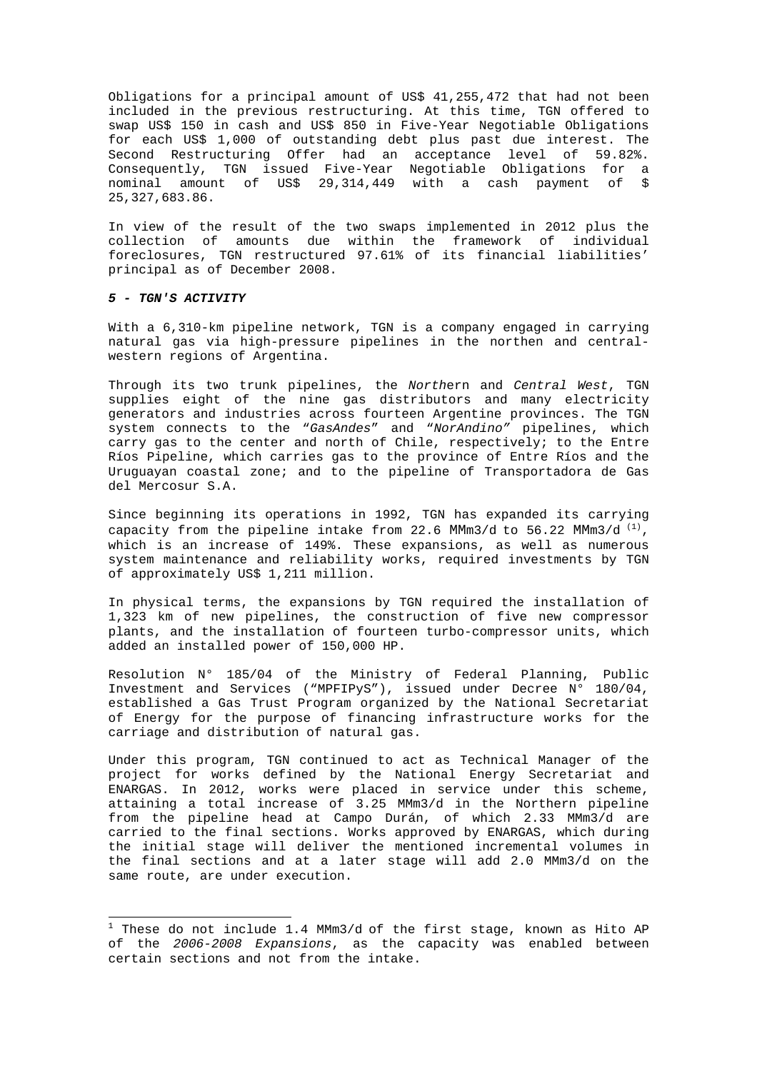Obligations for a principal amount of US$ 41,255,472 that had not been included in the previous restructuring. At this time, TGN offered to swap US$ 150 in cash and US$ 850 in Five-Year Negotiable Obligations for each US$ 1,000 of outstanding debt plus past due interest. The Second Restructuring Offer had an acceptance level of 59.82%. Consequently, TGN issued Five-Year Negotiable Obligations for a nominal amount of US$ 29,314,449 with a cash payment of $ 25,327,683.86.

In view of the result of the two swaps implemented in 2012 plus the collection of amounts due within the framework of individual foreclosures, TGN restructured 97.61% of its financial liabilities' principal as of December 2008.

### *5 - TGN'S ACTIVITY*

With a 6,310-km pipeline network, TGN is a company engaged in carrying natural gas via high-pressure pipelines in the northen and central-western regions of Argentina.

Through its two trunk pipelines, the *North*ern and *Central West*, TGN supplies eight of the nine gas distributors and many electricity generators and industries across fourteen Argentine provinces. The TGN system connects to the "*GasAndes*" and "*NorAndino"* pipelines, which carry gas to the center and north of Chile, respectively; to the Entre Ríos Pipeline, which carries gas to the province of Entre Ríos and the Uruguayan coastal zone; and to the pipeline of Transportadora de Gas del Mercosur S.A.

Since beginning its operations in 1992, TGN has expanded its carrying capacity from the pipeline intake from 22.6 MMm3/d to 56.22 MMm3/d [(1)], which is an increase of 149%. These expansions, as well as numerous system maintenance and reliability works, required investments by TGN of approximately US$ 1,211 million.

In physical terms, the expansions by TGN required the installation of 1,323 km of new pipelines, the construction of five new compressor plants, and the installation of fourteen turbo-compressor units, which added an installed power of 150,000 HP.

Resolution N° 185/04 of the Ministry of Federal Planning, Public Investment and Services ("MPFIPyS"), issued under Decree N° 180/04, established a Gas Trust Program organized by the National Secretariat of Energy for the purpose of financing infrastructure works for the carriage and distribution of natural gas.

Under this program, TGN continued to act as Technical Manager of the project for works defined by the National Energy Secretariat and ENARGAS. In 2012, works were placed in service under this scheme, attaining a total increase of 3.25 MMm3/d in the Northern pipeline from the pipeline head at Campo Durán, of which 2.33 MMm3/d are carried to the final sections. Works approved by ENARGAS, which during the initial stage will deliver the mentioned incremental volumes in the final sections and at a later stage will add 2.0 MMm3/d on the same route, are under execution.

---

[1] These do not include 1.4 MMm3/d of the first stage, known as Hito AP of the *2006-2008 Expansions*, as the capacity was enabled between certain sections and not from the intake.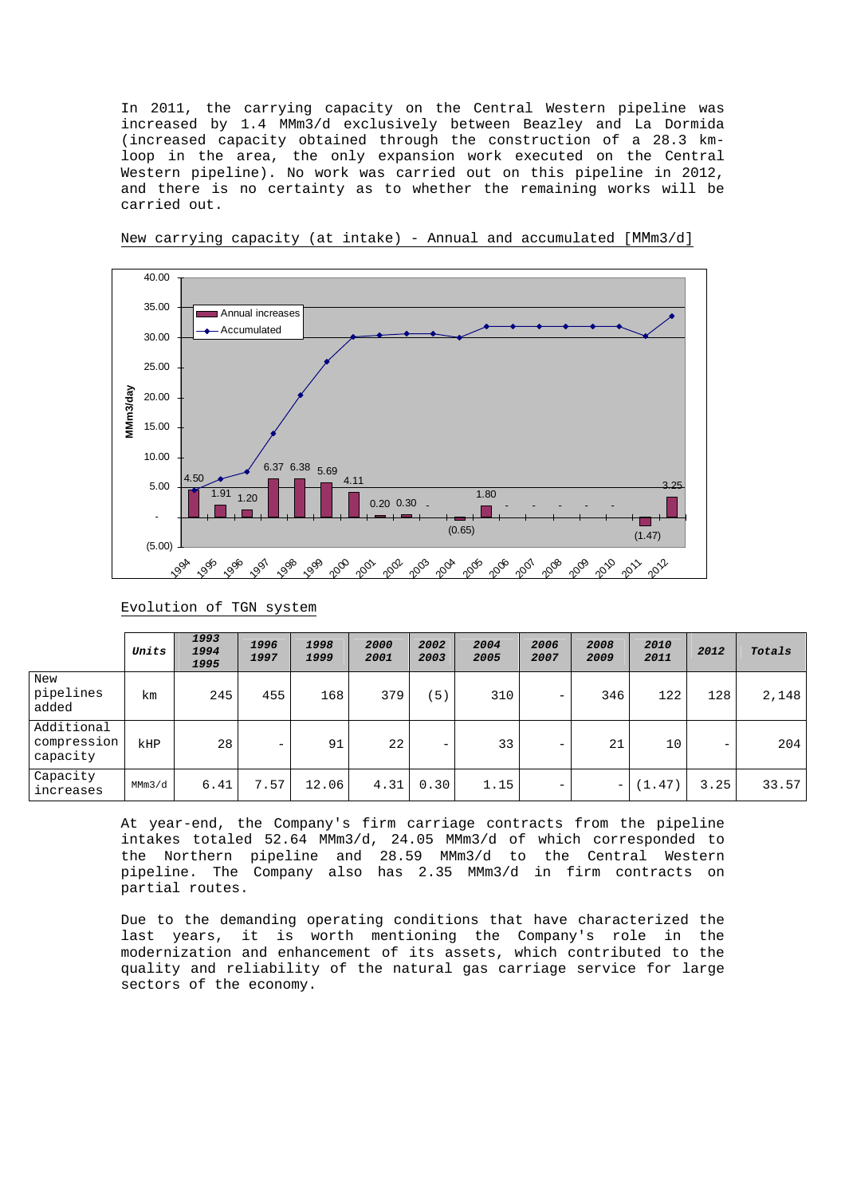In 2011, the carrying capacity on the Central Western pipeline was increased by 1.4 MMm3/d exclusively between Beazley and La Dormida (increased capacity obtained through the construction of a 28.3 km-loop in the area, the only expansion work executed on the Central Western pipeline). No work was carried out on this pipeline in 2012, and there is no certainty as to whether the remaining works will be carried out.

New carrying capacity (at intake) - Annual and accumulated [MMm3/d]

Evolution of TGN system

| | Units | 1993 1994 1995 | 1996 1997 | 1998 1999 | 2000 2001 | 2002 2003 | 2004 2005 | 2006 2007 | 2008 2009 | 2010 2011 | 2012 | Totals |
|---|---|---|---|---|---|---|---|---|---|---|---|---|
| New pipelines added | km | 245 | 455 | 168 | 379 | (5) | 310 | - | 346 | 122 | 128 | 2,148 |
| Additional compression capacity | kHP | 28 | - | 91 | 22 | - | 33 | - | 21 | 10 | - | 204 |
| Capacity increases | MMm3/d | 6.41 | 7.57 | 12.06 | 4.31 | 0.30 | 1.15 | - | - | (1.47) | 3.25 | 33.57 |

At year-end, the Company's firm carriage contracts from the pipeline intakes totaled 52.64 MMm3/d, 24.05 MMm3/d of which corresponded to the Northern pipeline and 28.59 MMm3/d to the Central Western pipeline. The Company also has 2.35 MMm3/d in firm contracts on partial routes.

Due to the demanding operating conditions that have characterized the last years, it is worth mentioning the Company's role in the modernization and enhancement of its assets, which contributed to the quality and reliability of the natural gas carriage service for large sectors of the economy.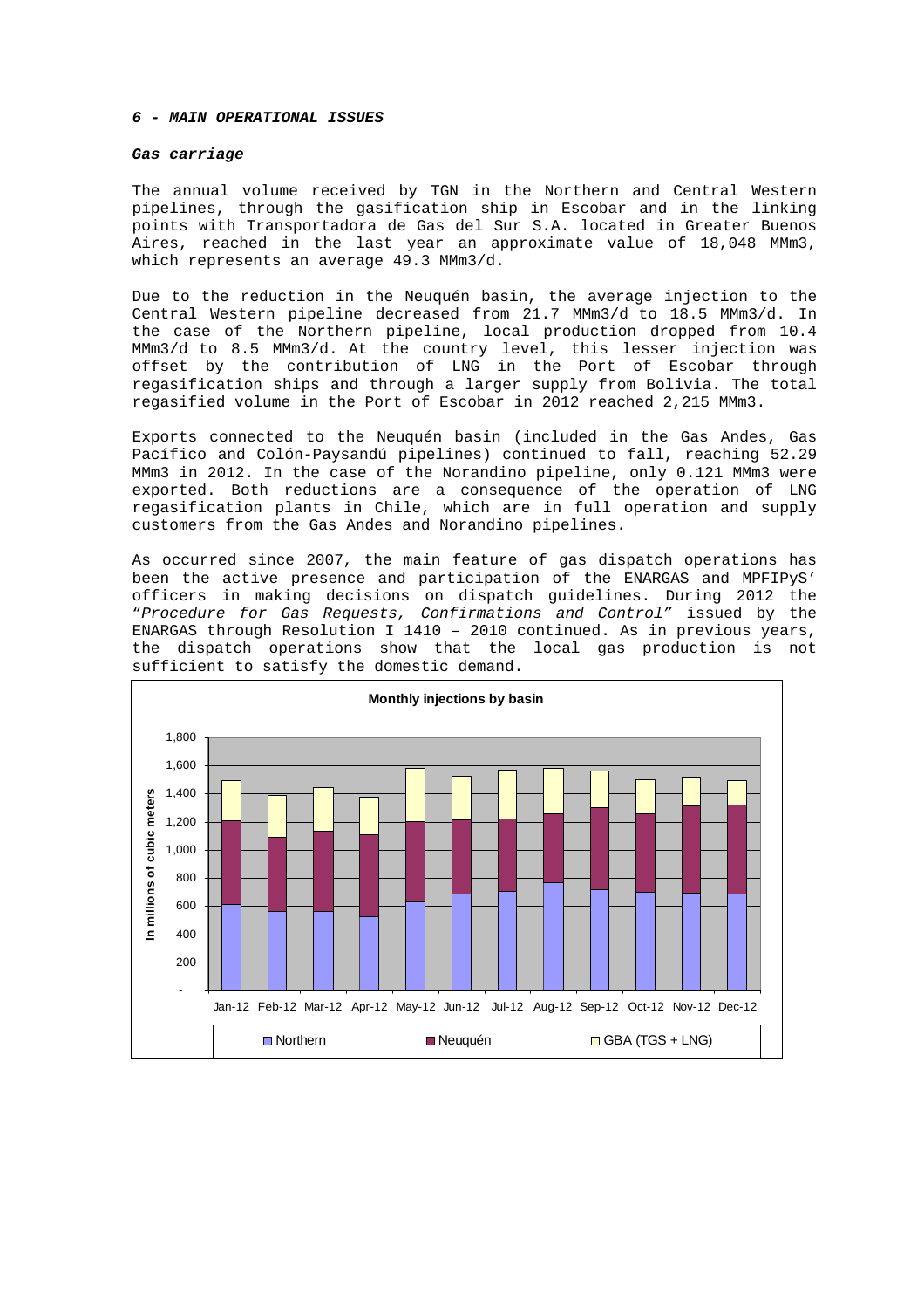### *6 - MAIN OPERATIONAL ISSUES*

#### *Gas carriage*

The annual volume received by TGN in the Northern and Central Western pipelines, through the gasification ship in Escobar and in the linking points with Transportadora de Gas del Sur S.A. located in Greater Buenos Aires, reached in the last year an approximate value of 18,048 MMm3, which represents an average 49.3 MMm3/d.

Due to the reduction in the Neuquén basin, the average injection to the Central Western pipeline decreased from 21.7 MMm3/d to 18.5 MMm3/d. In the case of the Northern pipeline, local production dropped from 10.4 MMm3/d to 8.5 MMm3/d. At the country level, this lesser injection was offset by the contribution of LNG in the Port of Escobar through regasification ships and through a larger supply from Bolivia. The total regasified volume in the Port of Escobar in 2012 reached 2,215 MMm3.

Exports connected to the Neuquén basin (included in the Gas Andes, Gas Pacífico and Colón-Paysandú pipelines) continued to fall, reaching 52.29 MMm3 in 2012. In the case of the Norandino pipeline, only 0.121 MMm3 were exported. Both reductions are a consequence of the operation of LNG regasification plants in Chile, which are in full operation and supply customers from the Gas Andes and Norandino pipelines.

As occurred since 2007, the main feature of gas dispatch operations has been the active presence and participation of the ENARGAS and MPFIPyS' officers in making decisions on dispatch guidelines. During 2012 the "*Procedure for Gas Requests, Confirmations and Control*" issued by the ENARGAS through Resolution I 1410 – 2010 continued. As in previous years, the dispatch operations show that the local gas production is not sufficient to satisfy the domestic demand.

**Monthly injections by basin**

In millions of cubic meters

| Month | Northern | Neuquén | GBA (TGS + LNG) |
|---|---|---|---|
| Jan-12 | | | |
| Feb-12 | | | |
| Mar-12 | | | |
| Apr-12 | | | |
| May-12 | | | |
| Jun-12 | | | |
| Jul-12 | | | |
| Aug-12 | | | |
| Sep-12 | | | |
| Oct-12 | | | |
| Nov-12 | | | |
| Dec-12 | | | |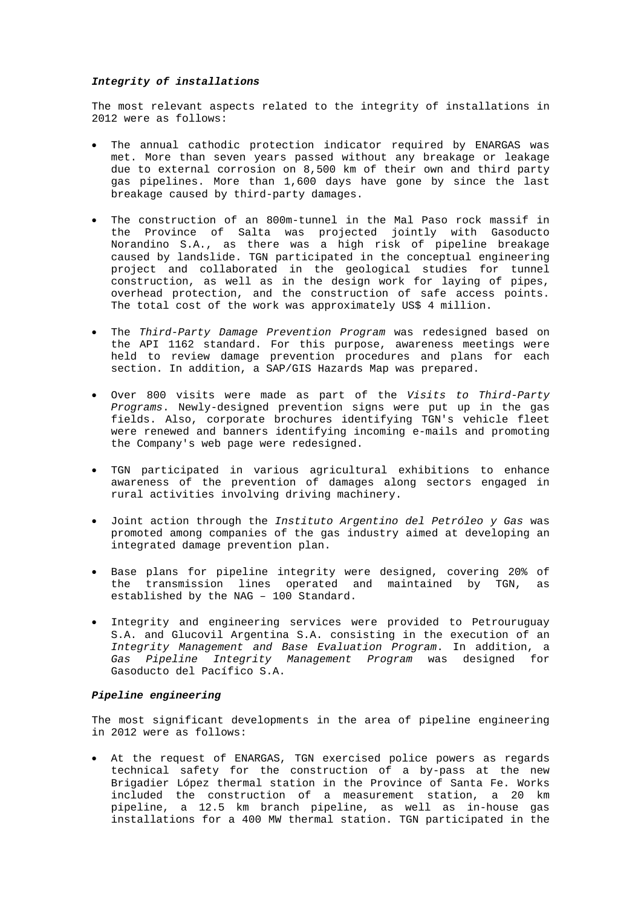***Integrity of installations***

The most relevant aspects related to the integrity of installations in 2012 were as follows:

- The annual cathodic protection indicator required by ENARGAS was met. More than seven years passed without any breakage or leakage due to external corrosion on 8,500 km of their own and third party gas pipelines. More than 1,600 days have gone by since the last breakage caused by third-party damages.

- The construction of an 800m-tunnel in the Mal Paso rock massif in the Province of Salta was projected jointly with Gasoducto Norandino S.A., as there was a high risk of pipeline breakage caused by landslide. TGN participated in the conceptual engineering project and collaborated in the geological studies for tunnel construction, as well as in the design work for laying of pipes, overhead protection, and the construction of safe access points. The total cost of the work was approximately US$ 4 million.

- The *Third-Party Damage Prevention Program* was redesigned based on the API 1162 standard. For this purpose, awareness meetings were held to review damage prevention procedures and plans for each section. In addition, a SAP/GIS Hazards Map was prepared.

- Over 800 visits were made as part of the *Visits to Third-Party Programs*. Newly-designed prevention signs were put up in the gas fields. Also, corporate brochures identifying TGN's vehicle fleet were renewed and banners identifying incoming e-mails and promoting the Company's web page were redesigned.

- TGN participated in various agricultural exhibitions to enhance awareness of the prevention of damages along sectors engaged in rural activities involving driving machinery.

- Joint action through the *Instituto Argentino del Petróleo y Gas* was promoted among companies of the gas industry aimed at developing an integrated damage prevention plan.

- Base plans for pipeline integrity were designed, covering 20% of the transmission lines operated and maintained by TGN, as established by the NAG – 100 Standard.

- Integrity and engineering services were provided to Petrouruguay S.A. and Glucovil Argentina S.A. consisting in the execution of an *Integrity Management and Base Evaluation Program*. In addition, a *Gas Pipeline Integrity Management Program* was designed for Gasoducto del Pacífico S.A.

***Pipeline engineering***

The most significant developments in the area of pipeline engineering in 2012 were as follows:

- At the request of ENARGAS, TGN exercised police powers as regards technical safety for the construction of a by-pass at the new Brigadier López thermal station in the Province of Santa Fe. Works included the construction of a measurement station, a 20 km pipeline, a 12.5 km branch pipeline, as well as in-house gas installations for a 400 MW thermal station. TGN participated in the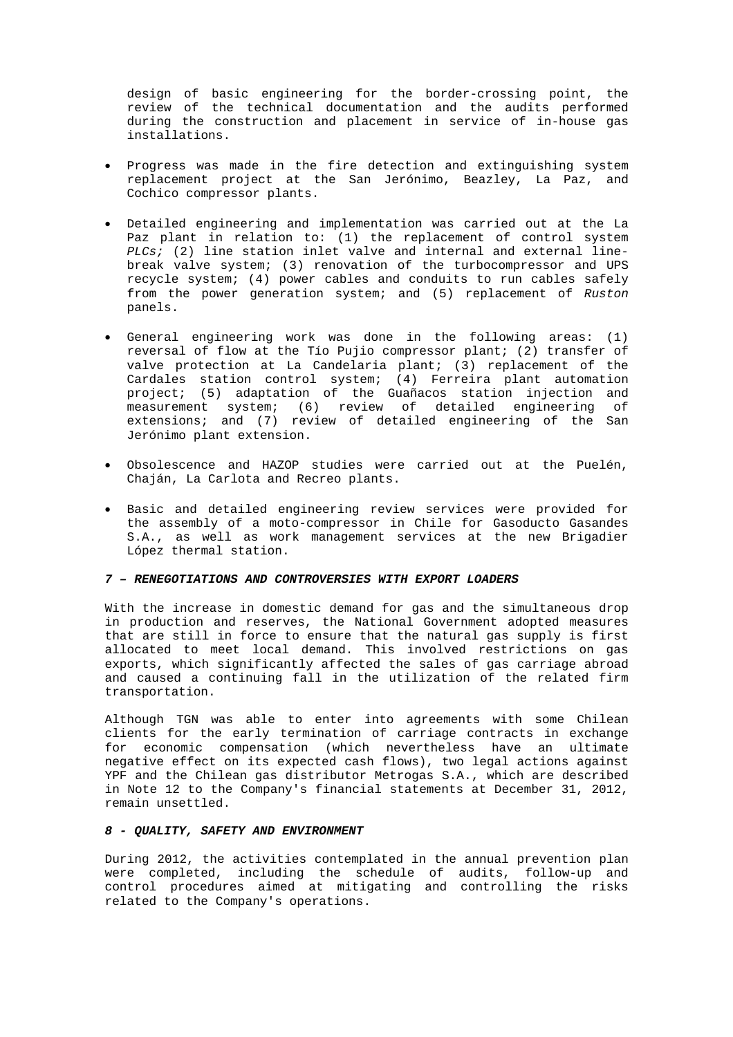design of basic engineering for the border-crossing point, the review of the technical documentation and the audits performed during the construction and placement in service of in-house gas installations.

- Progress was made in the fire detection and extinguishing system replacement project at the San Jerónimo, Beazley, La Paz, and Cochico compressor plants.

- Detailed engineering and implementation was carried out at the La Paz plant in relation to: (1) the replacement of control system *PLCs;* (2) line station inlet valve and internal and external line-break valve system; (3) renovation of the turbocompressor and UPS recycle system; (4) power cables and conduits to run cables safely from the power generation system; and (5) replacement of *Ruston* panels.

- General engineering work was done in the following areas: (1) reversal of flow at the Tío Pujio compressor plant; (2) transfer of valve protection at La Candelaria plant; (3) replacement of the Cardales station control system; (4) Ferreira plant automation project; (5) adaptation of the Guañacos station injection and measurement system; (6) review of detailed engineering of extensions; and (7) review of detailed engineering of the San Jerónimo plant extension.

- Obsolescence and HAZOP studies were carried out at the Puelén, Chaján, La Carlota and Recreo plants.

- Basic and detailed engineering review services were provided for the assembly of a moto-compressor in Chile for Gasoducto Gasandes S.A., as well as work management services at the new Brigadier López thermal station.

### *7 – RENEGOTIATIONS AND CONTROVERSIES WITH EXPORT LOADERS*

With the increase in domestic demand for gas and the simultaneous drop in production and reserves, the National Government adopted measures that are still in force to ensure that the natural gas supply is first allocated to meet local demand. This involved restrictions on gas exports, which significantly affected the sales of gas carriage abroad and caused a continuing fall in the utilization of the related firm transportation.

Although TGN was able to enter into agreements with some Chilean clients for the early termination of carriage contracts in exchange for economic compensation (which nevertheless have an ultimate negative effect on its expected cash flows), two legal actions against YPF and the Chilean gas distributor Metrogas S.A., which are described in Note 12 to the Company's financial statements at December 31, 2012, remain unsettled.

### *8 - QUALITY, SAFETY AND ENVIRONMENT*

During 2012, the activities contemplated in the annual prevention plan were completed, including the schedule of audits, follow-up and control procedures aimed at mitigating and controlling the risks related to the Company's operations.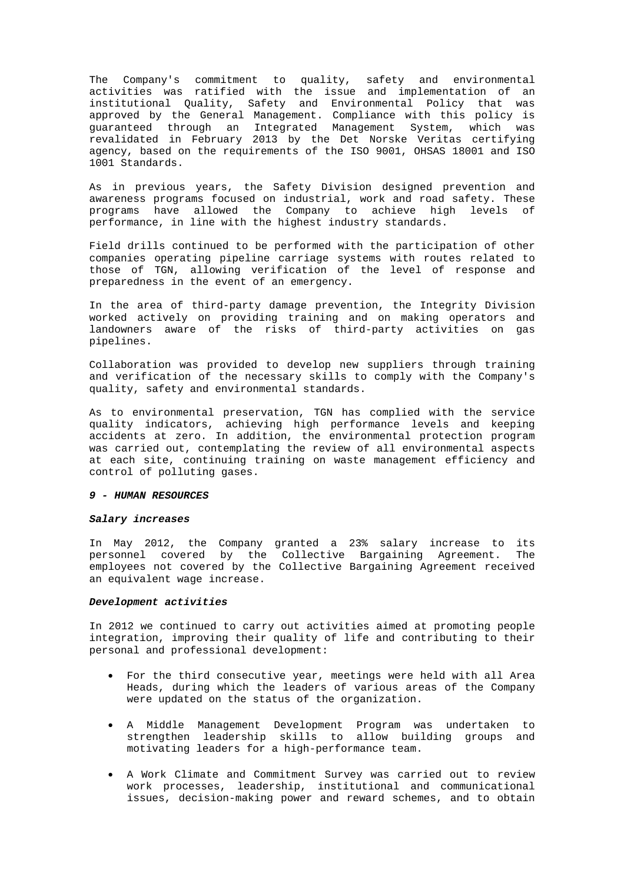The Company's commitment to quality, safety and environmental activities was ratified with the issue and implementation of an institutional Quality, Safety and Environmental Policy that was approved by the General Management. Compliance with this policy is guaranteed through an Integrated Management System, which was revalidated in February 2013 by the Det Norske Veritas certifying agency, based on the requirements of the ISO 9001, OHSAS 18001 and ISO 1001 Standards.

As in previous years, the Safety Division designed prevention and awareness programs focused on industrial, work and road safety. These programs have allowed the Company to achieve high levels of performance, in line with the highest industry standards.

Field drills continued to be performed with the participation of other companies operating pipeline carriage systems with routes related to those of TGN, allowing verification of the level of response and preparedness in the event of an emergency.

In the area of third-party damage prevention, the Integrity Division worked actively on providing training and on making operators and landowners aware of the risks of third-party activities on gas pipelines.

Collaboration was provided to develop new suppliers through training and verification of the necessary skills to comply with the Company's quality, safety and environmental standards.

As to environmental preservation, TGN has complied with the service quality indicators, achieving high performance levels and keeping accidents at zero. In addition, the environmental protection program was carried out, contemplating the review of all environmental aspects at each site, continuing training on waste management efficiency and control of polluting gases.

## *9 - HUMAN RESOURCES*

### *Salary increases*

In May 2012, the Company granted a 23% salary increase to its personnel covered by the Collective Bargaining Agreement. The employees not covered by the Collective Bargaining Agreement received an equivalent wage increase.

### *Development activities*

In 2012 we continued to carry out activities aimed at promoting people integration, improving their quality of life and contributing to their personal and professional development:

- For the third consecutive year, meetings were held with all Area Heads, during which the leaders of various areas of the Company were updated on the status of the organization.
- A Middle Management Development Program was undertaken to strengthen leadership skills to allow building groups and motivating leaders for a high-performance team.
- A Work Climate and Commitment Survey was carried out to review work processes, leadership, institutional and communicational issues, decision-making power and reward schemes, and to obtain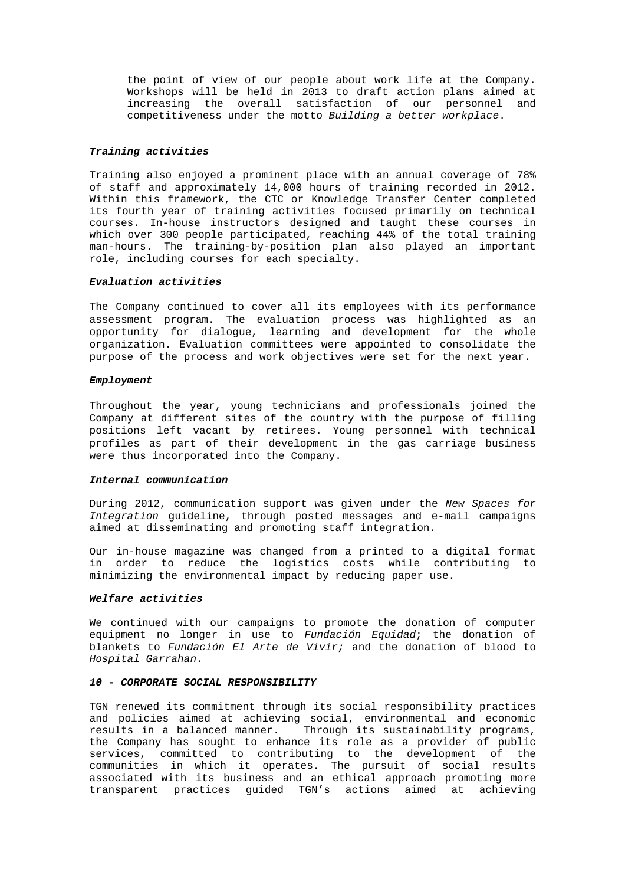the point of view of our people about work life at the Company. Workshops will be held in 2013 to draft action plans aimed at increasing the overall satisfaction of our personnel and competitiveness under the motto *Building a better workplace*.

### *Training activities*

Training also enjoyed a prominent place with an annual coverage of 78% of staff and approximately 14,000 hours of training recorded in 2012. Within this framework, the CTC or Knowledge Transfer Center completed its fourth year of training activities focused primarily on technical courses. In-house instructors designed and taught these courses in which over 300 people participated, reaching 44% of the total training man-hours. The training-by-position plan also played an important role, including courses for each specialty.

### *Evaluation activities*

The Company continued to cover all its employees with its performance assessment program. The evaluation process was highlighted as an opportunity for dialogue, learning and development for the whole organization. Evaluation committees were appointed to consolidate the purpose of the process and work objectives were set for the next year.

### *Employment*

Throughout the year, young technicians and professionals joined the Company at different sites of the country with the purpose of filling positions left vacant by retirees. Young personnel with technical profiles as part of their development in the gas carriage business were thus incorporated into the Company.

### *Internal communication*

During 2012, communication support was given under the *New Spaces for Integration* guideline, through posted messages and e-mail campaigns aimed at disseminating and promoting staff integration.

Our in-house magazine was changed from a printed to a digital format in order to reduce the logistics costs while contributing to minimizing the environmental impact by reducing paper use.

### *Welfare activities*

We continued with our campaigns to promote the donation of computer equipment no longer in use to *Fundación Equidad*; the donation of blankets to *Fundación El Arte de Vivir;* and the donation of blood to *Hospital Garrahan*.

## *10 - CORPORATE SOCIAL RESPONSIBILITY*

TGN renewed its commitment through its social responsibility practices and policies aimed at achieving social, environmental and economic results in a balanced manner. Through its sustainability programs, the Company has sought to enhance its role as a provider of public services, committed to contributing to the development of the communities in which it operates. The pursuit of social results associated with its business and an ethical approach promoting more transparent practices guided TGN's actions aimed at achieving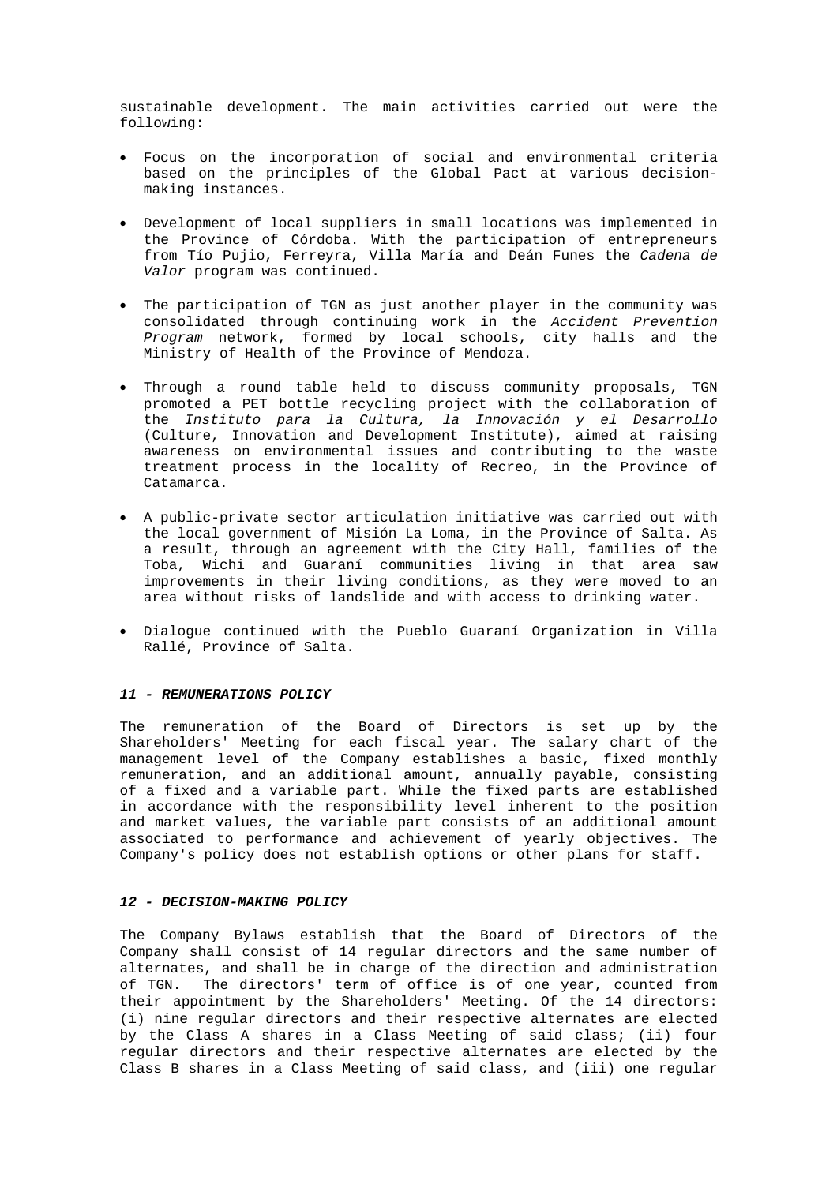sustainable development. The main activities carried out were the following:

- Focus on the incorporation of social and environmental criteria based on the principles of the Global Pact at various decision-making instances.

- Development of local suppliers in small locations was implemented in the Province of Córdoba. With the participation of entrepreneurs from Tío Pujio, Ferreyra, Villa María and Deán Funes the *Cadena de Valor* program was continued.

- The participation of TGN as just another player in the community was consolidated through continuing work in the *Accident Prevention Program* network, formed by local schools, city halls and the Ministry of Health of the Province of Mendoza.

- Through a round table held to discuss community proposals, TGN promoted a PET bottle recycling project with the collaboration of the *Instituto para la Cultura, la Innovación y el Desarrollo* (Culture, Innovation and Development Institute), aimed at raising awareness on environmental issues and contributing to the waste treatment process in the locality of Recreo, in the Province of Catamarca.

- A public-private sector articulation initiative was carried out with the local government of Misión La Loma, in the Province of Salta. As a result, through an agreement with the City Hall, families of the Toba, Wichi and Guaraní communities living in that area saw improvements in their living conditions, as they were moved to an area without risks of landslide and with access to drinking water.

- Dialogue continued with the Pueblo Guaraní Organization in Villa Rallé, Province of Salta.

#### ***11 - REMUNERATIONS POLICY***

The remuneration of the Board of Directors is set up by the Shareholders' Meeting for each fiscal year. The salary chart of the management level of the Company establishes a basic, fixed monthly remuneration, and an additional amount, annually payable, consisting of a fixed and a variable part. While the fixed parts are established in accordance with the responsibility level inherent to the position and market values, the variable part consists of an additional amount associated to performance and achievement of yearly objectives. The Company's policy does not establish options or other plans for staff.

#### ***12 - DECISION-MAKING POLICY***

The Company Bylaws establish that the Board of Directors of the Company shall consist of 14 regular directors and the same number of alternates, and shall be in charge of the direction and administration of TGN. The directors' term of office is of one year, counted from their appointment by the Shareholders' Meeting. Of the 14 directors: (i) nine regular directors and their respective alternates are elected by the Class A shares in a Class Meeting of said class; (ii) four regular directors and their respective alternates are elected by the Class B shares in a Class Meeting of said class, and (iii) one regular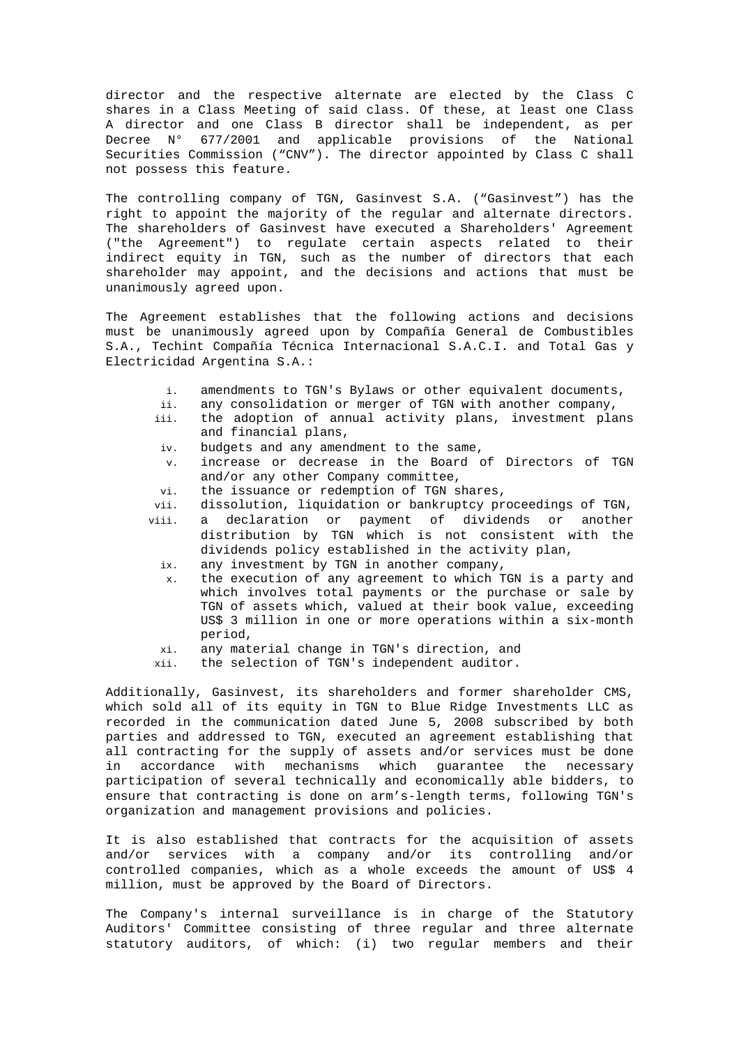director and the respective alternate are elected by the Class C shares in a Class Meeting of said class. Of these, at least one Class A director and one Class B director shall be independent, as per Decree N° 677/2001 and applicable provisions of the National Securities Commission (“CNV”). The director appointed by Class C shall not possess this feature.

The controlling company of TGN, Gasinvest S.A. (“Gasinvest”) has the right to appoint the majority of the regular and alternate directors. The shareholders of Gasinvest have executed a Shareholders' Agreement ("the Agreement") to regulate certain aspects related to their indirect equity in TGN, such as the number of directors that each shareholder may appoint, and the decisions and actions that must be unanimously agreed upon.

The Agreement establishes that the following actions and decisions must be unanimously agreed upon by Compañía General de Combustibles S.A., Techint Compañía Técnica Internacional S.A.C.I. and Total Gas y Electricidad Argentina S.A.:

i. amendments to TGN's Bylaws or other equivalent documents,
ii. any consolidation or merger of TGN with another company,
iii. the adoption of annual activity plans, investment plans and financial plans,
iv. budgets and any amendment to the same,
v. increase or decrease in the Board of Directors of TGN and/or any other Company committee,
vi. the issuance or redemption of TGN shares,
vii. dissolution, liquidation or bankruptcy proceedings of TGN,
viii. a declaration or payment of dividends or another distribution by TGN which is not consistent with the dividends policy established in the activity plan,
ix. any investment by TGN in another company,
x. the execution of any agreement to which TGN is a party and which involves total payments or the purchase or sale by TGN of assets which, valued at their book value, exceeding US$ 3 million in one or more operations within a six-month period,
xi. any material change in TGN's direction, and
xii. the selection of TGN's independent auditor.

Additionally, Gasinvest, its shareholders and former shareholder CMS, which sold all of its equity in TGN to Blue Ridge Investments LLC as recorded in the communication dated June 5, 2008 subscribed by both parties and addressed to TGN, executed an agreement establishing that all contracting for the supply of assets and/or services must be done in accordance with mechanisms which guarantee the necessary participation of several technically and economically able bidders, to ensure that contracting is done on arm’s-length terms, following TGN's organization and management provisions and policies.

It is also established that contracts for the acquisition of assets and/or services with a company and/or its controlling and/or controlled companies, which as a whole exceeds the amount of US$ 4 million, must be approved by the Board of Directors.

The Company's internal surveillance is in charge of the Statutory Auditors' Committee consisting of three regular and three alternate statutory auditors, of which: (i) two regular members and their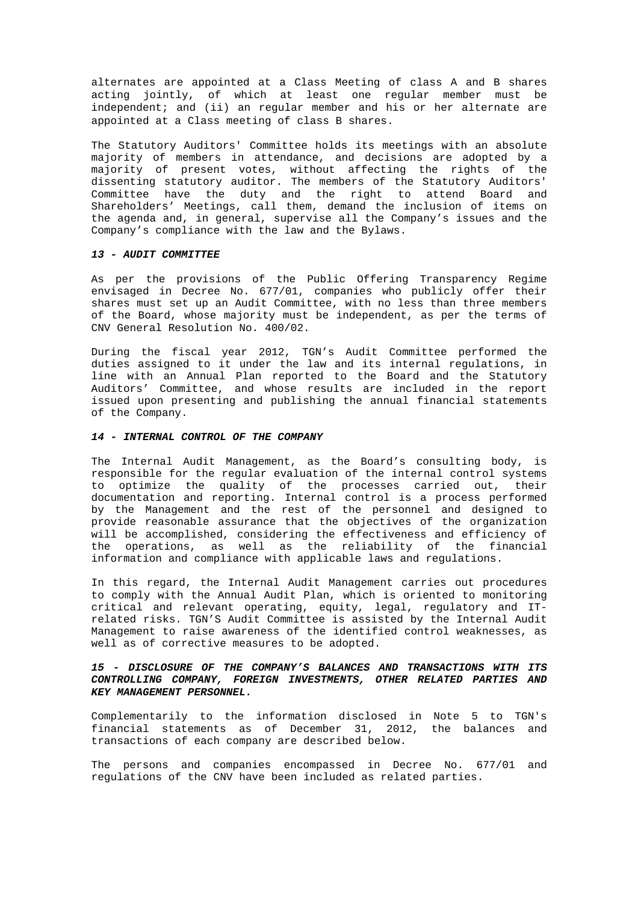alternates are appointed at a Class Meeting of class A and B shares acting jointly, of which at least one regular member must be independent; and (ii) an regular member and his or her alternate are appointed at a Class meeting of class B shares.

The Statutory Auditors' Committee holds its meetings with an absolute majority of members in attendance, and decisions are adopted by a majority of present votes, without affecting the rights of the dissenting statutory auditor. The members of the Statutory Auditors' Committee have the duty and the right to attend Board and Shareholders' Meetings, call them, demand the inclusion of items on the agenda and, in general, supervise all the Company's issues and the Company's compliance with the law and the Bylaws.

***13 - AUDIT COMMITTEE***

As per the provisions of the Public Offering Transparency Regime envisaged in Decree No. 677/01, companies who publicly offer their shares must set up an Audit Committee, with no less than three members of the Board, whose majority must be independent, as per the terms of CNV General Resolution No. 400/02.

During the fiscal year 2012, TGN's Audit Committee performed the duties assigned to it under the law and its internal regulations, in line with an Annual Plan reported to the Board and the Statutory Auditors' Committee, and whose results are included in the report issued upon presenting and publishing the annual financial statements of the Company.

***14 - INTERNAL CONTROL OF THE COMPANY***

The Internal Audit Management, as the Board's consulting body, is responsible for the regular evaluation of the internal control systems to optimize the quality of the processes carried out, their documentation and reporting. Internal control is a process performed by the Management and the rest of the personnel and designed to provide reasonable assurance that the objectives of the organization will be accomplished, considering the effectiveness and efficiency of the operations, as well as the reliability of the financial information and compliance with applicable laws and regulations.

In this regard, the Internal Audit Management carries out procedures to comply with the Annual Audit Plan, which is oriented to monitoring critical and relevant operating, equity, legal, regulatory and IT-related risks. TGN'S Audit Committee is assisted by the Internal Audit Management to raise awareness of the identified control weaknesses, as well as of corrective measures to be adopted.

***15 - DISCLOSURE OF THE COMPANY'S BALANCES AND TRANSACTIONS WITH ITS CONTROLLING COMPANY, FOREIGN INVESTMENTS, OTHER RELATED PARTIES AND KEY MANAGEMENT PERSONNEL.***

Complementarily to the information disclosed in Note 5 to TGN's financial statements as of December 31, 2012, the balances and transactions of each company are described below.

The persons and companies encompassed in Decree No. 677/01 and regulations of the CNV have been included as related parties.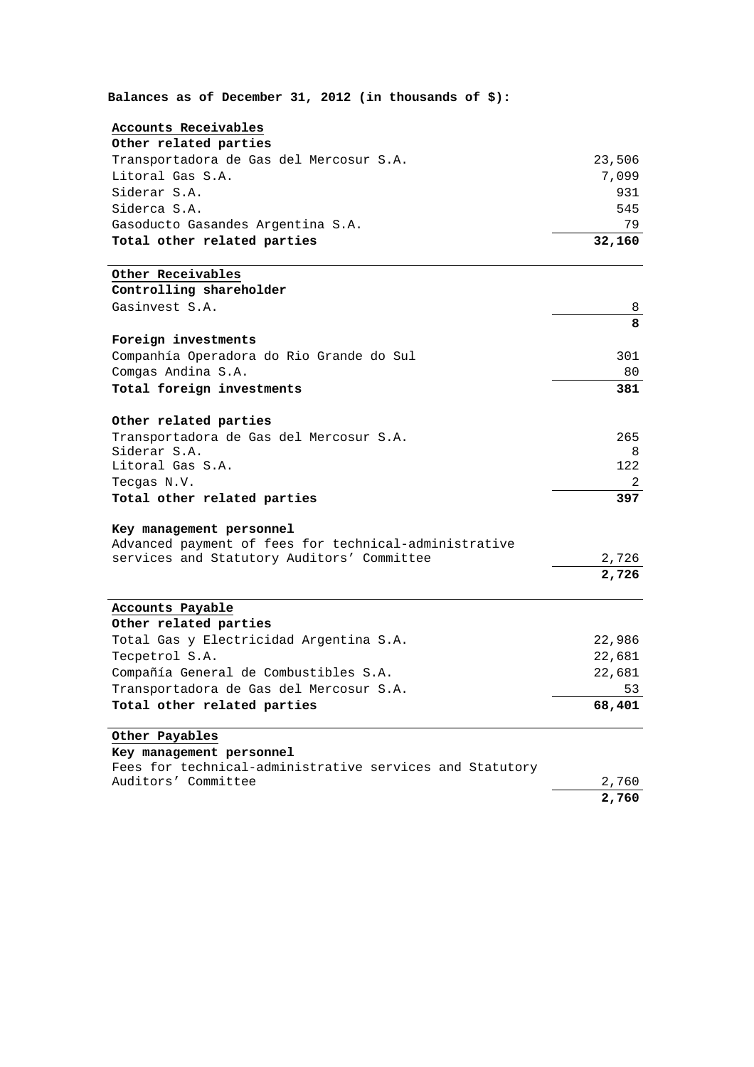**Balances as of December 31, 2012 (in thousands of $):**

| | |
|---|---:|
| **Accounts Receivables** | |
| **Other related parties** | |
| Transportadora de Gas del Mercosur S.A. | 23,506 |
| Litoral Gas S.A. | 7,099 |
| Siderar S.A. | 931 |
| Siderca S.A. | 545 |
| Gasoducto Gasandes Argentina S.A. | 79 |
| **Total other related parties** | **32,160** |
| | |
| **Other Receivables** | |
| **Controlling shareholder** | |
| Gasinvest S.A. | 8 |
| | **8** |
| **Foreign investments** | |
| Companhía Operadora do Rio Grande do Sul | 301 |
| Comgas Andina S.A. | 80 |
| **Total foreign investments** | **381** |
| | |
| **Other related parties** | |
| Transportadora de Gas del Mercosur S.A. | 265 |
| Siderar S.A. | 8 |
| Litoral Gas S.A. | 122 |
| Tecgas N.V. | 2 |
| **Total other related parties** | **397** |
| | |
| **Key management personnel** | |
| Advanced payment of fees for technical-administrative services and Statutory Auditors' Committee | 2,726 |
| | **2,726** |
| | |
| **Accounts Payable** | |
| **Other related parties** | |
| Total Gas y Electricidad Argentina S.A. | 22,986 |
| Tecpetrol S.A. | 22,681 |
| Compañía General de Combustibles S.A. | 22,681 |
| Transportadora de Gas del Mercosur S.A. | 53 |
| **Total other related parties** | **68,401** |
| | |
| **Other Payables** | |
| **Key management personnel** | |
| Fees for technical-administrative services and Statutory Auditors' Committee | 2,760 |
| | **2,760** |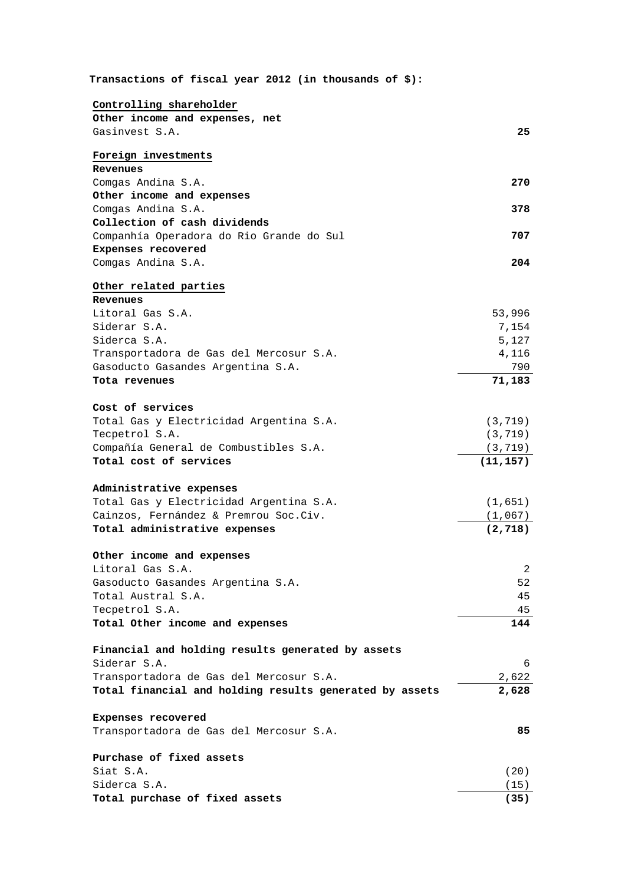**Transactions of fiscal year 2012 (in thousands of $):**

| | |
|---|---:|
| <u>**Controlling shareholder**</u> | |
| **Other income and expenses, net** | |
| Gasinvest S.A. | **25** |
| | |
| <u>**Foreign investments**</u> | |
| **Revenues** | |
| Comgas Andina S.A. | **270** |
| **Other income and expenses** | |
| Comgas Andina S.A. | **378** |
| **Collection of cash dividends** | |
| Companhía Operadora do Rio Grande do Sul | **707** |
| **Expenses recovered** | |
| Comgas Andina S.A. | **204** |
| | |
| <u>**Other related parties**</u> | |
| **Revenues** | |
| Litoral Gas S.A. | 53,996 |
| Siderar S.A. | 7,154 |
| Siderca S.A. | 5,127 |
| Transportadora de Gas del Mercosur S.A. | 4,116 |
| Gasoducto Gasandes Argentina S.A. | 790 |
| **Tota revenues** | **71,183** |
| | |
| **Cost of services** | |
| Total Gas y Electricidad Argentina S.A. | (3,719) |
| Tecpetrol S.A. | (3,719) |
| Compañía General de Combustibles S.A. | (3,719) |
| **Total cost of services** | **(11,157)** |
| | |
| **Administrative expenses** | |
| Total Gas y Electricidad Argentina S.A. | (1,651) |
| Cainzos, Fernández & Premrou Soc.Civ. | (1,067) |
| **Total administrative expenses** | **(2,718)** |
| | |
| **Other income and expenses** | |
| Litoral Gas S.A. | 2 |
| Gasoducto Gasandes Argentina S.A. | 52 |
| Total Austral S.A. | 45 |
| Tecpetrol S.A. | 45 |
| **Total Other income and expenses** | **144** |
| | |
| **Financial and holding results generated by assets** | |
| Siderar S.A. | 6 |
| Transportadora de Gas del Mercosur S.A. | 2,622 |
| **Total financial and holding results generated by assets** | **2,628** |
| | |
| **Expenses recovered** | |
| Transportadora de Gas del Mercosur S.A. | **85** |
| | |
| **Purchase of fixed assets** | |
| Siat S.A. | (20) |
| Siderca S.A. | (15) |
| **Total purchase of fixed assets** | **(35)** |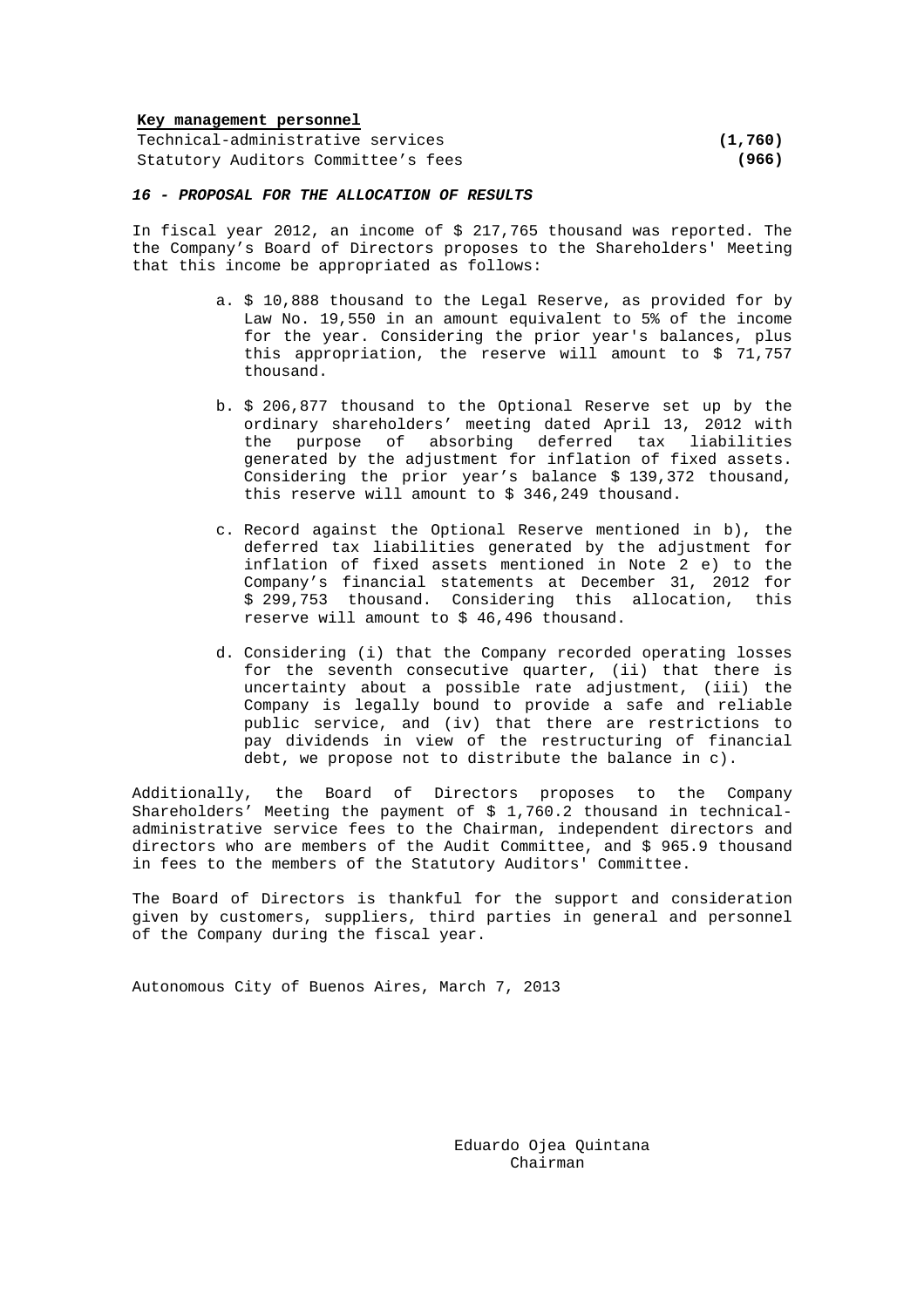**Key management personnel**

| | |
|---|---|
| Technical-administrative services | **(1,760)** |
| Statutory Auditors Committee's fees | **(966)** |

***16 - PROPOSAL FOR THE ALLOCATION OF RESULTS***

In fiscal year 2012, an income of $ 217,765 thousand was reported. The the Company's Board of Directors proposes to the Shareholders' Meeting that this income be appropriated as follows:

a. $ 10,888 thousand to the Legal Reserve, as provided for by Law No. 19,550 in an amount equivalent to 5% of the income for the year. Considering the prior year's balances, plus this appropriation, the reserve will amount to $ 71,757 thousand.

b. $ 206,877 thousand to the Optional Reserve set up by the ordinary shareholders' meeting dated April 13, 2012 with the purpose of absorbing deferred tax liabilities generated by the adjustment for inflation of fixed assets. Considering the prior year's balance $ 139,372 thousand, this reserve will amount to $ 346,249 thousand.

c. Record against the Optional Reserve mentioned in b), the deferred tax liabilities generated by the adjustment for inflation of fixed assets mentioned in Note 2 e) to the Company's financial statements at December 31, 2012 for $ 299,753 thousand. Considering this allocation, this reserve will amount to $ 46,496 thousand.

d. Considering (i) that the Company recorded operating losses for the seventh consecutive quarter, (ii) that there is uncertainty about a possible rate adjustment, (iii) the Company is legally bound to provide a safe and reliable public service, and (iv) that there are restrictions to pay dividends in view of the restructuring of financial debt, we propose not to distribute the balance in c).

Additionally, the Board of Directors proposes to the Company Shareholders' Meeting the payment of $ 1,760.2 thousand in technical-administrative service fees to the Chairman, independent directors and directors who are members of the Audit Committee, and $ 965.9 thousand in fees to the members of the Statutory Auditors' Committee.

The Board of Directors is thankful for the support and consideration given by customers, suppliers, third parties in general and personnel of the Company during the fiscal year.

Autonomous City of Buenos Aires, March 7, 2013

Eduardo Ojea Quintana
Chairman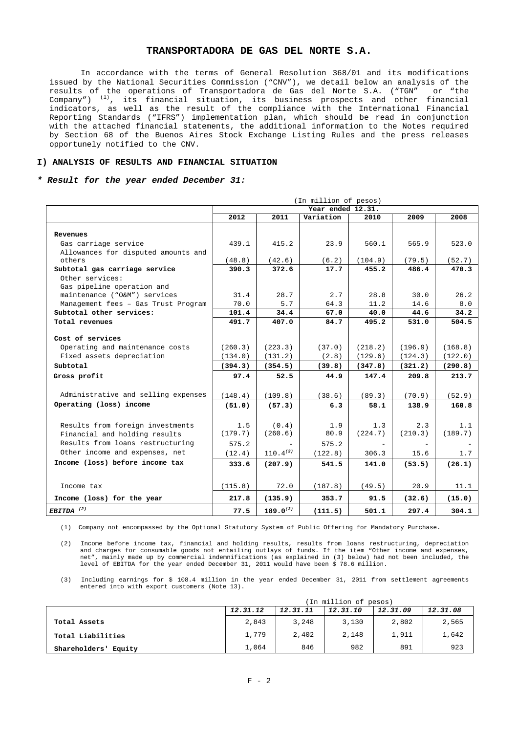# TRANSPORTADORA DE GAS DEL NORTE S.A.

In accordance with the terms of General Resolution 368/01 and its modifications issued by the National Securities Commission ("CNV"), we detail below an analysis of the results of the operations of Transportadora de Gas del Norte S.A. ("TGN" or "the Company") (1), its financial situation, its business prospects and other financial indicators, as well as the result of the compliance with the International Financial Reporting Standards ("IFRS") implementation plan, which should be read in conjunction with the attached financial statements, the additional information to the Notes required by Section 68 of the Buenos Aires Stock Exchange Listing Rules and the press releases opportunely notified to the CNV.

## I) ANALYSIS OF RESULTS AND FINANCIAL SITUATION

### *** Result for the year ended December 31:**

| | (In million of pesos) | | | | | |
|---|---|---|---|---|---|---|
| | Year ended 12.31. | | | | | |
| | 2012 | 2011 | Variation | 2010 | 2009 | 2008 |
| **Revenues** | | | | | | |
| Gas carriage service | 439.1 | 415.2 | 23.9 | 560.1 | 565.9 | 523.0 |
| Allowances for disputed amounts and others | (48.8) | (42.6) | (6.2) | (104.9) | (79.5) | (52.7) |
| **Subtotal gas carriage service** | **390.3** | **372.6** | **17.7** | **455.2** | **486.4** | **470.3** |
| Other services: | | | | | | |
| Gas pipeline operation and maintenance ("O&M") services | 31.4 | 28.7 | 2.7 | 28.8 | 30.0 | 26.2 |
| Management fees – Gas Trust Program | 70.0 | 5.7 | 64.3 | 11.2 | 14.6 | 8.0 |
| **Subtotal other services:** | **101.4** | **34.4** | **67.0** | **40.0** | **44.6** | **34.2** |
| **Total revenues** | **491.7** | **407.0** | **84.7** | **495.2** | **531.0** | **504.5** |
| **Cost of services** | | | | | | |
| Operating and maintenance costs | (260.3) | (223.3) | (37.0) | (218.2) | (196.9) | (168.8) |
| Fixed assets depreciation | (134.0) | (131.2) | (2.8) | (129.6) | (124.3) | (122.0) |
| **Subtotal** | **(394.3)** | **(354.5)** | **(39.8)** | **(347.8)** | **(321.2)** | **(290.8)** |
| **Gross profit** | **97.4** | **52.5** | **44.9** | **147.4** | **209.8** | **213.7** |
| Administrative and selling expenses | (148.4) | (109.8) | (38.6) | (89.3) | (70.9) | (52.9) |
| **Operating (loss) income** | **(51.0)** | **(57.3)** | **6.3** | **58.1** | **138.9** | **160.8** |
| Results from foreign investments | 1.5 | (0.4) | 1.9 | 1.3 | 2.3 | 1.1 |
| Financial and holding results | (179.7) | (260.6) | 80.9 | (224.7) | (210.3) | (189.7) |
| Results from loans restructuring | 575.2 | - | 575.2 | - | - | - |
| Other income and expenses, net | (12.4) | 110.4 (3) | (122.8) | 306.3 | 15.6 | 1.7 |
| **Income (loss) before income tax** | **333.6** | **(207.9)** | **541.5** | **141.0** | **(53.5)** | **(26.1)** |
| Income tax | (115.8) | 72.0 | (187.8) | (49.5) | 20.9 | 11.1 |
| **Income (loss) for the year** | **217.8** | **(135.9)** | **353.7** | **91.5** | **(32.6)** | **(15.0)** |
| ***EBITDA* (2)** | **77.5** | **189.0 (3)** | **(111.5)** | **501.1** | **297.4** | **304.1** |

(1) Company not encompassed by the Optional Statutory System of Public Offering for Mandatory Purchase.

(2) Income before income tax, financial and holding results, results from loans restructuring, depreciation and charges for consumable goods not entailing outlays of funds. If the item "Other income and expenses, net", mainly made up by commercial indemnifications (as explained in (3) below) had not been included, the level of EBITDA for the year ended December 31, 2011 would have been $ 78.6 million.

(3) Including earnings for $ 108.4 million in the year ended December 31, 2011 from settlement agreements entered into with export customers (Note 13).

| | (In million of pesos) | | | | |
|---|---|---|---|---|---|
| | *12.31.12* | *12.31.11* | *12.31.10* | *12.31.09* | *12.31.08* |
| **Total Assets** | 2,843 | 3,248 | 3,130 | 2,802 | 2,565 |
| **Total Liabilities** | 1,779 | 2,402 | 2,148 | 1,911 | 1,642 |
| **Shareholders' Equity** | 1,064 | 846 | 982 | 891 | 923 |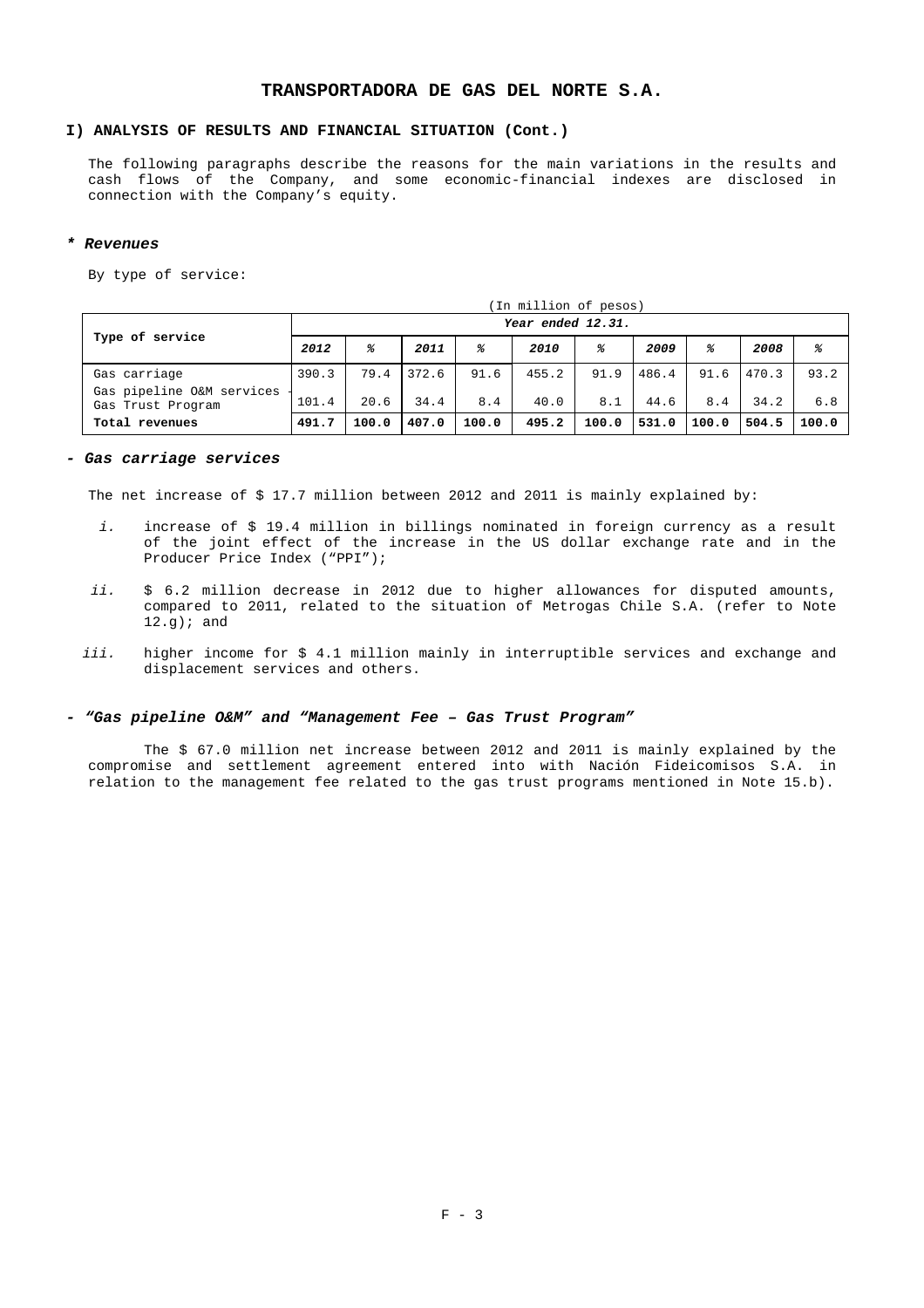# TRANSPORTADORA DE GAS DEL NORTE S.A.

## I) ANALYSIS OF RESULTS AND FINANCIAL SITUATION (Cont.)

The following paragraphs describe the reasons for the main variations in the results and cash flows of the Company, and some economic-financial indexes are disclosed in connection with the Company's equity.

### * *Revenues*

By type of service:

(In million of pesos)

| Type of service | Year ended 12.31. | | | | | | | | | |
|---|---|---|---|---|---|---|---|---|---|---|
| | *2012* | *%* | *2011* | *%* | *2010* | *%* | *2009* | *%* | *2008* | *%* |
| Gas carriage | 390.3 | 79.4 | 372.6 | 91.6 | 455.2 | 91.9 | 486.4 | 91.6 | 470.3 | 93.2 |
| Gas pipeline O&M services - Gas Trust Program | 101.4 | 20.6 | 34.4 | 8.4 | 40.0 | 8.1 | 44.6 | 8.4 | 34.2 | 6.8 |
| **Total revenues** | **491.7** | **100.0** | **407.0** | **100.0** | **495.2** | **100.0** | **531.0** | **100.0** | **504.5** | **100.0** |

### - *Gas carriage services*

The net increase of $ 17.7 million between 2012 and 2011 is mainly explained by:

*i.* increase of $ 19.4 million in billings nominated in foreign currency as a result of the joint effect of the increase in the US dollar exchange rate and in the Producer Price Index ("PPI");

*ii.* $ 6.2 million decrease in 2012 due to higher allowances for disputed amounts, compared to 2011, related to the situation of Metrogas Chile S.A. (refer to Note 12.g); and

*iii.* higher income for $ 4.1 million mainly in interruptible services and exchange and displacement services and others.

### - *"Gas pipeline O&M" and "Management Fee – Gas Trust Program"*

The $ 67.0 million net increase between 2012 and 2011 is mainly explained by the compromise and settlement agreement entered into with Nación Fideicomisos S.A. in relation to the management fee related to the gas trust programs mentioned in Note 15.b).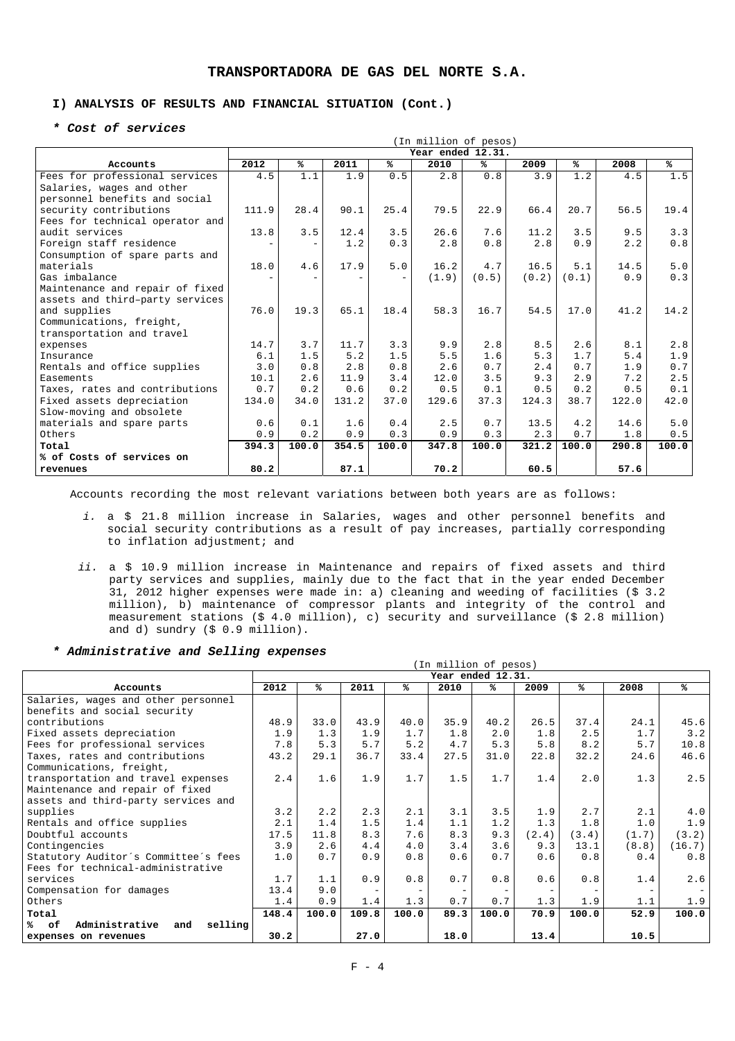# TRANSPORTADORA DE GAS DEL NORTE S.A.

## I) ANALYSIS OF RESULTS AND FINANCIAL SITUATION (Cont.)

### * *Cost of services*

| | (In million of pesos) | | | | | | | | | |
|---|---|---|---|---|---|---|---|---|---|---|
| | Year ended 12.31. | | | | | | | | | |
| **Accounts** | **2012** | **%** | **2011** | **%** | **2010** | **%** | **2009** | **%** | **2008** | **%** |
| Fees for professional services | 4.5 | 1.1 | 1.9 | 0.5 | 2.8 | 0.8 | 3.9 | 1.2 | 4.5 | 1.5 |
| Salaries, wages and other personnel benefits and social security contributions | 111.9 | 28.4 | 90.1 | 25.4 | 79.5 | 22.9 | 66.4 | 20.7 | 56.5 | 19.4 |
| Fees for technical operator and audit services | 13.8 | 3.5 | 12.4 | 3.5 | 26.6 | 7.6 | 11.2 | 3.5 | 9.5 | 3.3 |
| Foreign staff residence | - | - | 1.2 | 0.3 | 2.8 | 0.8 | 2.8 | 0.9 | 2.2 | 0.8 |
| Consumption of spare parts and materials | 18.0 | 4.6 | 17.9 | 5.0 | 16.2 | 4.7 | 16.5 | 5.1 | 14.5 | 5.0 |
| Gas imbalance | - | - | - | - | (1.9) | (0.5) | (0.2) | (0.1) | 0.9 | 0.3 |
| Maintenance and repair of fixed assets and third–party services and supplies | 76.0 | 19.3 | 65.1 | 18.4 | 58.3 | 16.7 | 54.5 | 17.0 | 41.2 | 14.2 |
| Communications, freight, transportation and travel expenses | 14.7 | 3.7 | 11.7 | 3.3 | 9.9 | 2.8 | 8.5 | 2.6 | 8.1 | 2.8 |
| Insurance | 6.1 | 1.5 | 5.2 | 1.5 | 5.5 | 1.6 | 5.3 | 1.7 | 5.4 | 1.9 |
| Rentals and office supplies | 3.0 | 0.8 | 2.8 | 0.8 | 2.6 | 0.7 | 2.4 | 0.7 | 1.9 | 0.7 |
| Easements | 10.1 | 2.6 | 11.9 | 3.4 | 12.0 | 3.5 | 9.3 | 2.9 | 7.2 | 2.5 |
| Taxes, rates and contributions | 0.7 | 0.2 | 0.6 | 0.2 | 0.5 | 0.1 | 0.5 | 0.2 | 0.5 | 0.1 |
| Fixed assets depreciation | 134.0 | 34.0 | 131.2 | 37.0 | 129.6 | 37.3 | 124.3 | 38.7 | 122.0 | 42.0 |
| Slow-moving and obsolete materials and spare parts | 0.6 | 0.1 | 1.6 | 0.4 | 2.5 | 0.7 | 13.5 | 4.2 | 14.6 | 5.0 |
| Others | 0.9 | 0.2 | 0.9 | 0.3 | 0.9 | 0.3 | 2.3 | 0.7 | 1.8 | 0.5 |
| **Total** | **394.3** | **100.0** | **354.5** | **100.0** | **347.8** | **100.0** | **321.2** | **100.0** | **290.8** | **100.0** |
| **% of Costs of services on revenues** | **80.2** | | **87.1** | | **70.2** | | **60.5** | | **57.6** | |

Accounts recording the most relevant variations between both years are as follows:

*i.* a $ 21.8 million increase in Salaries, wages and other personnel benefits and social security contributions as a result of pay increases, partially corresponding to inflation adjustment; and

*ii.* a $ 10.9 million increase in Maintenance and repairs of fixed assets and third party services and supplies, mainly due to the fact that in the year ended December 31, 2012 higher expenses were made in: a) cleaning and weeding of facilities ($ 3.2 million), b) maintenance of compressor plants and integrity of the control and measurement stations ($ 4.0 million), c) security and surveillance ($ 2.8 million) and d) sundry ($ 0.9 million).

### * *Administrative and Selling expenses*

| | (In million of pesos) | | | | | | | | | |
|---|---|---|---|---|---|---|---|---|---|---|
| | Year ended 12.31. | | | | | | | | | |
| **Accounts** | **2012** | **%** | **2011** | **%** | **2010** | **%** | **2009** | **%** | **2008** | **%** |
| Salaries, wages and other personnel benefits and social security contributions | 48.9 | 33.0 | 43.9 | 40.0 | 35.9 | 40.2 | 26.5 | 37.4 | 24.1 | 45.6 |
| Fixed assets depreciation | 1.9 | 1.3 | 1.9 | 1.7 | 1.8 | 2.0 | 1.8 | 2.5 | 1.7 | 3.2 |
| Fees for professional services | 7.8 | 5.3 | 5.7 | 5.2 | 4.7 | 5.3 | 5.8 | 8.2 | 5.7 | 10.8 |
| Taxes, rates and contributions | 43.2 | 29.1 | 36.7 | 33.4 | 27.5 | 31.0 | 22.8 | 32.2 | 24.6 | 46.6 |
| Communications, freight, transportation and travel expenses | 2.4 | 1.6 | 1.9 | 1.7 | 1.5 | 1.7 | 1.4 | 2.0 | 1.3 | 2.5 |
| Maintenance and repair of fixed assets and third-party services and supplies | 3.2 | 2.2 | 2.3 | 2.1 | 3.1 | 3.5 | 1.9 | 2.7 | 2.1 | 4.0 |
| Rentals and office supplies | 2.1 | 1.4 | 1.5 | 1.4 | 1.1 | 1.2 | 1.3 | 1.8 | 1.0 | 1.9 |
| Doubtful accounts | 17.5 | 11.8 | 8.3 | 7.6 | 8.3 | 9.3 | (2.4) | (3.4) | (1.7) | (3.2) |
| Contingencies | 3.9 | 2.6 | 4.4 | 4.0 | 3.4 | 3.6 | 9.3 | 13.1 | (8.8) | (16.7) |
| Statutory Auditor´s Committee´s fees | 1.0 | 0.7 | 0.9 | 0.8 | 0.6 | 0.7 | 0.6 | 0.8 | 0.4 | 0.8 |
| Fees for technical-administrative services | 1.7 | 1.1 | 0.9 | 0.8 | 0.7 | 0.8 | 0.6 | 0.8 | 1.4 | 2.6 |
| Compensation for damages | 13.4 | 9.0 | - | - | - | - | - | - | - | - |
| Others | 1.4 | 0.9 | 1.4 | 1.3 | 0.7 | 0.7 | 1.3 | 1.9 | 1.1 | 1.9 |
| **Total** | **148.4** | **100.0** | **109.8** | **100.0** | **89.3** | **100.0** | **70.9** | **100.0** | **52.9** | **100.0** |
| **% of Administrative and selling expenses on revenues** | **30.2** | | **27.0** | | **18.0** | | **13.4** | | **10.5** | |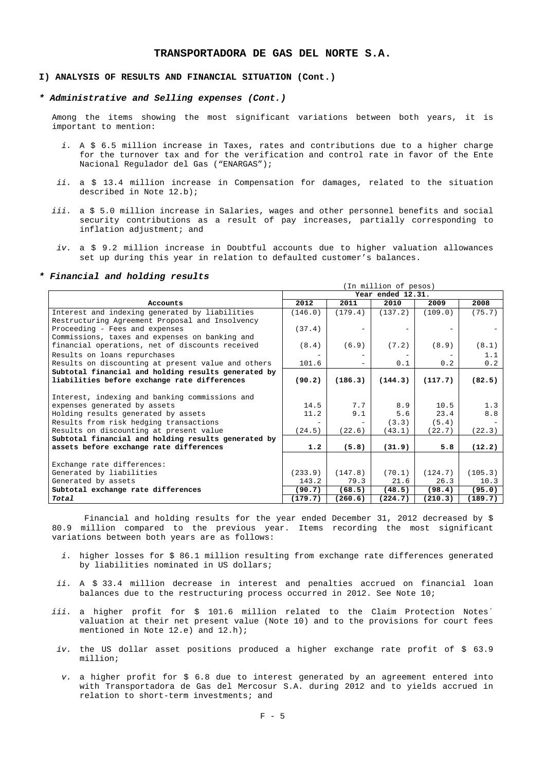# TRANSPORTADORA DE GAS DEL NORTE S.A.

## I) ANALYSIS OF RESULTS AND FINANCIAL SITUATION (Cont.)

### *\* Administrative and Selling expenses (Cont.)*

Among the items showing the most significant variations between both years, it is important to mention:

*i.* A $ 6.5 million increase in Taxes, rates and contributions due to a higher charge for the turnover tax and for the verification and control rate in favor of the Ente Nacional Regulador del Gas ("ENARGAS");

*ii.* a $ 13.4 million increase in Compensation for damages, related to the situation described in Note 12.b);

*iii.* a $ 5.0 million increase in Salaries, wages and other personnel benefits and social security contributions as a result of pay increases, partially corresponding to inflation adjustment; and

*iv.* a $ 9.2 million increase in Doubtful accounts due to higher valuation allowances set up during this year in relation to defaulted customer's balances.

### *\* Financial and holding results*

(In million of pesos)

| Accounts | Year ended 12.31. | | | | |
|---|---|---|---|---|---|
| | 2012 | 2011 | 2010 | 2009 | 2008 |
| Interest and indexing generated by liabilities | (146.0) | (179.4) | (137.2) | (109.0) | (75.7) |
| Restructuring Agreement Proposal and Insolvency Proceeding - Fees and expenses | (37.4) | - | - | - | - |
| Commissions, taxes and expenses on banking and financial operations, net of discounts received | (8.4) | (6.9) | (7.2) | (8.9) | (8.1) |
| Results on loans repurchases | - | - | - | - | 1.1 |
| Results on discounting at present value and others | 101.6 | - | 0.1 | 0.2 | 0.2 |
| **Subtotal financial and holding results generated by liabilities before exchange rate differences** | **(90.2)** | **(186.3)** | **(144.3)** | **(117.7)** | **(82.5)** |
| Interest, indexing and banking commissions and expenses generated by assets | 14.5 | 7.7 | 8.9 | 10.5 | 1.3 |
| Holding results generated by assets | 11.2 | 9.1 | 5.6 | 23.4 | 8.8 |
| Results from risk hedging transactions | - | - | (3.3) | (5.4) | - |
| Results on discounting at present value | (24.5) | (22.6) | (43.1) | (22.7) | (22.3) |
| **Subtotal financial and holding results generated by assets before exchange rate differences** | **1.2** | **(5.8)** | **(31.9)** | **5.8** | **(12.2)** |
| Exchange rate differences: | | | | | |
| Generated by liabilities | (233.9) | (147.8) | (70.1) | (124.7) | (105.3) |
| Generated by assets | 143.2 | 79.3 | 21.6 | 26.3 | 10.3 |
| **Subtotal exchange rate differences** | **(90.7)** | **(68.5)** | **(48.5)** | **(98.4)** | **(95.0)** |
| ***Total*** | **(179.7)** | **(260.6)** | **(224.7)** | **(210.3)** | **(189.7)** |

Financial and holding results for the year ended December 31, 2012 decreased by $ 80.9 million compared to the previous year. Items recording the most significant variations between both years are as follows:

*i.* higher losses for $ 86.1 million resulting from exchange rate differences generated by liabilities nominated in US dollars;

*ii.* A $ 33.4 million decrease in interest and penalties accrued on financial loan balances due to the restructuring process occurred in 2012. See Note 10;

*iii.* a higher profit for $ 101.6 million related to the Claim Protection Notes´ valuation at their net present value (Note 10) and to the provisions for court fees mentioned in Note 12.e) and 12.h);

*iv.* the US dollar asset positions produced a higher exchange rate profit of $ 63.9 million;

*v.* a higher profit for $ 6.8 due to interest generated by an agreement entered into with Transportadora de Gas del Mercosur S.A. during 2012 and to yields accrued in relation to short-term investments; and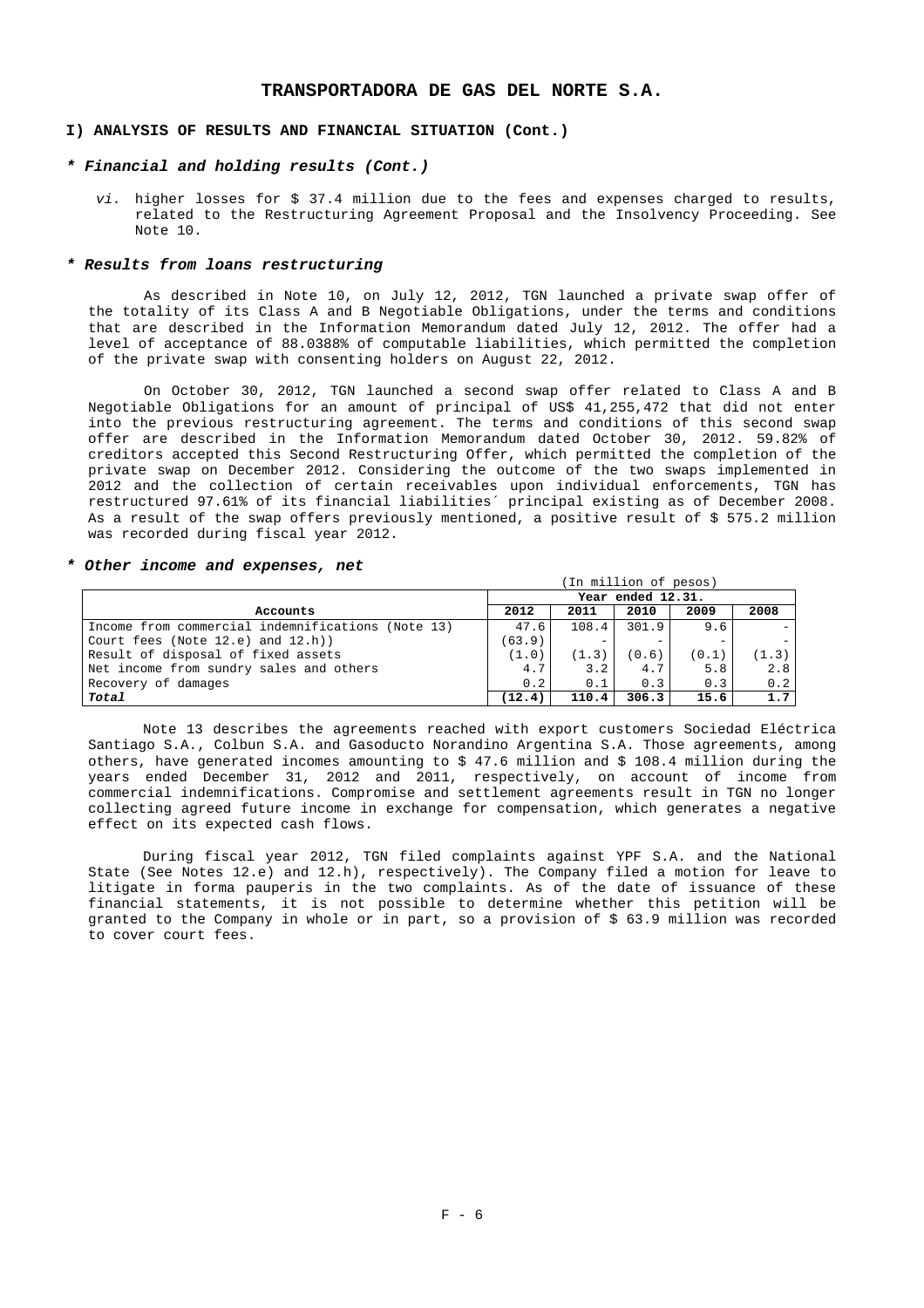# TRANSPORTADORA DE GAS DEL NORTE S.A.

## I) ANALYSIS OF RESULTS AND FINANCIAL SITUATION (Cont.)

### * *Financial and holding results (Cont.)*

*vi.* higher losses for $ 37.4 million due to the fees and expenses charged to results, related to the Restructuring Agreement Proposal and the Insolvency Proceeding. See Note 10.

### * *Results from loans restructuring*

As described in Note 10, on July 12, 2012, TGN launched a private swap offer of the totality of its Class A and B Negotiable Obligations, under the terms and conditions that are described in the Information Memorandum dated July 12, 2012. The offer had a level of acceptance of 88.0388% of computable liabilities, which permitted the completion of the private swap with consenting holders on August 22, 2012.

On October 30, 2012, TGN launched a second swap offer related to Class A and B Negotiable Obligations for an amount of principal of US$ 41,255,472 that did not enter into the previous restructuring agreement. The terms and conditions of this second swap offer are described in the Information Memorandum dated October 30, 2012. 59.82% of creditors accepted this Second Restructuring Offer, which permitted the completion of the private swap on December 2012. Considering the outcome of the two swaps implemented in 2012 and the collection of certain receivables upon individual enforcements, TGN has restructured 97.61% of its financial liabilities´ principal existing as of December 2008. As a result of the swap offers previously mentioned, a positive result of $ 575.2 million was recorded during fiscal year 2012.

### * *Other income and expenses, net*

| | (In million of pesos) | | | | |
|---|---|---|---|---|---|
| | Year ended 12.31. | | | | |
| **Accounts** | **2012** | **2011** | **2010** | **2009** | **2008** |
| Income from commercial indemnifications (Note 13) | 47.6 | 108.4 | 301.9 | 9.6 | - |
| Court fees (Note 12.e) and 12.h)) | (63.9) | - | - | - | - |
| Result of disposal of fixed assets | (1.0) | (1.3) | (0.6) | (0.1) | (1.3) |
| Net income from sundry sales and others | 4.7 | 3.2 | 4.7 | 5.8 | 2.8 |
| Recovery of damages | 0.2 | 0.1 | 0.3 | 0.3 | 0.2 |
| ***Total*** | **(12.4)** | **110.4** | **306.3** | **15.6** | **1.7** |

Note 13 describes the agreements reached with export customers Sociedad Eléctrica Santiago S.A., Colbun S.A. and Gasoducto Norandino Argentina S.A. Those agreements, among others, have generated incomes amounting to $ 47.6 million and $ 108.4 million during the years ended December 31, 2012 and 2011, respectively, on account of income from commercial indemnifications. Compromise and settlement agreements result in TGN no longer collecting agreed future income in exchange for compensation, which generates a negative effect on its expected cash flows.

During fiscal year 2012, TGN filed complaints against YPF S.A. and the National State (See Notes 12.e) and 12.h), respectively). The Company filed a motion for leave to litigate in forma pauperis in the two complaints. As of the date of issuance of these financial statements, it is not possible to determine whether this petition will be granted to the Company in whole or in part, so a provision of $ 63.9 million was recorded to cover court fees.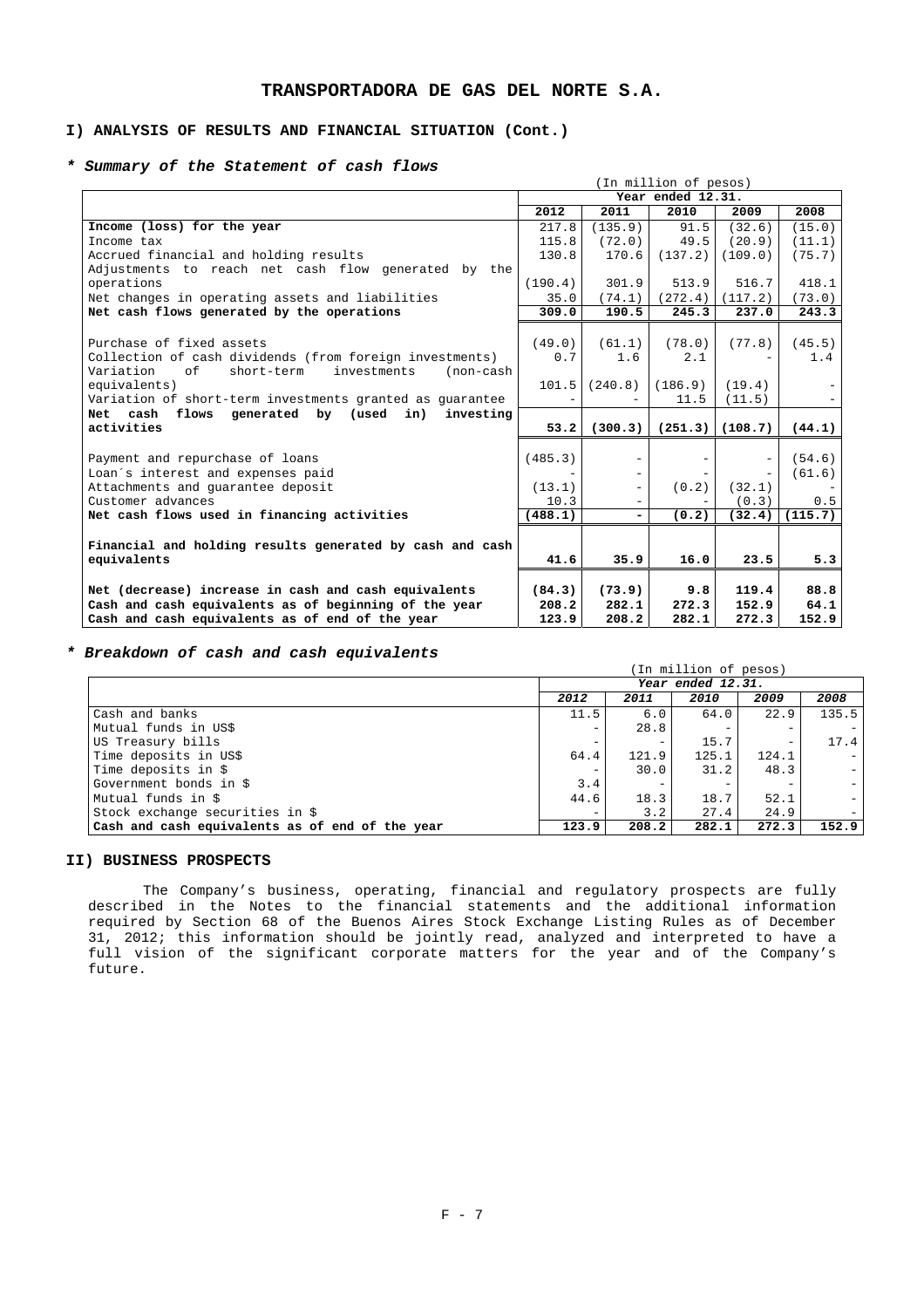# TRANSPORTADORA DE GAS DEL NORTE S.A.

## I) ANALYSIS OF RESULTS AND FINANCIAL SITUATION (Cont.)

### * *Summary of the Statement of cash flows*

| | (In million of pesos) | | | | |
|---|---|---|---|---|---|
| | Year ended 12.31. | | | | |
| | **2012** | **2011** | **2010** | **2009** | **2008** |
| **Income (loss) for the year** | 217.8 | (135.9) | 91.5 | (32.6) | (15.0) |
| Income tax | 115.8 | (72.0) | 49.5 | (20.9) | (11.1) |
| Accrued financial and holding results | 130.8 | 170.6 | (137.2) | (109.0) | (75.7) |
| Adjustments to reach net cash flow generated by the operations | (190.4) | 301.9 | 513.9 | 516.7 | 418.1 |
| Net changes in operating assets and liabilities | 35.0 | (74.1) | (272.4) | (117.2) | (73.0) |
| **Net cash flows generated by the operations** | **309.0** | **190.5** | **245.3** | **237.0** | **243.3** |
| Purchase of fixed assets | (49.0) | (61.1) | (78.0) | (77.8) | (45.5) |
| Collection of cash dividends (from foreign investments) | 0.7 | 1.6 | 2.1 | - | 1.4 |
| Variation of short-term investments (non-cash equivalents) | 101.5 | (240.8) | (186.9) | (19.4) | - |
| Variation of short-term investments granted as guarantee | - | - | 11.5 | (11.5) | - |
| **Net cash flows generated by (used in) investing activities** | **53.2** | **(300.3)** | **(251.3)** | **(108.7)** | **(44.1)** |
| Payment and repurchase of loans | (485.3) | - | - | - | (54.6) |
| Loan´s interest and expenses paid | - | - | - | - | (61.6) |
| Attachments and guarantee deposit | (13.1) | - | (0.2) | (32.1) | - |
| Customer advances | 10.3 | - | - | (0.3) | 0.5 |
| **Net cash flows used in financing activities** | **(488.1)** | **-** | **(0.2)** | **(32.4)** | **(115.7)** |
| **Financial and holding results generated by cash and cash equivalents** | **41.6** | **35.9** | **16.0** | **23.5** | **5.3** |
| **Net (decrease) increase in cash and cash equivalents** | **(84.3)** | **(73.9)** | **9.8** | **119.4** | **88.8** |
| **Cash and cash equivalents as of beginning of the year** | **208.2** | **282.1** | **272.3** | **152.9** | **64.1** |
| **Cash and cash equivalents as of end of the year** | **123.9** | **208.2** | **282.1** | **272.3** | **152.9** |

### * *Breakdown of cash and cash equivalents*

| | (In million of pesos) | | | | |
|---|---|---|---|---|---|
| | *Year ended 12.31.* | | | | |
| | ***2012*** | ***2011*** | ***2010*** | ***2009*** | ***2008*** |
| Cash and banks | 11.5 | 6.0 | 64.0 | 22.9 | 135.5 |
| Mutual funds in US$ | - | 28.8 | - | - | - |
| US Treasury bills | - | - | 15.7 | - | 17.4 |
| Time deposits in US$ | 64.4 | 121.9 | 125.1 | 124.1 | - |
| Time deposits in $ | - | 30.0 | 31.2 | 48.3 | - |
| Government bonds in $ | 3.4 | - | - | - | - |
| Mutual funds in $ | 44.6 | 18.3 | 18.7 | 52.1 | - |
| Stock exchange securities in $ | - | 3.2 | 27.4 | 24.9 | - |
| **Cash and cash equivalents as of end of the year** | **123.9** | **208.2** | **282.1** | **272.3** | **152.9** |

## II) BUSINESS PROSPECTS

The Company's business, operating, financial and regulatory prospects are fully described in the Notes to the financial statements and the additional information required by Section 68 of the Buenos Aires Stock Exchange Listing Rules as of December 31, 2012; this information should be jointly read, analyzed and interpreted to have a full vision of the significant corporate matters for the year and of the Company's future.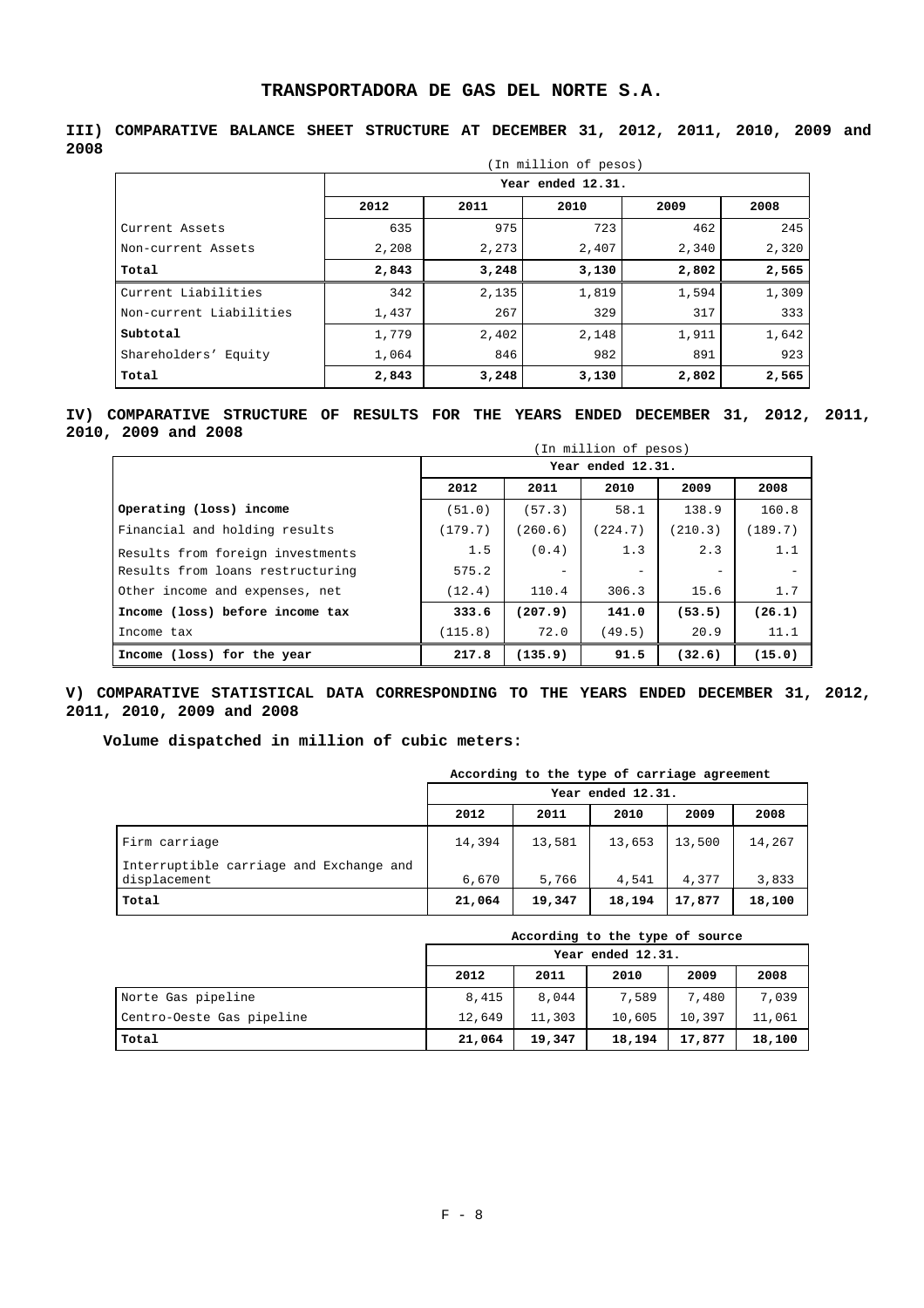# TRANSPORTADORA DE GAS DEL NORTE S.A.

## III) COMPARATIVE BALANCE SHEET STRUCTURE AT DECEMBER 31, 2012, 2011, 2010, 2009 and 2008

(In million of pesos)

| | Year ended 12.31. | | | | |
|---|---|---|---|---|---|
| | 2012 | 2011 | 2010 | 2009 | 2008 |
| Current Assets | 635 | 975 | 723 | 462 | 245 |
| Non-current Assets | 2,208 | 2,273 | 2,407 | 2,340 | 2,320 |
| **Total** | **2,843** | **3,248** | **3,130** | **2,802** | **2,565** |
| Current Liabilities | 342 | 2,135 | 1,819 | 1,594 | 1,309 |
| Non-current Liabilities | 1,437 | 267 | 329 | 317 | 333 |
| **Subtotal** | 1,779 | 2,402 | 2,148 | 1,911 | 1,642 |
| Shareholders' Equity | 1,064 | 846 | 982 | 891 | 923 |
| **Total** | **2,843** | **3,248** | **3,130** | **2,802** | **2,565** |

## IV) COMPARATIVE STRUCTURE OF RESULTS FOR THE YEARS ENDED DECEMBER 31, 2012, 2011, 2010, 2009 and 2008

(In million of pesos)

| | Year ended 12.31. | | | | |
|---|---|---|---|---|---|
| | 2012 | 2011 | 2010 | 2009 | 2008 |
| **Operating (loss) income** | (51.0) | (57.3) | 58.1 | 138.9 | 160.8 |
| Financial and holding results | (179.7) | (260.6) | (224.7) | (210.3) | (189.7) |
| Results from foreign investments | 1.5 | (0.4) | 1.3 | 2.3 | 1.1 |
| Results from loans restructuring | 575.2 | - | - | - | - |
| Other income and expenses, net | (12.4) | 110.4 | 306.3 | 15.6 | 1.7 |
| **Income (loss) before income tax** | **333.6** | **(207.9)** | **141.0** | **(53.5)** | **(26.1)** |
| Income tax | (115.8) | 72.0 | (49.5) | 20.9 | 11.1 |
| **Income (loss) for the year** | **217.8** | **(135.9)** | **91.5** | **(32.6)** | **(15.0)** |

## V) COMPARATIVE STATISTICAL DATA CORRESPONDING TO THE YEARS ENDED DECEMBER 31, 2012, 2011, 2010, 2009 and 2008

**Volume dispatched in million of cubic meters:**

**According to the type of carriage agreement**

| | Year ended 12.31. | | | | |
|---|---|---|---|---|---|
| | 2012 | 2011 | 2010 | 2009 | 2008 |
| Firm carriage | 14,394 | 13,581 | 13,653 | 13,500 | 14,267 |
| Interruptible carriage and Exchange and displacement | 6,670 | 5,766 | 4,541 | 4,377 | 3,833 |
| **Total** | **21,064** | **19,347** | **18,194** | **17,877** | **18,100** |

**According to the type of source**

| | Year ended 12.31. | | | | |
|---|---|---|---|---|---|
| | 2012 | 2011 | 2010 | 2009 | 2008 |
| Norte Gas pipeline | 8,415 | 8,044 | 7,589 | 7,480 | 7,039 |
| Centro-Oeste Gas pipeline | 12,649 | 11,303 | 10,605 | 10,397 | 11,061 |
| **Total** | **21,064** | **19,347** | **18,194** | **17,877** | **18,100** |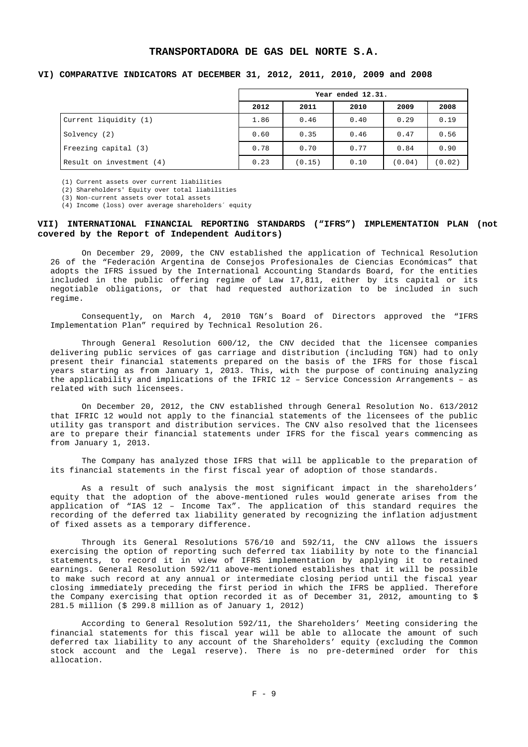## VI) COMPARATIVE INDICATORS AT DECEMBER 31, 2012, 2011, 2010, 2009 and 2008

| | Year ended 12.31. | | | | |
|---|---|---|---|---|---|
| | 2012 | 2011 | 2010 | 2009 | 2008 |
| Current liquidity (1) | 1.86 | 0.46 | 0.40 | 0.29 | 0.19 |
| Solvency (2) | 0.60 | 0.35 | 0.46 | 0.47 | 0.56 |
| Freezing capital (3) | 0.78 | 0.70 | 0.77 | 0.84 | 0.90 |
| Result on investment (4) | 0.23 | (0.15) | 0.10 | (0.04) | (0.02) |

(1) Current assets over current liabilities
(2) Shareholders' Equity over total liabilities
(3) Non-current assets over total assets
(4) Income (loss) over average shareholders´ equity

## VII) INTERNATIONAL FINANCIAL REPORTING STANDARDS ("IFRS") IMPLEMENTATION PLAN (not covered by the Report of Independent Auditors)

On December 29, 2009, the CNV established the application of Technical Resolution 26 of the "Federación Argentina de Consejos Profesionales de Ciencias Económicas" that adopts the IFRS issued by the International Accounting Standards Board, for the entities included in the public offering regime of Law 17,811, either by its capital or its negotiable obligations, or that had requested authorization to be included in such regime.

Consequently, on March 4, 2010 TGN's Board of Directors approved the "IFRS Implementation Plan" required by Technical Resolution 26.

Through General Resolution 600/12, the CNV decided that the licensee companies delivering public services of gas carriage and distribution (including TGN) had to only present their financial statements prepared on the basis of the IFRS for those fiscal years starting as from January 1, 2013. This, with the purpose of continuing analyzing the applicability and implications of the IFRIC 12 – Service Concession Arrangements – as related with such licensees.

On December 20, 2012, the CNV established through General Resolution No. 613/2012 that IFRIC 12 would not apply to the financial statements of the licensees of the public utility gas transport and distribution services. The CNV also resolved that the licensees are to prepare their financial statements under IFRS for the fiscal years commencing as from January 1, 2013.

The Company has analyzed those IFRS that will be applicable to the preparation of its financial statements in the first fiscal year of adoption of those standards.

As a result of such analysis the most significant impact in the shareholders' equity that the adoption of the above-mentioned rules would generate arises from the application of "IAS 12 – Income Tax". The application of this standard requires the recording of the deferred tax liability generated by recognizing the inflation adjustment of fixed assets as a temporary difference.

Through its General Resolutions 576/10 and 592/11, the CNV allows the issuers exercising the option of reporting such deferred tax liability by note to the financial statements, to record it in view of IFRS implementation by applying it to retained earnings. General Resolution 592/11 above-mentioned establishes that it will be possible to make such record at any annual or intermediate closing period until the fiscal year closing immediately preceding the first period in which the IFRS be applied. Therefore the Company exercising that option recorded it as of December 31, 2012, amounting to $ 281.5 million ($ 299.8 million as of January 1, 2012)

According to General Resolution 592/11, the Shareholders' Meeting considering the financial statements for this fiscal year will be able to allocate the amount of such deferred tax liability to any account of the Shareholders' equity (excluding the Common stock account and the Legal reserve). There is no pre-determined order for this allocation.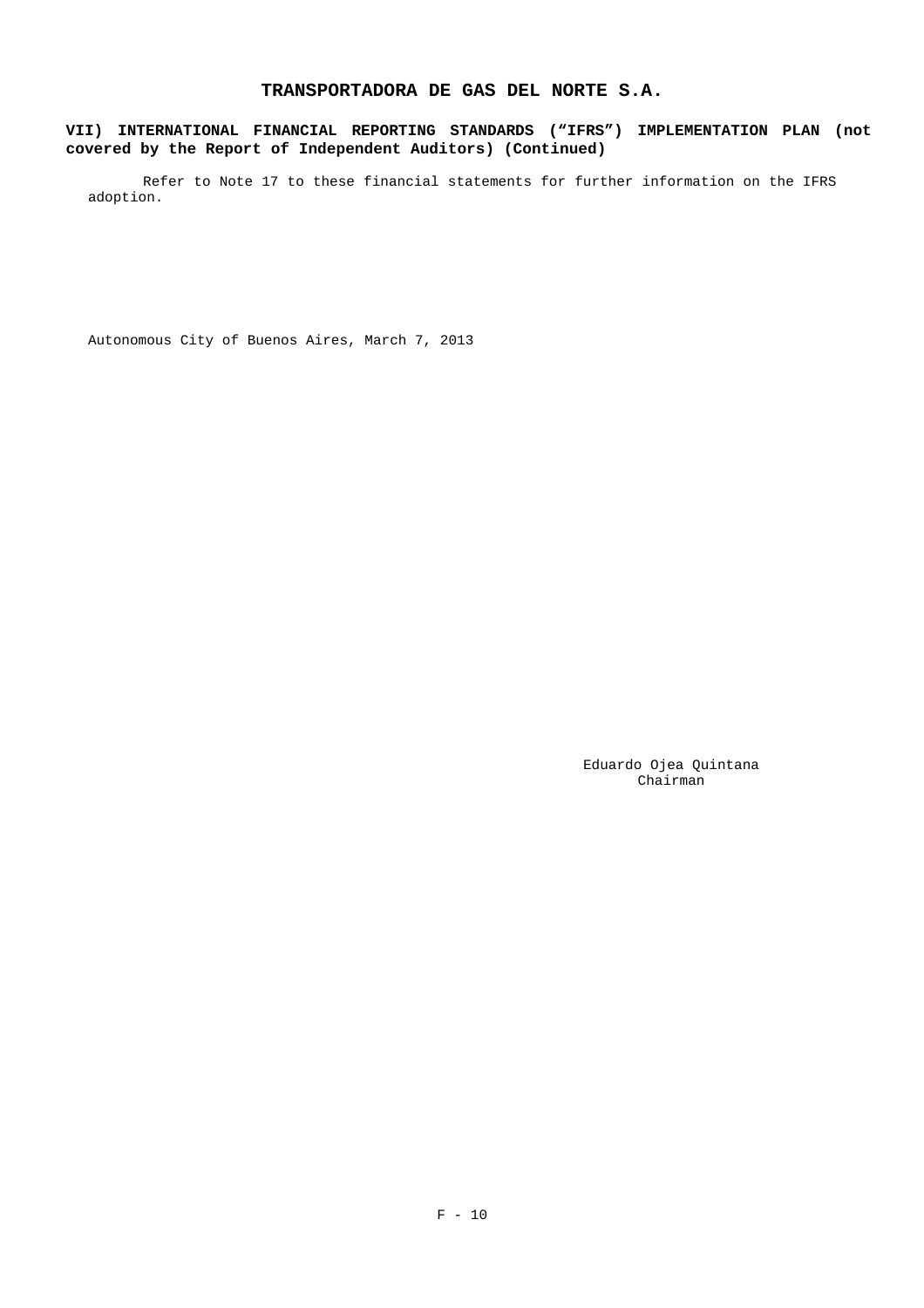**VII) INTERNATIONAL FINANCIAL REPORTING STANDARDS ("IFRS") IMPLEMENTATION PLAN (not covered by the Report of Independent Auditors) (Continued)**

Refer to Note 17 to these financial statements for further information on the IFRS adoption.

Autonomous City of Buenos Aires, March 7, 2013

Eduardo Ojea Quintana
Chairman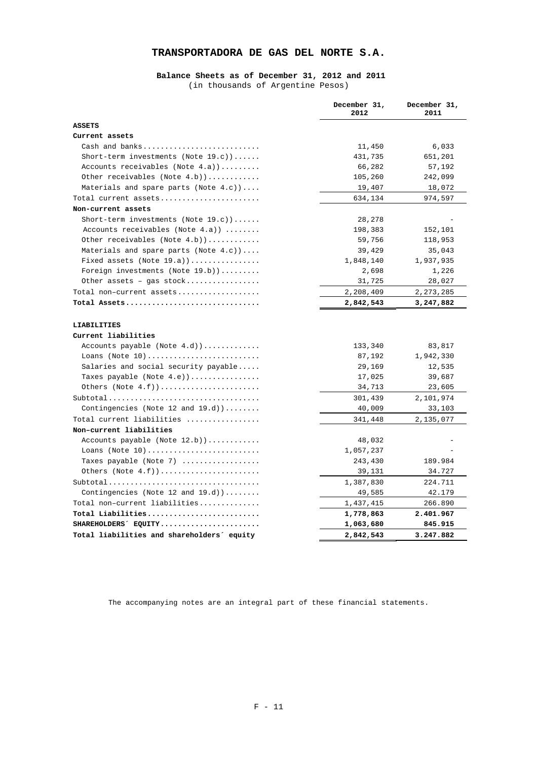# TRANSPORTADORA DE GAS DEL NORTE S.A.

**Balance Sheets as of December 31, 2012 and 2011**
(in thousands of Argentine Pesos)

| | December 31, 2012 | December 31, 2011 |
|---|---|---|
| **ASSETS** | | |
| **Current assets** | | |
| Cash and banks.......................... | 11,450 | 6,033 |
| Short-term investments (Note 19.c))...... | 431,735 | 651,201 |
| Accounts receivables (Note 4.a))......... | 66,282 | 57,192 |
| Other receivables (Note 4.b))............ | 105,260 | 242,099 |
| Materials and spare parts (Note 4.c)).... | 19,407 | 18,072 |
| Total current assets...................... | 634,134 | 974,597 |
| **Non-current assets** | | |
| Short-term investments (Note 19.c))...... | 28,278 | - |
| Accounts receivables (Note 4.a)) ........ | 198,383 | 152,101 |
| Other receivables (Note 4.b))............ | 59,756 | 118,953 |
| Materials and spare parts (Note 4.c)).... | 39,429 | 35,043 |
| Fixed assets (Note 19.a))................ | 1,848,140 | 1,937,935 |
| Foreign investments (Note 19.b))......... | 2,698 | 1,226 |
| Other assets – gas stock................. | 31,725 | 28,027 |
| Total non-current assets................... | 2,208,409 | 2,273,285 |
| **Total Assets...............................** | **2,842,543** | **3,247,882** |
| | | |
| **LIABILITIES** | | |
| **Current liabilities** | | |
| Accounts payable (Note 4.d))............. | 133,340 | 83,817 |
| Loans (Note 10).......................... | 87,192 | 1,942,330 |
| Salaries and social security payable..... | 29,169 | 12,535 |
| Taxes payable (Note 4.e))................ | 17,025 | 39,687 |
| Others (Note 4.f))....................... | 34,713 | 23,605 |
| Subtotal.................................. | 301,439 | 2,101,974 |
| Contingencies (Note 12 and 19.d))........ | 40,009 | 33,103 |
| Total current liabilities ................ | 341,448 | 2,135,077 |
| **Non-current liabilities** | | |
| Accounts payable (Note 12.b))............ | 48,032 | - |
| Loans (Note 10).......................... | 1,057,237 | - |
| Taxes payable (Note 7) .................. | 243,430 | 189.984 |
| Others (Note 4.f))....................... | 39,131 | 34.727 |
| Subtotal.................................. | 1,387,830 | 224.711 |
| Contingencies (Note 12 and 19.d))........ | 49,585 | 42.179 |
| Total non-current liabilities.............. | 1,437,415 | 266.890 |
| **Total Liabilities..........................** | **1,778,863** | **2.401.967** |
| **SHAREHOLDERS´ EQUITY.......................** | **1,063,680** | **845.915** |
| **Total liabilities and shareholders´ equity** | **2,842,543** | **3.247.882** |

The accompanying notes are an integral part of these financial statements.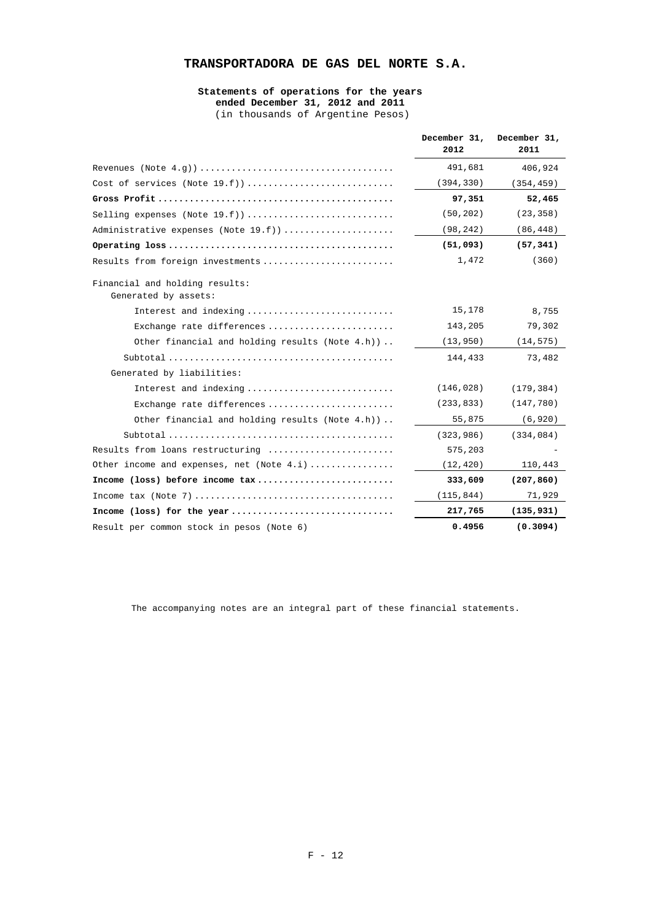# TRANSPORTADORA DE GAS DEL NORTE S.A.

**Statements of operations for the years ended December 31, 2012 and 2011**
(in thousands of Argentine Pesos)

| | December 31, 2012 | December 31, 2011 |
|---|---|---|
| Revenues (Note 4.g)) | 491,681 | 406,924 |
| Cost of services (Note 19.f)) | (394,330) | (354,459) |
| **Gross Profit** | **97,351** | **52,465** |
| Selling expenses (Note 19.f)) | (50,202) | (23,358) |
| Administrative expenses (Note 19.f)) | (98,242) | (86,448) |
| **Operating loss** | **(51,093)** | **(57,341)** |
| Results from foreign investments | 1,472 | (360) |
| Financial and holding results: | | |
| Generated by assets: | | |
| Interest and indexing | 15,178 | 8,755 |
| Exchange rate differences | 143,205 | 79,302 |
| Other financial and holding results (Note 4.h)) | (13,950) | (14,575) |
| Subtotal | 144,433 | 73,482 |
| Generated by liabilities: | | |
| Interest and indexing | (146,028) | (179,384) |
| Exchange rate differences | (233,833) | (147,780) |
| Other financial and holding results (Note 4.h)) | 55,875 | (6,920) |
| Subtotal | (323,986) | (334,084) |
| Results from loans restructuring | 575,203 | - |
| Other income and expenses, net (Note 4.i) | (12,420) | 110,443 |
| **Income (loss) before income tax** | **333,609** | **(207,860)** |
| Income tax (Note 7) | (115,844) | 71,929 |
| **Income (loss) for the year** | **217,765** | **(135,931)** |
| Result per common stock in pesos (Note 6) | **0.4956** | **(0.3094)** |

The accompanying notes are an integral part of these financial statements.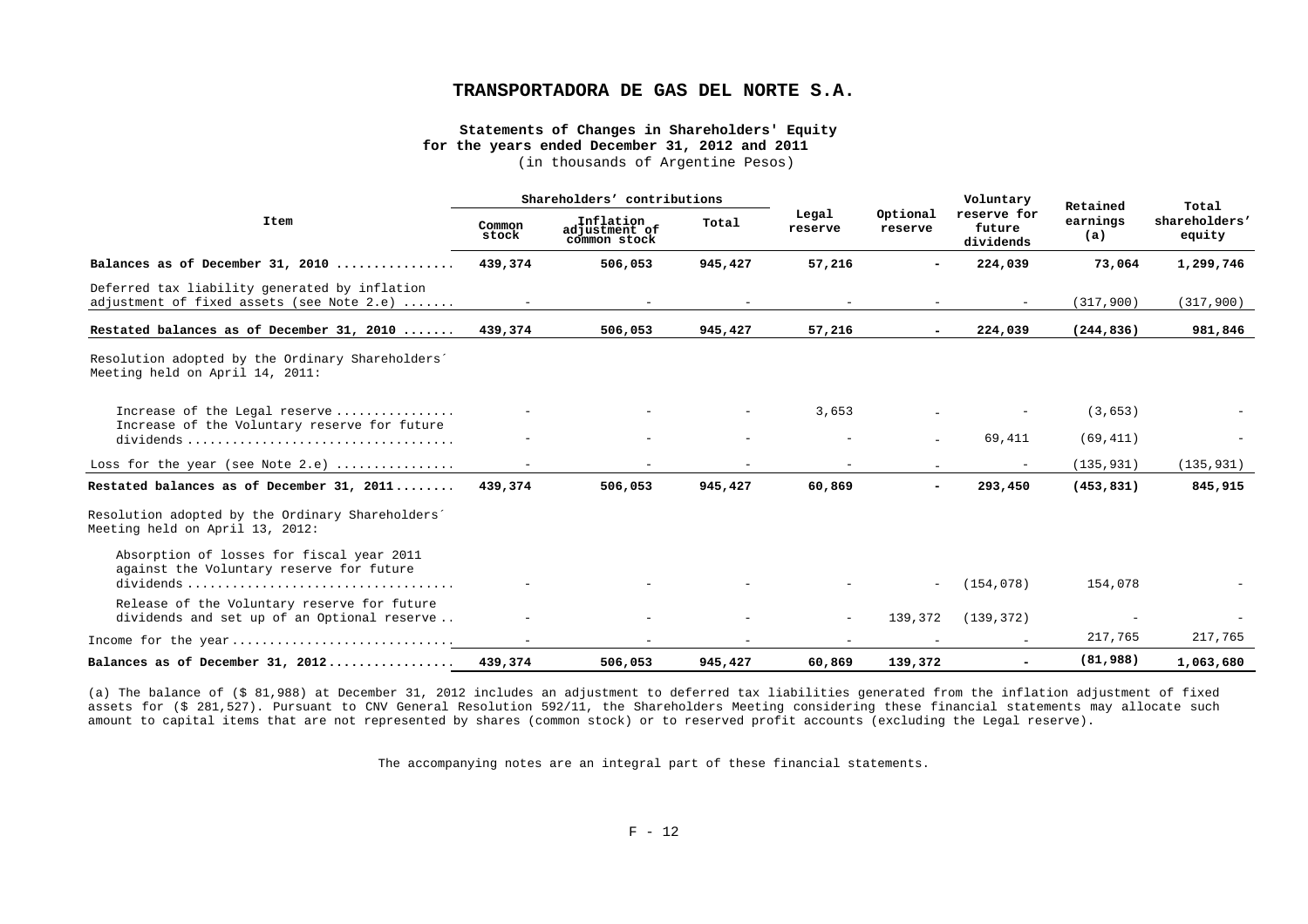# TRANSPORTADORA DE GAS DEL NORTE S.A.

**Statements of Changes in Shareholders' Equity**
**for the years ended December 31, 2012 and 2011**
(in thousands of Argentine Pesos)

| Item | Shareholders' contributions | | | Legal reserve | Optional reserve | Voluntary reserve for future dividends | Retained earnings (a) | Total shareholders' equity |
|---|---|---|---|---|---|---|---|---|
| | Common stock | Inflation adjustment of common stock | Total | | | | | |
| **Balances as of December 31, 2010** | **439,374** | **506,053** | **945,427** | **57,216** | **-** | **224,039** | **73,064** | **1,299,746** |
| Deferred tax liability generated by inflation adjustment of fixed assets (see Note 2.e) | - | - | - | - | - | - | (317,900) | (317,900) |
| **Restated balances as of December 31, 2010** | **439,374** | **506,053** | **945,427** | **57,216** | **-** | **224,039** | **(244,836)** | **981,846** |
| Resolution adopted by the Ordinary Shareholders´ Meeting held on April 14, 2011: | | | | | | | | |
| Increase of the Legal reserve | - | - | - | 3,653 | - | - | (3,653) | - |
| Increase of the Voluntary reserve for future dividends | - | - | - | - | - | 69,411 | (69,411) | - |
| Loss for the year (see Note 2.e) | - | - | - | - | - | - | (135,931) | (135,931) |
| **Restated balances as of December 31, 2011** | **439,374** | **506,053** | **945,427** | **60,869** | **-** | **293,450** | **(453,831)** | **845,915** |
| Resolution adopted by the Ordinary Shareholders´ Meeting held on April 13, 2012: | | | | | | | | |
| Absorption of losses for fiscal year 2011 against the Voluntary reserve for future dividends | - | - | - | - | - | (154,078) | 154,078 | - |
| Release of the Voluntary reserve for future dividends and set up of an Optional reserve | - | - | - | - | 139,372 | (139,372) | - | - |
| Income for the year | - | - | - | - | - | - | 217,765 | 217,765 |
| **Balances as of December 31, 2012** | **439,374** | **506,053** | **945,427** | **60,869** | **139,372** | **-** | **(81,988)** | **1,063,680** |

(a) The balance of ($ 81,988) at December 31, 2012 includes an adjustment to deferred tax liabilities generated from the inflation adjustment of fixed assets for ($ 281,527). Pursuant to CNV General Resolution 592/11, the Shareholders Meeting considering these financial statements may allocate such amount to capital items that are not represented by shares (common stock) or to reserved profit accounts (excluding the Legal reserve).

The accompanying notes are an integral part of these financial statements.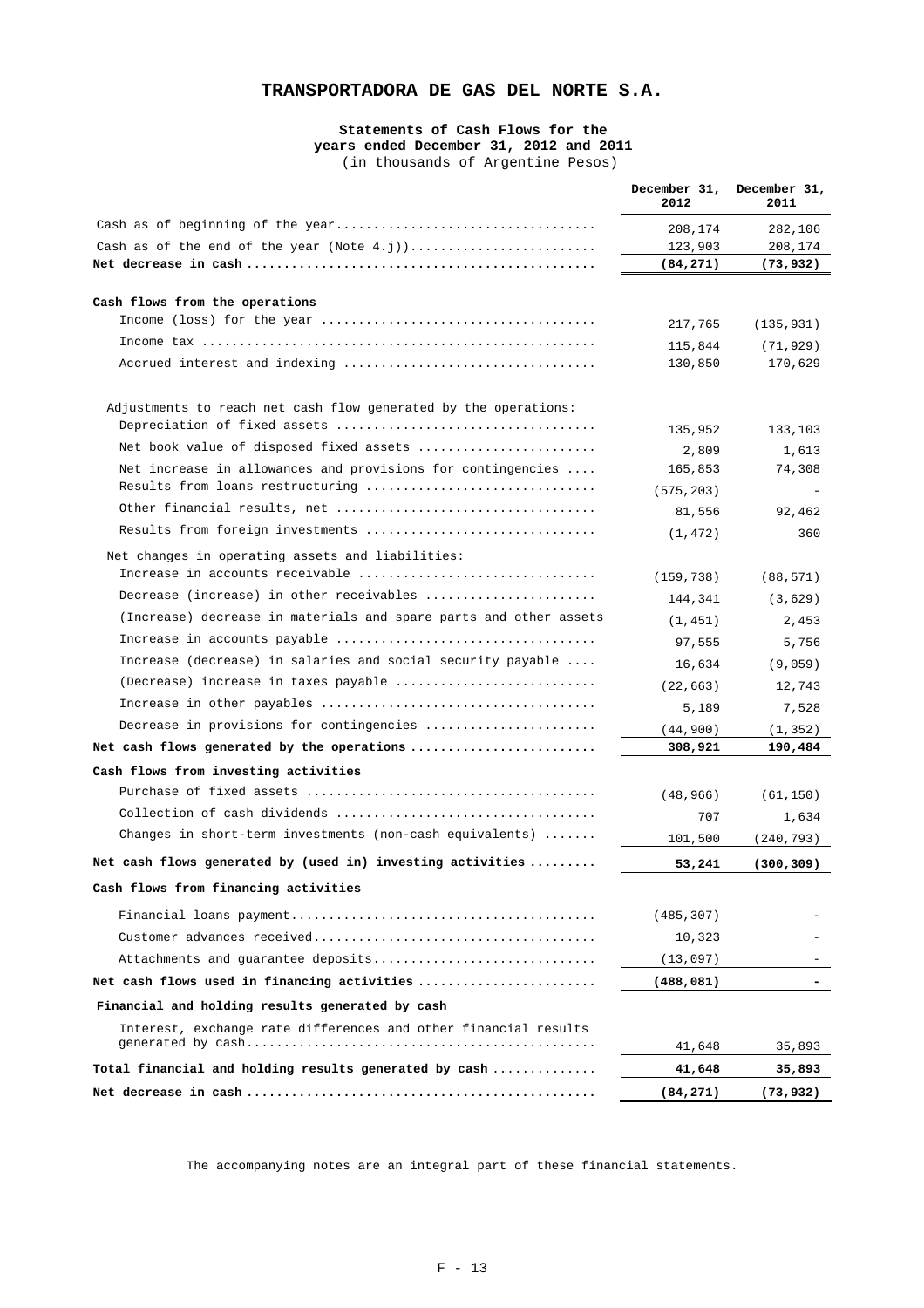# TRANSPORTADORA DE GAS DEL NORTE S.A.

**Statements of Cash Flows for the years ended December 31, 2012 and 2011**
(in thousands of Argentine Pesos)

| | December 31, 2012 | December 31, 2011 |
|---|---|---|
| Cash as of beginning of the year | 208,174 | 282,106 |
| Cash as of the end of the year (Note 4.j)) | 123,903 | 208,174 |
| **Net decrease in cash** | **(84,271)** | **(73,932)** |
| **Cash flows from the operations** | | |
| Income (loss) for the year | 217,765 | (135,931) |
| Income tax | 115,844 | (71,929) |
| Accrued interest and indexing | 130,850 | 170,629 |
| Adjustments to reach net cash flow generated by the operations: | | |
| Depreciation of fixed assets | 135,952 | 133,103 |
| Net book value of disposed fixed assets | 2,809 | 1,613 |
| Net increase in allowances and provisions for contingencies | 165,853 | 74,308 |
| Results from loans restructuring | (575,203) | - |
| Other financial results, net | 81,556 | 92,462 |
| Results from foreign investments | (1,472) | 360 |
| Net changes in operating assets and liabilities: | | |
| Increase in accounts receivable | (159,738) | (88,571) |
| Decrease (increase) in other receivables | 144,341 | (3,629) |
| (Increase) decrease in materials and spare parts and other assets | (1,451) | 2,453 |
| Increase in accounts payable | 97,555 | 5,756 |
| Increase (decrease) in salaries and social security payable | 16,634 | (9,059) |
| (Decrease) increase in taxes payable | (22,663) | 12,743 |
| Increase in other payables | 5,189 | 7,528 |
| Decrease in provisions for contingencies | (44,900) | (1,352) |
| **Net cash flows generated by the operations** | **308,921** | **190,484** |
| **Cash flows from investing activities** | | |
| Purchase of fixed assets | (48,966) | (61,150) |
| Collection of cash dividends | 707 | 1,634 |
| Changes in short-term investments (non-cash equivalents) | 101,500 | (240,793) |
| **Net cash flows generated by (used in) investing activities** | **53,241** | **(300,309)** |
| **Cash flows from financing activities** | | |
| Financial loans payment | (485,307) | - |
| Customer advances received | 10,323 | - |
| Attachments and guarantee deposits | (13,097) | - |
| **Net cash flows used in financing activities** | **(488,081)** | **-** |
| **Financial and holding results generated by cash** | | |
| Interest, exchange rate differences and other financial results generated by cash | 41,648 | 35,893 |
| **Total financial and holding results generated by cash** | **41,648** | **35,893** |
| **Net decrease in cash** | **(84,271)** | **(73,932)** |

The accompanying notes are an integral part of these financial statements.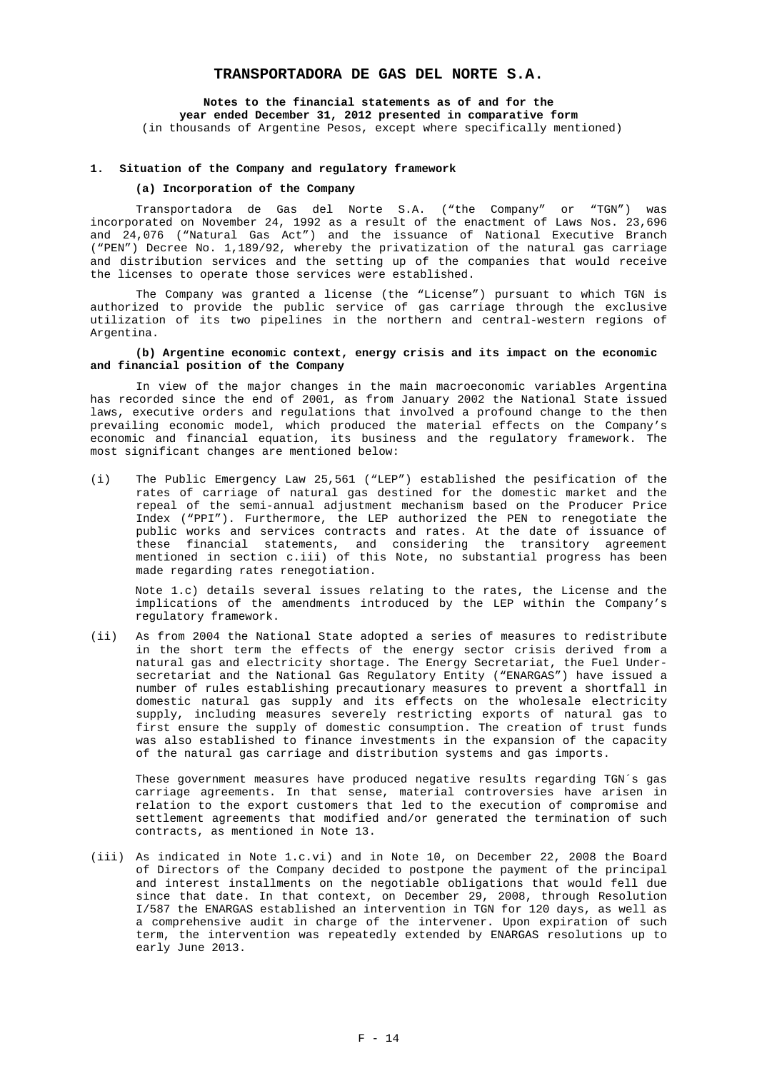# TRANSPORTADORA DE GAS DEL NORTE S.A.

**Notes to the financial statements as of and for the year ended December 31, 2012 presented in comparative form**
(in thousands of Argentine Pesos, except where specifically mentioned)

## 1. Situation of the Company and regulatory framework

### (a) Incorporation of the Company

Transportadora de Gas del Norte S.A. ("the Company" or "TGN") was incorporated on November 24, 1992 as a result of the enactment of Laws Nos. 23,696 and 24,076 ("Natural Gas Act") and the issuance of National Executive Branch ("PEN") Decree No. 1,189/92, whereby the privatization of the natural gas carriage and distribution services and the setting up of the companies that would receive the licenses to operate those services were established.

The Company was granted a license (the "License") pursuant to which TGN is authorized to provide the public service of gas carriage through the exclusive utilization of its two pipelines in the northern and central-western regions of Argentina.

### (b) Argentine economic context, energy crisis and its impact on the economic and financial position of the Company

In view of the major changes in the main macroeconomic variables Argentina has recorded since the end of 2001, as from January 2002 the National State issued laws, executive orders and regulations that involved a profound change to the then prevailing economic model, which produced the material effects on the Company's economic and financial equation, its business and the regulatory framework. The most significant changes are mentioned below:

(i) The Public Emergency Law 25,561 ("LEP") established the pesification of the rates of carriage of natural gas destined for the domestic market and the repeal of the semi-annual adjustment mechanism based on the Producer Price Index ("PPI"). Furthermore, the LEP authorized the PEN to renegotiate the public works and services contracts and rates. At the date of issuance of these financial statements, and considering the transitory agreement mentioned in section c.iii) of this Note, no substantial progress has been made regarding rates renegotiation.

Note 1.c) details several issues relating to the rates, the License and the implications of the amendments introduced by the LEP within the Company's regulatory framework.

(ii) As from 2004 the National State adopted a series of measures to redistribute in the short term the effects of the energy sector crisis derived from a natural gas and electricity shortage. The Energy Secretariat, the Fuel Under-secretariat and the National Gas Regulatory Entity ("ENARGAS") have issued a number of rules establishing precautionary measures to prevent a shortfall in domestic natural gas supply and its effects on the wholesale electricity supply, including measures severely restricting exports of natural gas to first ensure the supply of domestic consumption. The creation of trust funds was also established to finance investments in the expansion of the capacity of the natural gas carriage and distribution systems and gas imports.

These government measures have produced negative results regarding TGN´s gas carriage agreements. In that sense, material controversies have arisen in relation to the export customers that led to the execution of compromise and settlement agreements that modified and/or generated the termination of such contracts, as mentioned in Note 13.

(iii) As indicated in Note 1.c.vi) and in Note 10, on December 22, 2008 the Board of Directors of the Company decided to postpone the payment of the principal and interest installments on the negotiable obligations that would fell due since that date. In that context, on December 29, 2008, through Resolution I/587 the ENARGAS established an intervention in TGN for 120 days, as well as a comprehensive audit in charge of the intervener. Upon expiration of such term, the intervention was repeatedly extended by ENARGAS resolutions up to early June 2013.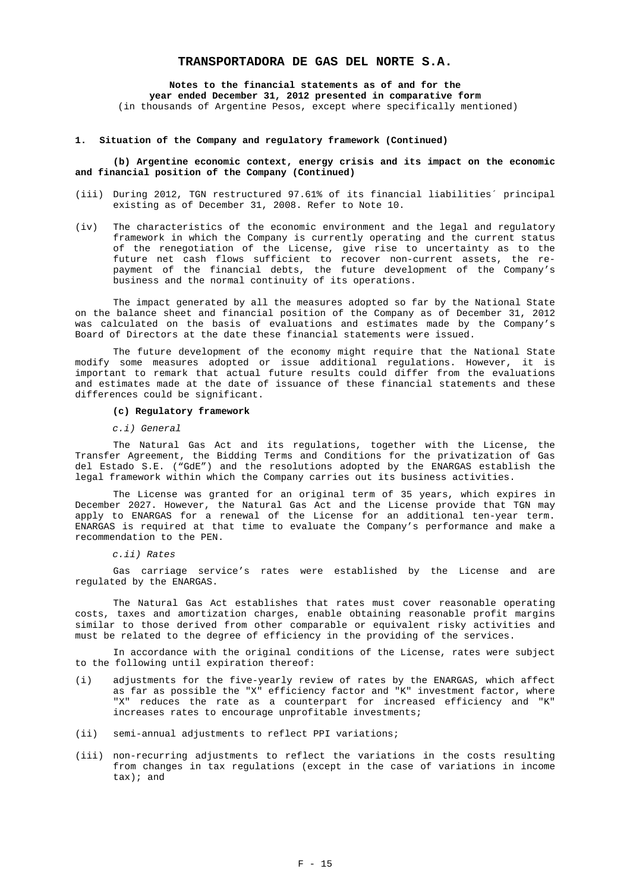**1. Situation of the Company and regulatory framework (Continued)**

**(b) Argentine economic context, energy crisis and its impact on the economic and financial position of the Company (Continued)**

(iii) During 2012, TGN restructured 97.61% of its financial liabilities´ principal existing as of December 31, 2008. Refer to Note 10.

(iv) The characteristics of the economic environment and the legal and regulatory framework in which the Company is currently operating and the current status of the renegotiation of the License, give rise to uncertainty as to the future net cash flows sufficient to recover non-current assets, the re-payment of the financial debts, the future development of the Company's business and the normal continuity of its operations.

The impact generated by all the measures adopted so far by the National State on the balance sheet and financial position of the Company as of December 31, 2012 was calculated on the basis of evaluations and estimates made by the Company's Board of Directors at the date these financial statements were issued.

The future development of the economy might require that the National State modify some measures adopted or issue additional regulations. However, it is important to remark that actual future results could differ from the evaluations and estimates made at the date of issuance of these financial statements and these differences could be significant.

**(c) Regulatory framework**

*c.i) General*

The Natural Gas Act and its regulations, together with the License, the Transfer Agreement, the Bidding Terms and Conditions for the privatization of Gas del Estado S.E. ("GdE") and the resolutions adopted by the ENARGAS establish the legal framework within which the Company carries out its business activities.

The License was granted for an original term of 35 years, which expires in December 2027. However, the Natural Gas Act and the License provide that TGN may apply to ENARGAS for a renewal of the License for an additional ten-year term. ENARGAS is required at that time to evaluate the Company's performance and make a recommendation to the PEN.

*c.ii) Rates*

Gas carriage service's rates were established by the License and are regulated by the ENARGAS.

The Natural Gas Act establishes that rates must cover reasonable operating costs, taxes and amortization charges, enable obtaining reasonable profit margins similar to those derived from other comparable or equivalent risky activities and must be related to the degree of efficiency in the providing of the services.

In accordance with the original conditions of the License, rates were subject to the following until expiration thereof:

(i) adjustments for the five-yearly review of rates by the ENARGAS, which affect as far as possible the "X" efficiency factor and "K" investment factor, where "X" reduces the rate as a counterpart for increased efficiency and "K" increases rates to encourage unprofitable investments;

(ii) semi-annual adjustments to reflect PPI variations;

(iii) non-recurring adjustments to reflect the variations in the costs resulting from changes in tax regulations (except in the case of variations in income tax); and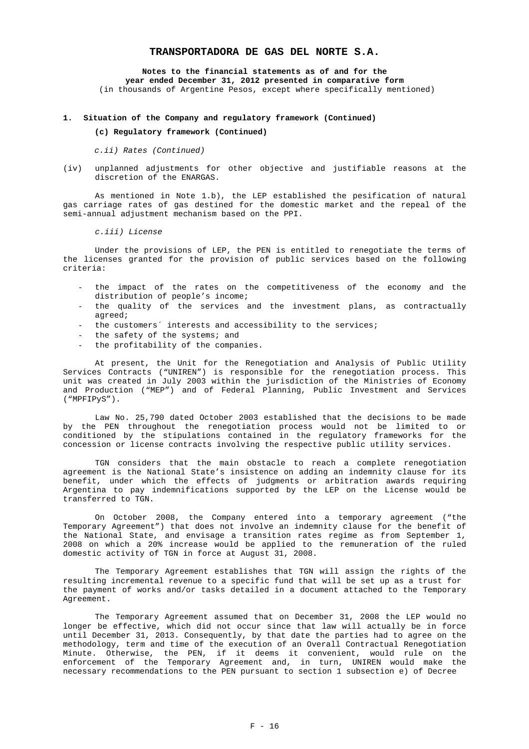**1. Situation of the Company and regulatory framework (Continued)**

**(c) Regulatory framework (Continued)**

*c.ii) Rates (Continued)*

(iv) unplanned adjustments for other objective and justifiable reasons at the discretion of the ENARGAS.

As mentioned in Note 1.b), the LEP established the pesification of natural gas carriage rates of gas destined for the domestic market and the repeal of the semi-annual adjustment mechanism based on the PPI.

*c.iii) License*

Under the provisions of LEP, the PEN is entitled to renegotiate the terms of the licenses granted for the provision of public services based on the following criteria:

- the impact of the rates on the competitiveness of the economy and the distribution of people's income;
- the quality of the services and the investment plans, as contractually agreed;
- the customers´ interests and accessibility to the services;
- the safety of the systems; and
- the profitability of the companies.

At present, the Unit for the Renegotiation and Analysis of Public Utility Services Contracts ("UNIREN") is responsible for the renegotiation process. This unit was created in July 2003 within the jurisdiction of the Ministries of Economy and Production ("MEP") and of Federal Planning, Public Investment and Services ("MPFIPyS").

Law No. 25,790 dated October 2003 established that the decisions to be made by the PEN throughout the renegotiation process would not be limited to or conditioned by the stipulations contained in the regulatory frameworks for the concession or license contracts involving the respective public utility services.

TGN considers that the main obstacle to reach a complete renegotiation agreement is the National State's insistence on adding an indemnity clause for its benefit, under which the effects of judgments or arbitration awards requiring Argentina to pay indemnifications supported by the LEP on the License would be transferred to TGN.

On October 2008, the Company entered into a temporary agreement ("the Temporary Agreement") that does not involve an indemnity clause for the benefit of the National State, and envisage a transition rates regime as from September 1, 2008 on which a 20% increase would be applied to the remuneration of the ruled domestic activity of TGN in force at August 31, 2008.

The Temporary Agreement establishes that TGN will assign the rights of the resulting incremental revenue to a specific fund that will be set up as a trust for the payment of works and/or tasks detailed in a document attached to the Temporary Agreement.

The Temporary Agreement assumed that on December 31, 2008 the LEP would no longer be effective, which did not occur since that law will actually be in force until December 31, 2013. Consequently, by that date the parties had to agree on the methodology, term and time of the execution of an Overall Contractual Renegotiation Minute. Otherwise, the PEN, if it deems it convenient, would rule on the enforcement of the Temporary Agreement and, in turn, UNIREN would make the necessary recommendations to the PEN pursuant to section 1 subsection e) of Decree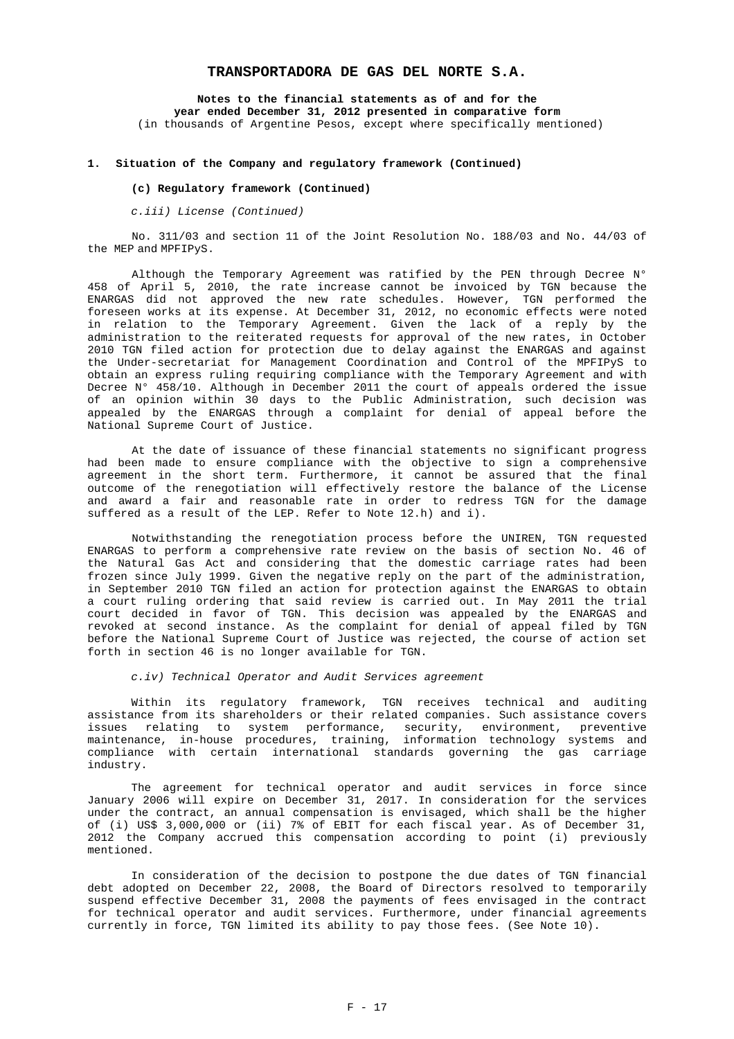**1. Situation of the Company and regulatory framework (Continued)**

**(c) Regulatory framework (Continued)**

*c.iii) License (Continued)*

No. 311/03 and section 11 of the Joint Resolution No. 188/03 and No. 44/03 of the MEP and MPFIPyS.

Although the Temporary Agreement was ratified by the PEN through Decree N° 458 of April 5, 2010, the rate increase cannot be invoiced by TGN because the ENARGAS did not approved the new rate schedules. However, TGN performed the foreseen works at its expense. At December 31, 2012, no economic effects were noted in relation to the Temporary Agreement. Given the lack of a reply by the administration to the reiterated requests for approval of the new rates, in October 2010 TGN filed action for protection due to delay against the ENARGAS and against the Under-secretariat for Management Coordination and Control of the MPFIPyS to obtain an express ruling requiring compliance with the Temporary Agreement and with Decree N° 458/10. Although in December 2011 the court of appeals ordered the issue of an opinion within 30 days to the Public Administration, such decision was appealed by the ENARGAS through a complaint for denial of appeal before the National Supreme Court of Justice.

At the date of issuance of these financial statements no significant progress had been made to ensure compliance with the objective to sign a comprehensive agreement in the short term. Furthermore, it cannot be assured that the final outcome of the renegotiation will effectively restore the balance of the License and award a fair and reasonable rate in order to redress TGN for the damage suffered as a result of the LEP. Refer to Note 12.h) and i).

Notwithstanding the renegotiation process before the UNIREN, TGN requested ENARGAS to perform a comprehensive rate review on the basis of section No. 46 of the Natural Gas Act and considering that the domestic carriage rates had been frozen since July 1999. Given the negative reply on the part of the administration, in September 2010 TGN filed an action for protection against the ENARGAS to obtain a court ruling ordering that said review is carried out. In May 2011 the trial court decided in favor of TGN. This decision was appealed by the ENARGAS and revoked at second instance. As the complaint for denial of appeal filed by TGN before the National Supreme Court of Justice was rejected, the course of action set forth in section 46 is no longer available for TGN.

*c.iv) Technical Operator and Audit Services agreement*

Within its regulatory framework, TGN receives technical and auditing assistance from its shareholders or their related companies. Such assistance covers issues relating to system performance, security, environment, preventive maintenance, in-house procedures, training, information technology systems and compliance with certain international standards governing the gas carriage industry.

The agreement for technical operator and audit services in force since January 2006 will expire on December 31, 2017. In consideration for the services under the contract, an annual compensation is envisaged, which shall be the higher of (i) US$ 3,000,000 or (ii) 7% of EBIT for each fiscal year. As of December 31, 2012 the Company accrued this compensation according to point (i) previously mentioned.

In consideration of the decision to postpone the due dates of TGN financial debt adopted on December 22, 2008, the Board of Directors resolved to temporarily suspend effective December 31, 2008 the payments of fees envisaged in the contract for technical operator and audit services. Furthermore, under financial agreements currently in force, TGN limited its ability to pay those fees. (See Note 10).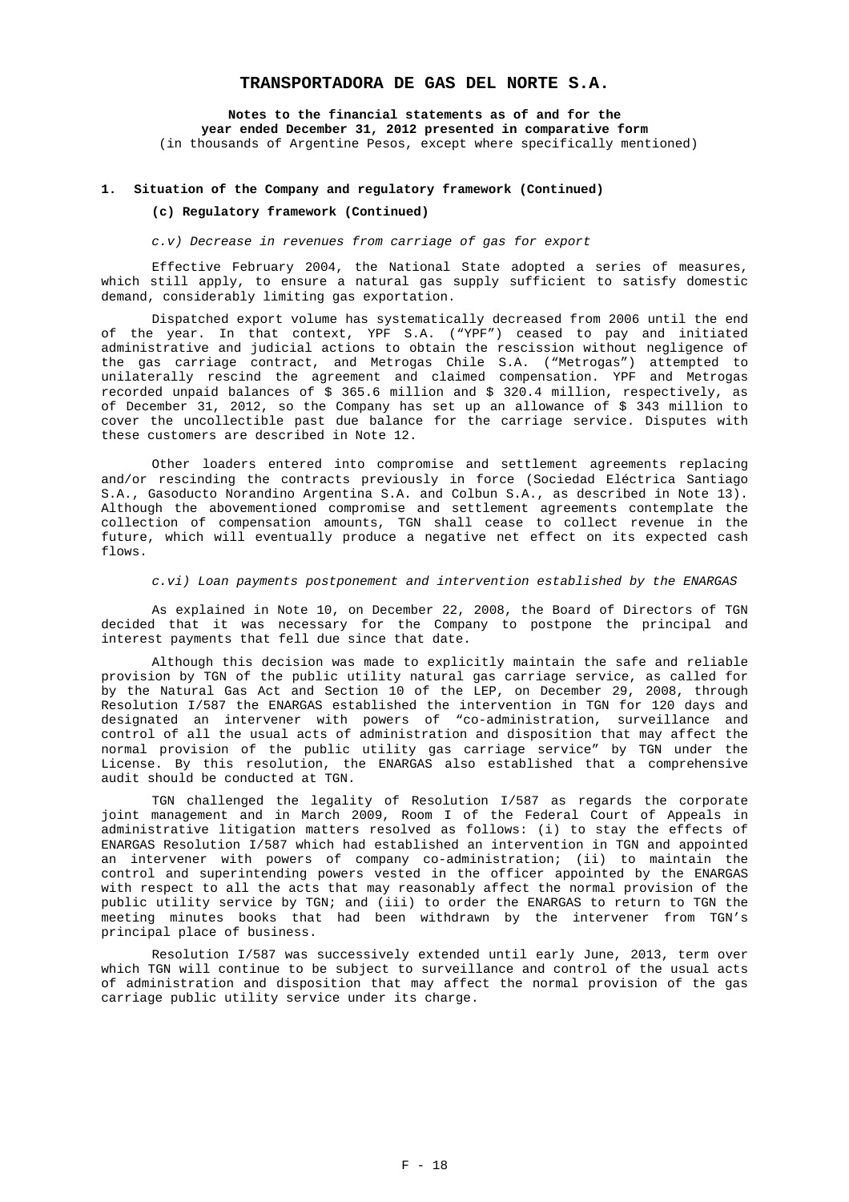# TRANSPORTADORA DE GAS DEL NORTE S.A.

**Notes to the financial statements as of and for the year ended December 31, 2012 presented in comparative form**
(in thousands of Argentine Pesos, except where specifically mentioned)

## 1. Situation of the Company and regulatory framework (Continued)

### (c) Regulatory framework (Continued)

*c.v) Decrease in revenues from carriage of gas for export*

Effective February 2004, the National State adopted a series of measures, which still apply, to ensure a natural gas supply sufficient to satisfy domestic demand, considerably limiting gas exportation.

Dispatched export volume has systematically decreased from 2006 until the end of the year. In that context, YPF S.A. ("YPF") ceased to pay and initiated administrative and judicial actions to obtain the rescission without negligence of the gas carriage contract, and Metrogas Chile S.A. ("Metrogas") attempted to unilaterally rescind the agreement and claimed compensation. YPF and Metrogas recorded unpaid balances of $ 365.6 million and $ 320.4 million, respectively, as of December 31, 2012, so the Company has set up an allowance of $ 343 million to cover the uncollectible past due balance for the carriage service. Disputes with these customers are described in Note 12.

Other loaders entered into compromise and settlement agreements replacing and/or rescinding the contracts previously in force (Sociedad Eléctrica Santiago S.A., Gasoducto Norandino Argentina S.A. and Colbun S.A., as described in Note 13). Although the abovementioned compromise and settlement agreements contemplate the collection of compensation amounts, TGN shall cease to collect revenue in the future, which will eventually produce a negative net effect on its expected cash flows.

*c.vi) Loan payments postponement and intervention established by the ENARGAS*

As explained in Note 10, on December 22, 2008, the Board of Directors of TGN decided that it was necessary for the Company to postpone the principal and interest payments that fell due since that date.

Although this decision was made to explicitly maintain the safe and reliable provision by TGN of the public utility natural gas carriage service, as called for by the Natural Gas Act and Section 10 of the LEP, on December 29, 2008, through Resolution I/587 the ENARGAS established the intervention in TGN for 120 days and designated an intervener with powers of "co-administration, surveillance and control of all the usual acts of administration and disposition that may affect the normal provision of the public utility gas carriage service" by TGN under the License. By this resolution, the ENARGAS also established that a comprehensive audit should be conducted at TGN.

TGN challenged the legality of Resolution I/587 as regards the corporate joint management and in March 2009, Room I of the Federal Court of Appeals in administrative litigation matters resolved as follows: (i) to stay the effects of ENARGAS Resolution I/587 which had established an intervention in TGN and appointed an intervener with powers of company co-administration; (ii) to maintain the control and superintending powers vested in the officer appointed by the ENARGAS with respect to all the acts that may reasonably affect the normal provision of the public utility service by TGN; and (iii) to order the ENARGAS to return to TGN the meeting minutes books that had been withdrawn by the intervener from TGN's principal place of business.

Resolution I/587 was successively extended until early June, 2013, term over which TGN will continue to be subject to surveillance and control of the usual acts of administration and disposition that may affect the normal provision of the gas carriage public utility service under its charge.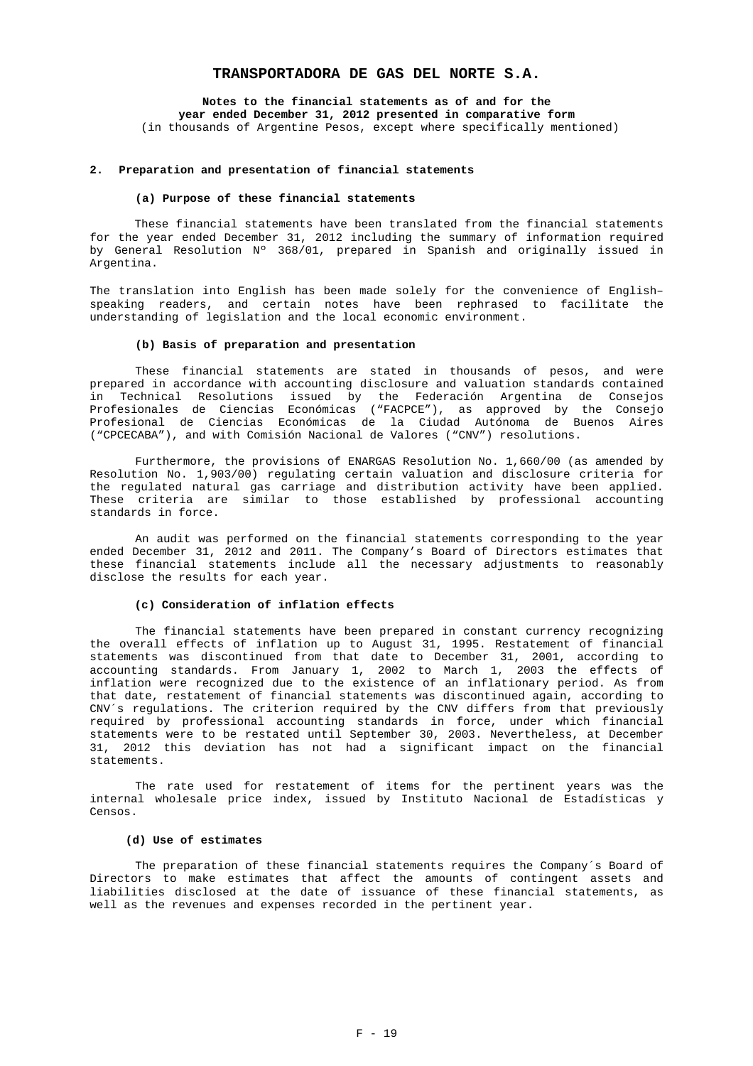**TRANSPORTADORA DE GAS DEL NORTE S.A.**

**Notes to the financial statements as of and for the year ended December 31, 2012 presented in comparative form**
(in thousands of Argentine Pesos, except where specifically mentioned)

## 2. Preparation and presentation of financial statements

### (a) Purpose of these financial statements

These financial statements have been translated from the financial statements for the year ended December 31, 2012 including the summary of information required by General Resolution Nº 368/01, prepared in Spanish and originally issued in Argentina.

The translation into English has been made solely for the convenience of English–speaking readers, and certain notes have been rephrased to facilitate the understanding of legislation and the local economic environment.

### (b) Basis of preparation and presentation

These financial statements are stated in thousands of pesos, and were prepared in accordance with accounting disclosure and valuation standards contained in Technical Resolutions issued by the Federación Argentina de Consejos Profesionales de Ciencias Económicas ("FACPCE"), as approved by the Consejo Profesional de Ciencias Económicas de la Ciudad Autónoma de Buenos Aires ("CPCECABA"), and with Comisión Nacional de Valores ("CNV") resolutions.

Furthermore, the provisions of ENARGAS Resolution No. 1,660/00 (as amended by Resolution No. 1,903/00) regulating certain valuation and disclosure criteria for the regulated natural gas carriage and distribution activity have been applied. These criteria are similar to those established by professional accounting standards in force.

An audit was performed on the financial statements corresponding to the year ended December 31, 2012 and 2011. The Company's Board of Directors estimates that these financial statements include all the necessary adjustments to reasonably disclose the results for each year.

### (c) Consideration of inflation effects

The financial statements have been prepared in constant currency recognizing the overall effects of inflation up to August 31, 1995. Restatement of financial statements was discontinued from that date to December 31, 2001, according to accounting standards. From January 1, 2002 to March 1, 2003 the effects of inflation were recognized due to the existence of an inflationary period. As from that date, restatement of financial statements was discontinued again, according to CNV´s regulations. The criterion required by the CNV differs from that previously required by professional accounting standards in force, under which financial statements were to be restated until September 30, 2003. Nevertheless, at December 31, 2012 this deviation has not had a significant impact on the financial statements.

The rate used for restatement of items for the pertinent years was the internal wholesale price index, issued by Instituto Nacional de Estadísticas y Censos.

### (d) Use of estimates

The preparation of these financial statements requires the Company´s Board of Directors to make estimates that affect the amounts of contingent assets and liabilities disclosed at the date of issuance of these financial statements, as well as the revenues and expenses recorded in the pertinent year.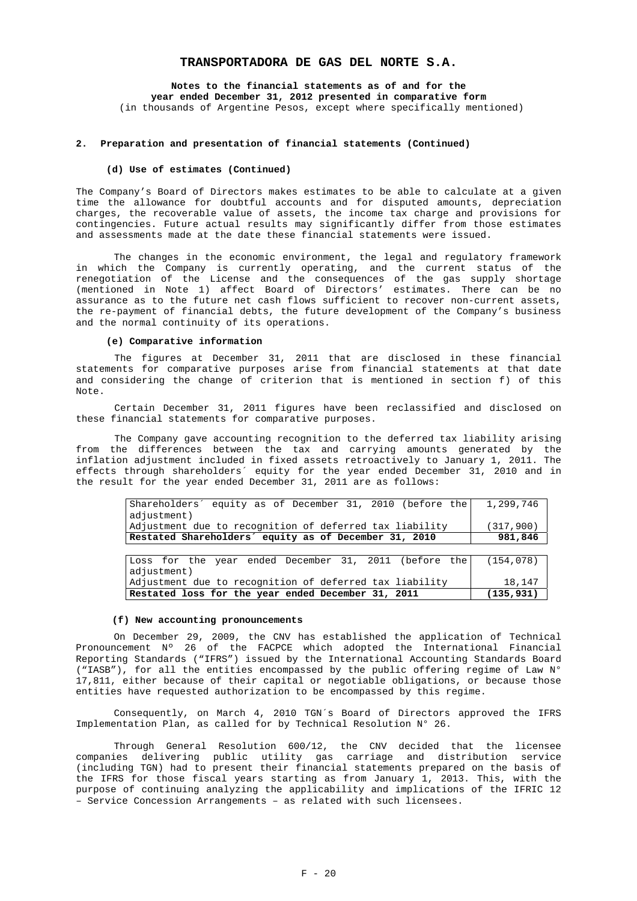**TRANSPORTADORA DE GAS DEL NORTE S.A.**

**Notes to the financial statements as of and for the year ended December 31, 2012 presented in comparative form**
(in thousands of Argentine Pesos, except where specifically mentioned)

## 2. Preparation and presentation of financial statements (Continued)

### (d) Use of estimates (Continued)

The Company's Board of Directors makes estimates to be able to calculate at a given time the allowance for doubtful accounts and for disputed amounts, depreciation charges, the recoverable value of assets, the income tax charge and provisions for contingencies. Future actual results may significantly differ from those estimates and assessments made at the date these financial statements were issued.

The changes in the economic environment, the legal and regulatory framework in which the Company is currently operating, and the current status of the renegotiation of the License and the consequences of the gas supply shortage (mentioned in Note 1) affect Board of Directors' estimates. There can be no assurance as to the future net cash flows sufficient to recover non-current assets, the re-payment of financial debts, the future development of the Company's business and the normal continuity of its operations.

### (e) Comparative information

The figures at December 31, 2011 that are disclosed in these financial statements for comparative purposes arise from financial statements at that date and considering the change of criterion that is mentioned in section f) of this Note.

Certain December 31, 2011 figures have been reclassified and disclosed on these financial statements for comparative purposes.

The Company gave accounting recognition to the deferred tax liability arising from the differences between the tax and carrying amounts generated by the inflation adjustment included in fixed assets retroactively to January 1, 2011. The effects through shareholders´ equity for the year ended December 31, 2010 and in the result for the year ended December 31, 2011 are as follows:

| | |
|---|---:|
| Shareholders´ equity as of December 31, 2010 (before the adjustment) | 1,299,746 |
| Adjustment due to recognition of deferred tax liability | (317,900) |
| **Restated Shareholders´ equity as of December 31, 2010** | **981,846** |

| | |
|---|---:|
| Loss for the year ended December 31, 2011 (before the adjustment) | (154,078) |
| Adjustment due to recognition of deferred tax liability | 18,147 |
| **Restated loss for the year ended December 31, 2011** | **(135,931)** |

### (f) New accounting pronouncements

On December 29, 2009, the CNV has established the application of Technical Pronouncement Nº 26 of the FACPCE which adopted the International Financial Reporting Standards ("IFRS") issued by the International Accounting Standards Board ("IASB"), for all the entities encompassed by the public offering regime of Law N° 17,811, either because of their capital or negotiable obligations, or because those entities have requested authorization to be encompassed by this regime.

Consequently, on March 4, 2010 TGN´s Board of Directors approved the IFRS Implementation Plan, as called for by Technical Resolution N° 26.

Through General Resolution 600/12, the CNV decided that the licensee companies delivering public utility gas carriage and distribution service (including TGN) had to present their financial statements prepared on the basis of the IFRS for those fiscal years starting as from January 1, 2013. This, with the purpose of continuing analyzing the applicability and implications of the IFRIC 12 – Service Concession Arrangements – as related with such licensees.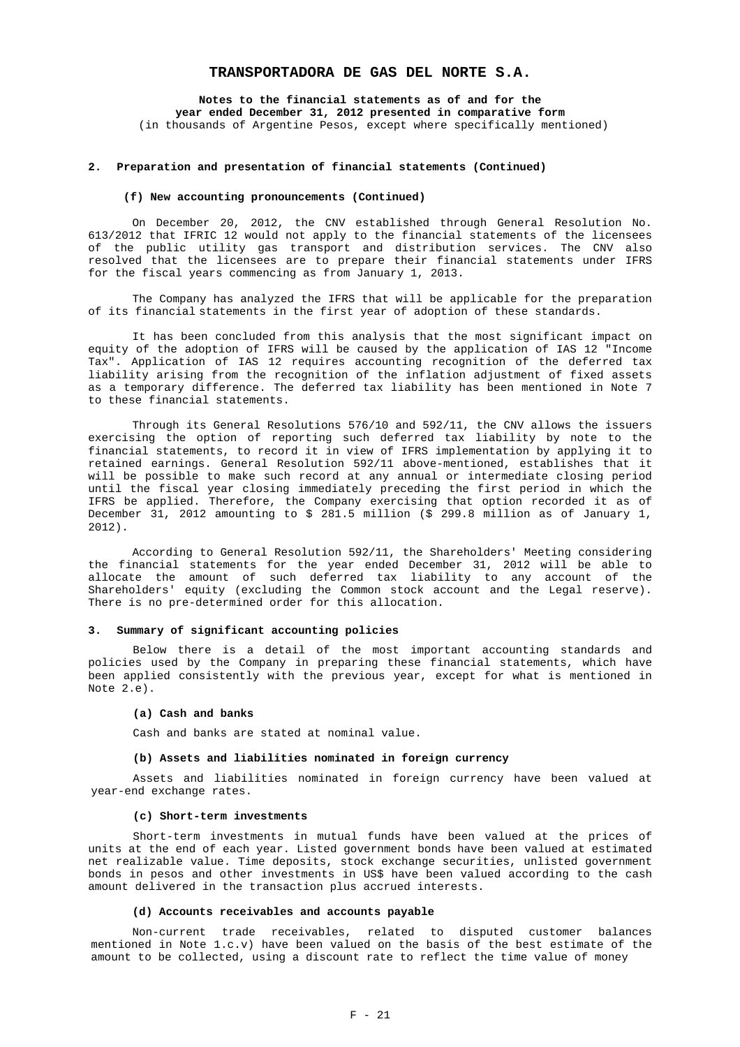**2. Preparation and presentation of financial statements (Continued)**

**(f) New accounting pronouncements (Continued)**

On December 20, 2012, the CNV established through General Resolution No. 613/2012 that IFRIC 12 would not apply to the financial statements of the licensees of the public utility gas transport and distribution services. The CNV also resolved that the licensees are to prepare their financial statements under IFRS for the fiscal years commencing as from January 1, 2013.

The Company has analyzed the IFRS that will be applicable for the preparation of its financial statements in the first year of adoption of these standards.

It has been concluded from this analysis that the most significant impact on equity of the adoption of IFRS will be caused by the application of IAS 12 "Income Tax". Application of IAS 12 requires accounting recognition of the deferred tax liability arising from the recognition of the inflation adjustment of fixed assets as a temporary difference. The deferred tax liability has been mentioned in Note 7 to these financial statements.

Through its General Resolutions 576/10 and 592/11, the CNV allows the issuers exercising the option of reporting such deferred tax liability by note to the financial statements, to record it in view of IFRS implementation by applying it to retained earnings. General Resolution 592/11 above-mentioned, establishes that it will be possible to make such record at any annual or intermediate closing period until the fiscal year closing immediately preceding the first period in which the IFRS be applied. Therefore, the Company exercising that option recorded it as of December 31, 2012 amounting to $ 281.5 million ($ 299.8 million as of January 1, 2012).

According to General Resolution 592/11, the Shareholders' Meeting considering the financial statements for the year ended December 31, 2012 will be able to allocate the amount of such deferred tax liability to any account of the Shareholders' equity (excluding the Common stock account and the Legal reserve). There is no pre-determined order for this allocation.

**3. Summary of significant accounting policies**

Below there is a detail of the most important accounting standards and policies used by the Company in preparing these financial statements, which have been applied consistently with the previous year, except for what is mentioned in Note 2.e).

**(a) Cash and banks**

Cash and banks are stated at nominal value.

**(b) Assets and liabilities nominated in foreign currency**

Assets and liabilities nominated in foreign currency have been valued at year-end exchange rates.

**(c) Short-term investments**

Short-term investments in mutual funds have been valued at the prices of units at the end of each year. Listed government bonds have been valued at estimated net realizable value. Time deposits, stock exchange securities, unlisted government bonds in pesos and other investments in US$ have been valued according to the cash amount delivered in the transaction plus accrued interests.

**(d) Accounts receivables and accounts payable**

Non-current trade receivables, related to disputed customer balances mentioned in Note 1.c.v) have been valued on the basis of the best estimate of the amount to be collected, using a discount rate to reflect the time value of money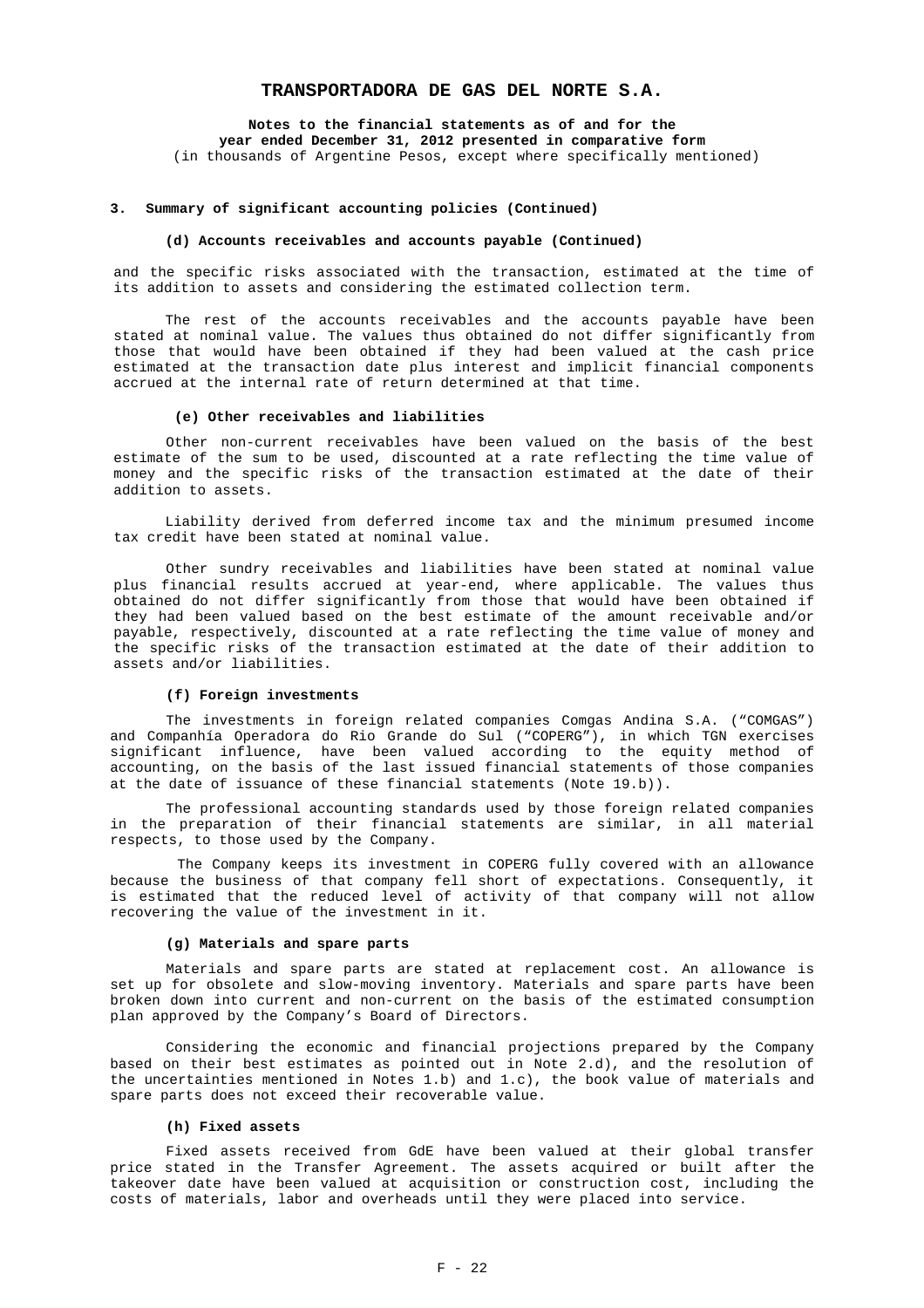### 3. Summary of significant accounting policies (Continued)

#### (d) Accounts receivables and accounts payable (Continued)

and the specific risks associated with the transaction, estimated at the time of its addition to assets and considering the estimated collection term.

The rest of the accounts receivables and the accounts payable have been stated at nominal value. The values thus obtained do not differ significantly from those that would have been obtained if they had been valued at the cash price estimated at the transaction date plus interest and implicit financial components accrued at the internal rate of return determined at that time.

#### (e) Other receivables and liabilities

Other non-current receivables have been valued on the basis of the best estimate of the sum to be used, discounted at a rate reflecting the time value of money and the specific risks of the transaction estimated at the date of their addition to assets.

Liability derived from deferred income tax and the minimum presumed income tax credit have been stated at nominal value.

Other sundry receivables and liabilities have been stated at nominal value plus financial results accrued at year-end, where applicable. The values thus obtained do not differ significantly from those that would have been obtained if they had been valued based on the best estimate of the amount receivable and/or payable, respectively, discounted at a rate reflecting the time value of money and the specific risks of the transaction estimated at the date of their addition to assets and/or liabilities.

#### (f) Foreign investments

The investments in foreign related companies Comgas Andina S.A. ("COMGAS") and Companhía Operadora do Rio Grande do Sul ("COPERG"), in which TGN exercises significant influence, have been valued according to the equity method of accounting, on the basis of the last issued financial statements of those companies at the date of issuance of these financial statements (Note 19.b)).

The professional accounting standards used by those foreign related companies in the preparation of their financial statements are similar, in all material respects, to those used by the Company.

The Company keeps its investment in COPERG fully covered with an allowance because the business of that company fell short of expectations. Consequently, it is estimated that the reduced level of activity of that company will not allow recovering the value of the investment in it.

#### (g) Materials and spare parts

Materials and spare parts are stated at replacement cost. An allowance is set up for obsolete and slow-moving inventory. Materials and spare parts have been broken down into current and non-current on the basis of the estimated consumption plan approved by the Company's Board of Directors.

Considering the economic and financial projections prepared by the Company based on their best estimates as pointed out in Note 2.d), and the resolution of the uncertainties mentioned in Notes 1.b) and 1.c), the book value of materials and spare parts does not exceed their recoverable value.

#### (h) Fixed assets

Fixed assets received from GdE have been valued at their global transfer price stated in the Transfer Agreement. The assets acquired or built after the takeover date have been valued at acquisition or construction cost, including the costs of materials, labor and overheads until they were placed into service.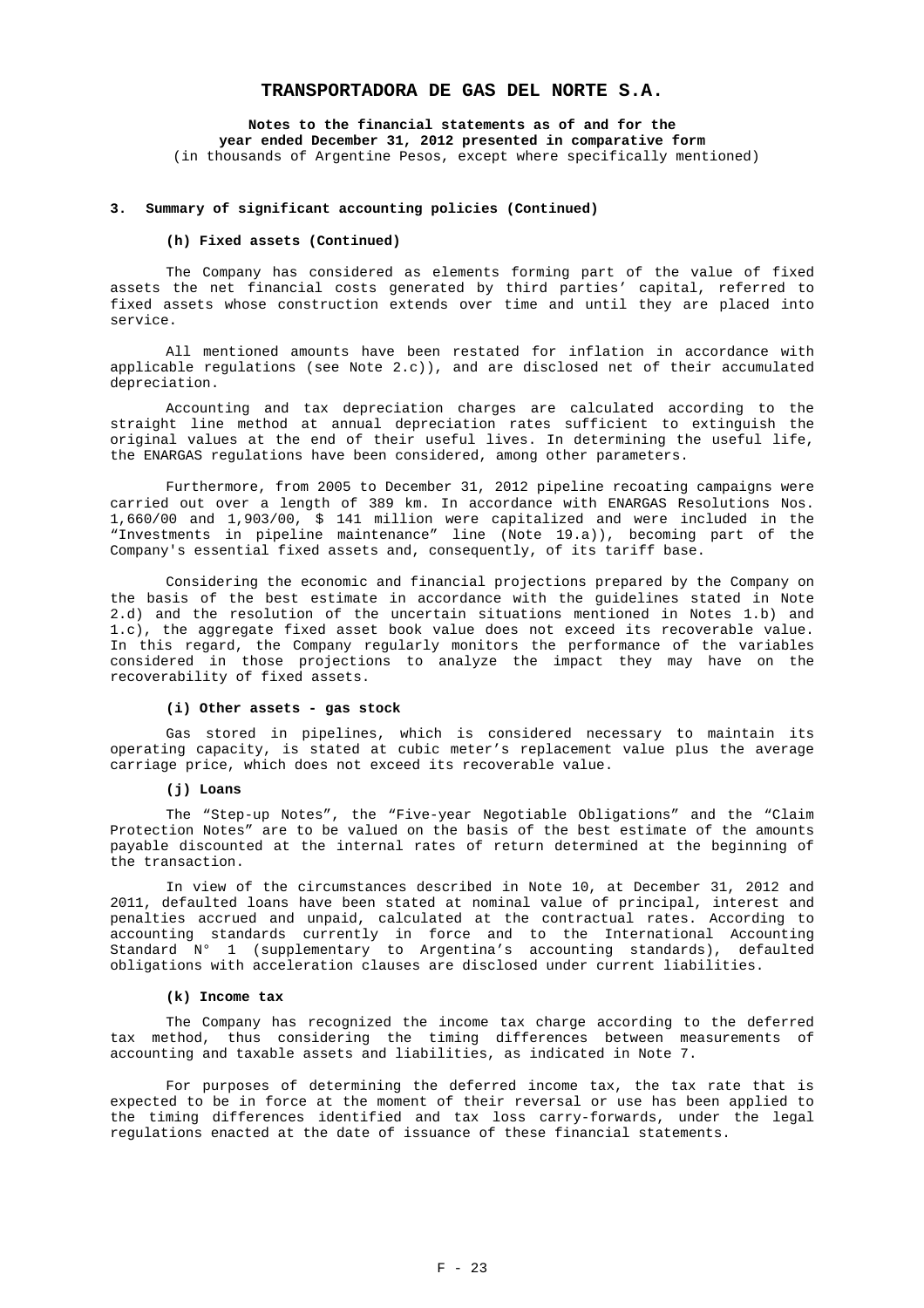**TRANSPORTADORA DE GAS DEL NORTE S.A.**

**Notes to the financial statements as of and for the year ended December 31, 2012 presented in comparative form**
(in thousands of Argentine Pesos, except where specifically mentioned)

**3. Summary of significant accounting policies (Continued)**

**(h) Fixed assets (Continued)**

The Company has considered as elements forming part of the value of fixed assets the net financial costs generated by third parties' capital, referred to fixed assets whose construction extends over time and until they are placed into service.

All mentioned amounts have been restated for inflation in accordance with applicable regulations (see Note 2.c)), and are disclosed net of their accumulated depreciation.

Accounting and tax depreciation charges are calculated according to the straight line method at annual depreciation rates sufficient to extinguish the original values at the end of their useful lives. In determining the useful life, the ENARGAS regulations have been considered, among other parameters.

Furthermore, from 2005 to December 31, 2012 pipeline recoating campaigns were carried out over a length of 389 km. In accordance with ENARGAS Resolutions Nos. 1,660/00 and 1,903/00, $ 141 million were capitalized and were included in the "Investments in pipeline maintenance" line (Note 19.a)), becoming part of the Company's essential fixed assets and, consequently, of its tariff base.

Considering the economic and financial projections prepared by the Company on the basis of the best estimate in accordance with the guidelines stated in Note 2.d) and the resolution of the uncertain situations mentioned in Notes 1.b) and 1.c), the aggregate fixed asset book value does not exceed its recoverable value. In this regard, the Company regularly monitors the performance of the variables considered in those projections to analyze the impact they may have on the recoverability of fixed assets.

**(i) Other assets - gas stock**

Gas stored in pipelines, which is considered necessary to maintain its operating capacity, is stated at cubic meter's replacement value plus the average carriage price, which does not exceed its recoverable value.

**(j) Loans**

The "Step-up Notes", the "Five-year Negotiable Obligations" and the "Claim Protection Notes" are to be valued on the basis of the best estimate of the amounts payable discounted at the internal rates of return determined at the beginning of the transaction.

In view of the circumstances described in Note 10, at December 31, 2012 and 2011, defaulted loans have been stated at nominal value of principal, interest and penalties accrued and unpaid, calculated at the contractual rates. According to accounting standards currently in force and to the International Accounting Standard N° 1 (supplementary to Argentina's accounting standards), defaulted obligations with acceleration clauses are disclosed under current liabilities.

**(k) Income tax**

The Company has recognized the income tax charge according to the deferred tax method, thus considering the timing differences between measurements of accounting and taxable assets and liabilities, as indicated in Note 7.

For purposes of determining the deferred income tax, the tax rate that is expected to be in force at the moment of their reversal or use has been applied to the timing differences identified and tax loss carry-forwards, under the legal regulations enacted at the date of issuance of these financial statements.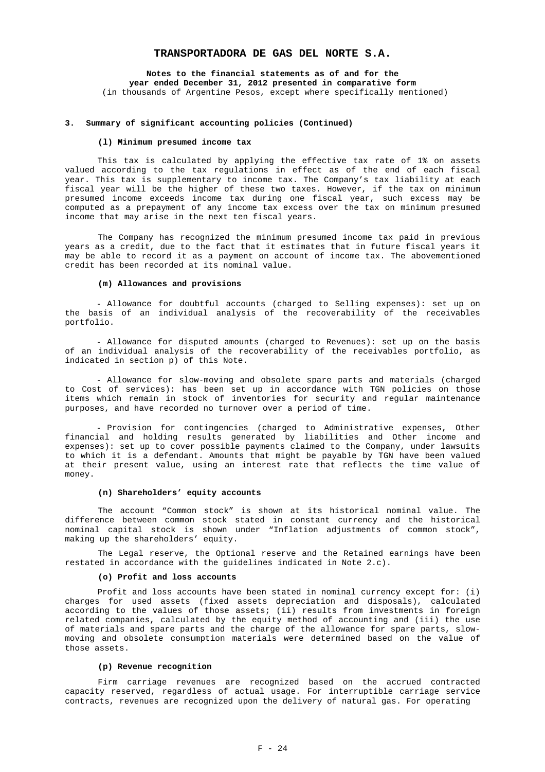**Notes to the financial statements as of and for the year ended December 31, 2012 presented in comparative form**
(in thousands of Argentine Pesos, except where specifically mentioned)

## 3. Summary of significant accounting policies (Continued)

### (l) Minimum presumed income tax

This tax is calculated by applying the effective tax rate of 1% on assets valued according to the tax regulations in effect as of the end of each fiscal year. This tax is supplementary to income tax. The Company's tax liability at each fiscal year will be the higher of these two taxes. However, if the tax on minimum presumed income exceeds income tax during one fiscal year, such excess may be computed as a prepayment of any income tax excess over the tax on minimum presumed income that may arise in the next ten fiscal years.

The Company has recognized the minimum presumed income tax paid in previous years as a credit, due to the fact that it estimates that in future fiscal years it may be able to record it as a payment on account of income tax. The abovementioned credit has been recorded at its nominal value.

### (m) Allowances and provisions

- Allowance for doubtful accounts (charged to Selling expenses): set up on the basis of an individual analysis of the recoverability of the receivables portfolio.

- Allowance for disputed amounts (charged to Revenues): set up on the basis of an individual analysis of the recoverability of the receivables portfolio, as indicated in section p) of this Note.

- Allowance for slow-moving and obsolete spare parts and materials (charged to Cost of services): has been set up in accordance with TGN policies on those items which remain in stock of inventories for security and regular maintenance purposes, and have recorded no turnover over a period of time.

- Provision for contingencies (charged to Administrative expenses, Other financial and holding results generated by liabilities and Other income and expenses): set up to cover possible payments claimed to the Company, under lawsuits to which it is a defendant. Amounts that might be payable by TGN have been valued at their present value, using an interest rate that reflects the time value of money.

### (n) Shareholders' equity accounts

The account "Common stock" is shown at its historical nominal value. The difference between common stock stated in constant currency and the historical nominal capital stock is shown under "Inflation adjustments of common stock", making up the shareholders' equity.

The Legal reserve, the Optional reserve and the Retained earnings have been restated in accordance with the guidelines indicated in Note 2.c).

### (o) Profit and loss accounts

Profit and loss accounts have been stated in nominal currency except for: (i) charges for used assets (fixed assets depreciation and disposals), calculated according to the values of those assets; (ii) results from investments in foreign related companies, calculated by the equity method of accounting and (iii) the use of materials and spare parts and the charge of the allowance for spare parts, slow-moving and obsolete consumption materials were determined based on the value of those assets.

### (p) Revenue recognition

Firm carriage revenues are recognized based on the accrued contracted capacity reserved, regardless of actual usage. For interruptible carriage service contracts, revenues are recognized upon the delivery of natural gas. For operating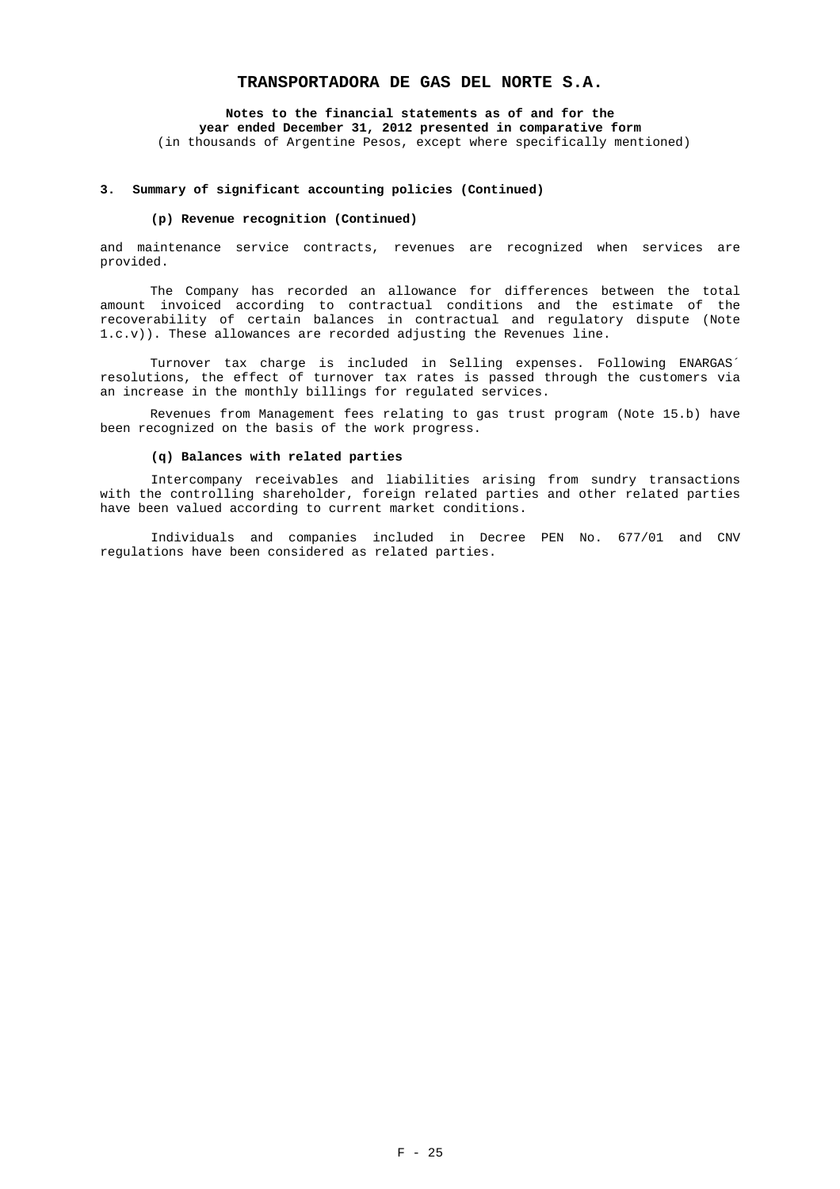### 3. Summary of significant accounting policies (Continued)

#### (p) Revenue recognition (Continued)

and maintenance service contracts, revenues are recognized when services are provided.

The Company has recorded an allowance for differences between the total amount invoiced according to contractual conditions and the estimate of the recoverability of certain balances in contractual and regulatory dispute (Note 1.c.v)). These allowances are recorded adjusting the Revenues line.

Turnover tax charge is included in Selling expenses. Following ENARGAS´ resolutions, the effect of turnover tax rates is passed through the customers via an increase in the monthly billings for regulated services.

Revenues from Management fees relating to gas trust program (Note 15.b) have been recognized on the basis of the work progress.

#### (q) Balances with related parties

Intercompany receivables and liabilities arising from sundry transactions with the controlling shareholder, foreign related parties and other related parties have been valued according to current market conditions.

Individuals and companies included in Decree PEN No. 677/01 and CNV regulations have been considered as related parties.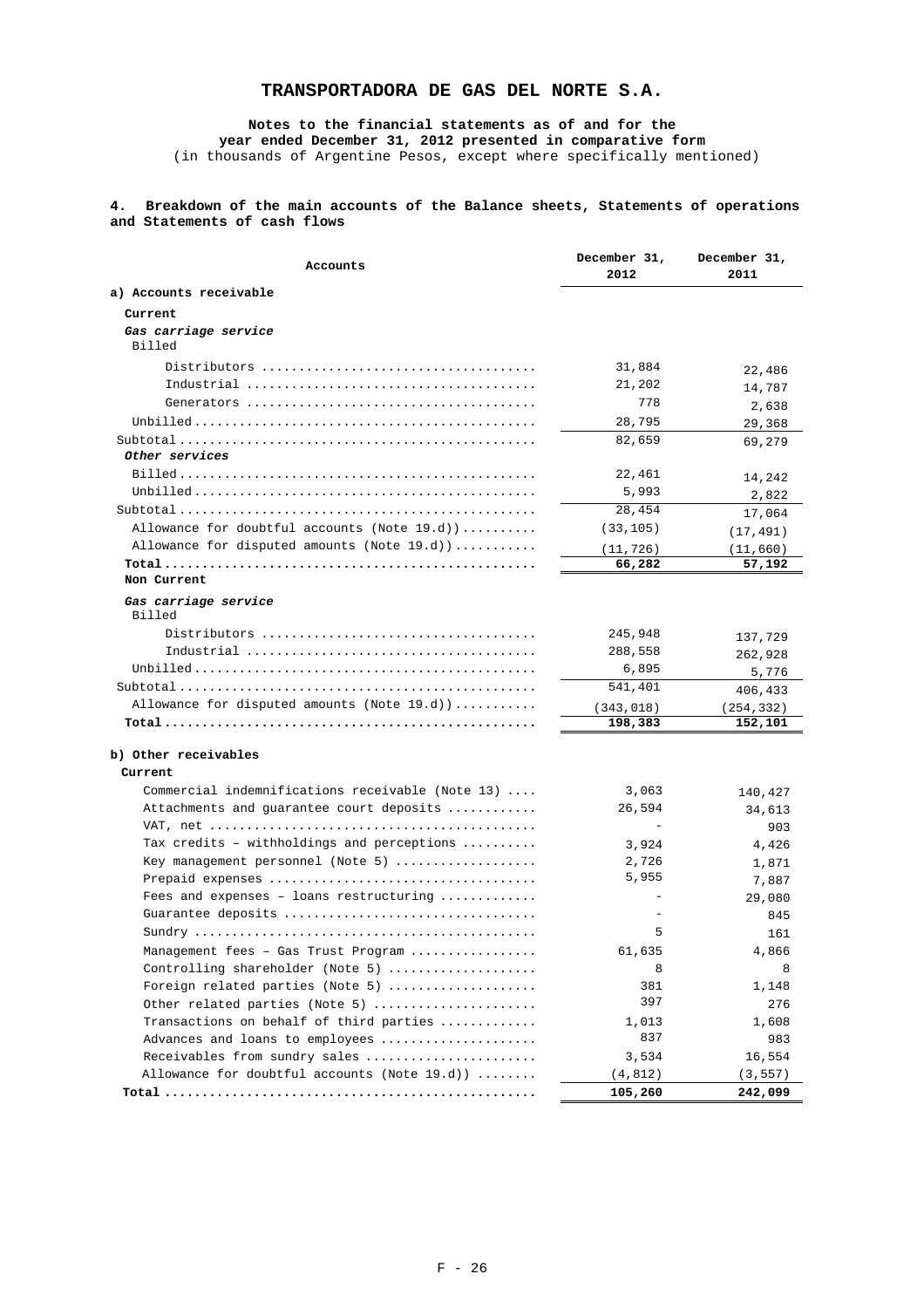# TRANSPORTADORA DE GAS DEL NORTE S.A.

**Notes to the financial statements as of and for the year ended December 31, 2012 presented in comparative form**
(in thousands of Argentine Pesos, except where specifically mentioned)

**4. Breakdown of the main accounts of the Balance sheets, Statements of operations and Statements of cash flows**

| Accounts | December 31, 2012 | December 31, 2011 |
|---|---|---|
| **a) Accounts receivable** | | |
| **Current** | | |
| ***Gas carriage service*** | | |
| Billed | | |
| Distributors | 31,884 | 22,486 |
| Industrial | 21,202 | 14,787 |
| Generators | 778 | 2,638 |
| Unbilled | 28,795 | 29,368 |
| Subtotal | 82,659 | 69,279 |
| ***Other services*** | | |
| Billed | 22,461 | 14,242 |
| Unbilled | 5,993 | 2,822 |
| Subtotal | 28,454 | 17,064 |
| Allowance for doubtful accounts (Note 19.d)) | (33,105) | (17,491) |
| Allowance for disputed amounts (Note 19.d)) | (11,726) | (11,660) |
| **Total** | **66,282** | **57,192** |
| **Non Current** | | |
| ***Gas carriage service*** | | |
| Billed | | |
| Distributors | 245,948 | 137,729 |
| Industrial | 288,558 | 262,928 |
| Unbilled | 6,895 | 5,776 |
| Subtotal | 541,401 | 406,433 |
| Allowance for disputed amounts (Note 19.d)) | (343,018) | (254,332) |
| **Total** | **198,383** | **152,101** |
| **b) Other receivables** | | |
| **Current** | | |
| Commercial indemnifications receivable (Note 13) | 3,063 | 140,427 |
| Attachments and guarantee court deposits | 26,594 | 34,613 |
| VAT, net | - | 903 |
| Tax credits – withholdings and perceptions | 3,924 | 4,426 |
| Key management personnel (Note 5) | 2,726 | 1,871 |
| Prepaid expenses | 5,955 | 7,887 |
| Fees and expenses – loans restructuring | - | 29,080 |
| Guarantee deposits | - | 845 |
| Sundry | 5 | 161 |
| Management fees – Gas Trust Program | 61,635 | 4,866 |
| Controlling shareholder (Note 5) | 8 | 8 |
| Foreign related parties (Note 5) | 381 | 1,148 |
| Other related parties (Note 5) | 397 | 276 |
| Transactions on behalf of third parties | 1,013 | 1,608 |
| Advances and loans to employees | 837 | 983 |
| Receivables from sundry sales | 3,534 | 16,554 |
| Allowance for doubtful accounts (Note 19.d)) | (4,812) | (3,557) |
| **Total** | **105,260** | **242,099** |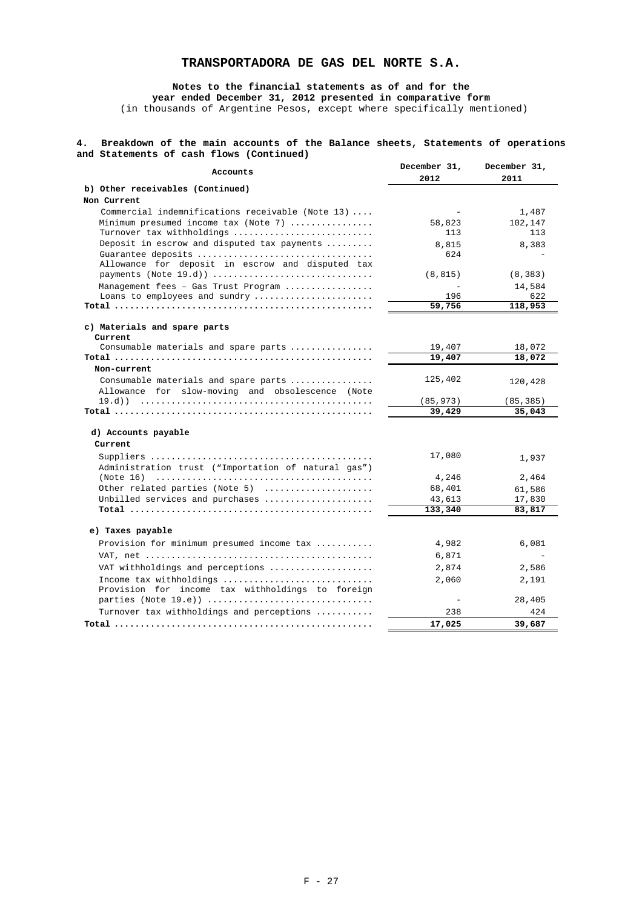# TRANSPORTADORA DE GAS DEL NORTE S.A.

**Notes to the financial statements as of and for the year ended December 31, 2012 presented in comparative form**
(in thousands of Argentine Pesos, except where specifically mentioned)

**4. Breakdown of the main accounts of the Balance sheets, Statements of operations and Statements of cash flows (Continued)**

| Accounts | December 31, 2012 | December 31, 2011 |
|---|---|---|
| **b) Other receivables (Continued)** | | |
| **Non Current** | | |
| Commercial indemnifications receivable (Note 13) | - | 1,487 |
| Minimum presumed income tax (Note 7) | 58,823 | 102,147 |
| Turnover tax withholdings | 113 | 113 |
| Deposit in escrow and disputed tax payments | 8,815 | 8,383 |
| Guarantee deposits | 624 | - |
| Allowance for deposit in escrow and disputed tax payments (Note 19.d)) | (8,815) | (8,383) |
| Management fees – Gas Trust Program | - | 14,584 |
| Loans to employees and sundry | 196 | 622 |
| **Total** | **59,756** | **118,953** |
| | | |
| **c) Materials and spare parts** | | |
| **Current** | | |
| Consumable materials and spare parts | 19,407 | 18,072 |
| **Total** | **19,407** | **18,072** |
| **Non-current** | | |
| Consumable materials and spare parts | 125,402 | 120,428 |
| Allowance for slow-moving and obsolescence (Note 19.d)) | (85,973) | (85,385) |
| **Total** | **39,429** | **35,043** |
| | | |
| **d) Accounts payable** | | |
| **Current** | | |
| Suppliers | 17,080 | 1,937 |
| Administration trust (“Importation of natural gas”) (Note 16) | 4,246 | 2,464 |
| Other related parties (Note 5) | 68,401 | 61,586 |
| Unbilled services and purchases | 43,613 | 17,830 |
| **Total** | **133,340** | **83,817** |
| | | |
| **e) Taxes payable** | | |
| Provision for minimum presumed income tax | 4,982 | 6,081 |
| VAT, net | 6,871 | - |
| VAT withholdings and perceptions | 2,874 | 2,586 |
| Income tax withholdings | 2,060 | 2,191 |
| Provision for income tax withholdings to foreign parties (Note 19.e)) | - | 28,405 |
| Turnover tax withholdings and perceptions | 238 | 424 |
| **Total** | **17,025** | **39,687** |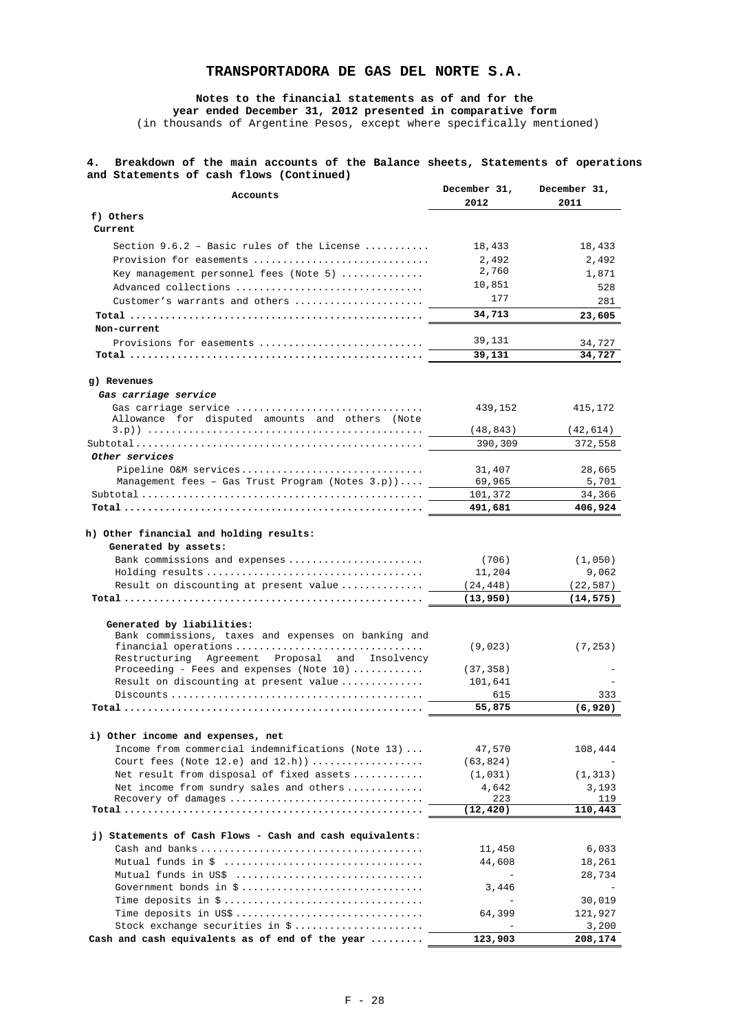# TRANSPORTADORA DE GAS DEL NORTE S.A.

**Notes to the financial statements as of and for the year ended December 31, 2012 presented in comparative form**
(in thousands of Argentine Pesos, except where specifically mentioned)

**4. Breakdown of the main accounts of the Balance sheets, Statements of operations and Statements of cash flows (Continued)**

| Accounts | December 31, 2012 | December 31, 2011 |
|---|---|---|
| **f) Others** | | |
| **Current** | | |
| Section 9.6.2 – Basic rules of the License | 18,433 | 18,433 |
| Provision for easements | 2,492 | 2,492 |
| Key management personnel fees (Note 5) | 2,760 | 1,871 |
| Advanced collections | 10,851 | 528 |
| Customer's warrants and others | 177 | 281 |
| **Total** | **34,713** | **23,605** |
| **Non-current** | | |
| Provisions for easements | 39,131 | 34,727 |
| **Total** | **39,131** | **34,727** |
| | | |
| **g) Revenues** | | |
| ***Gas carriage service*** | | |
| Gas carriage service | 439,152 | 415,172 |
| Allowance for disputed amounts and others (Note 3.p)) | (48,843) | (42,614) |
| Subtotal | 390,309 | 372,558 |
| ***Other services*** | | |
| Pipeline O&M services | 31,407 | 28,665 |
| Management fees – Gas Trust Program (Notes 3.p)) | 69,965 | 5,701 |
| Subtotal | 101,372 | 34,366 |
| **Total** | **491,681** | **406,924** |
| | | |
| **h) Other financial and holding results:** | | |
| **Generated by assets:** | | |
| Bank commissions and expenses | (706) | (1,050) |
| Holding results | 11,204 | 9,062 |
| Result on discounting at present value | (24,448) | (22,587) |
| **Total** | **(13,950)** | **(14,575)** |
| | | |
| **Generated by liabilities:** | | |
| Bank commissions, taxes and expenses on banking and financial operations | (9,023) | (7,253) |
| Restructuring Agreement Proposal and Insolvency Proceeding - Fees and expenses (Note 10) | (37,358) | - |
| Result on discounting at present value | 101,641 | - |
| Discounts | 615 | 333 |
| **Total** | **55,875** | **(6,920)** |
| | | |
| **i) Other income and expenses, net** | | |
| Income from commercial indemnifications (Note 13) | 47,570 | 108,444 |
| Court fees (Note 12.e) and 12.h)) | (63,824) | - |
| Net result from disposal of fixed assets | (1,031) | (1,313) |
| Net income from sundry sales and others | 4,642 | 3,193 |
| Recovery of damages | 223 | 119 |
| **Total** | **(12,420)** | **110,443** |
| | | |
| **j) Statements of Cash Flows - Cash and cash equivalents:** | | |
| Cash and banks | 11,450 | 6,033 |
| Mutual funds in $ | 44,608 | 18,261 |
| Mutual funds in US$ | - | 28,734 |
| Government bonds in $ | 3,446 | - |
| Time deposits in $ | - | 30,019 |
| Time deposits in US$ | 64,399 | 121,927 |
| Stock exchange securities in $ | - | 3,200 |
| **Cash and cash equivalents as of end of the year** | **123,903** | **208,174** |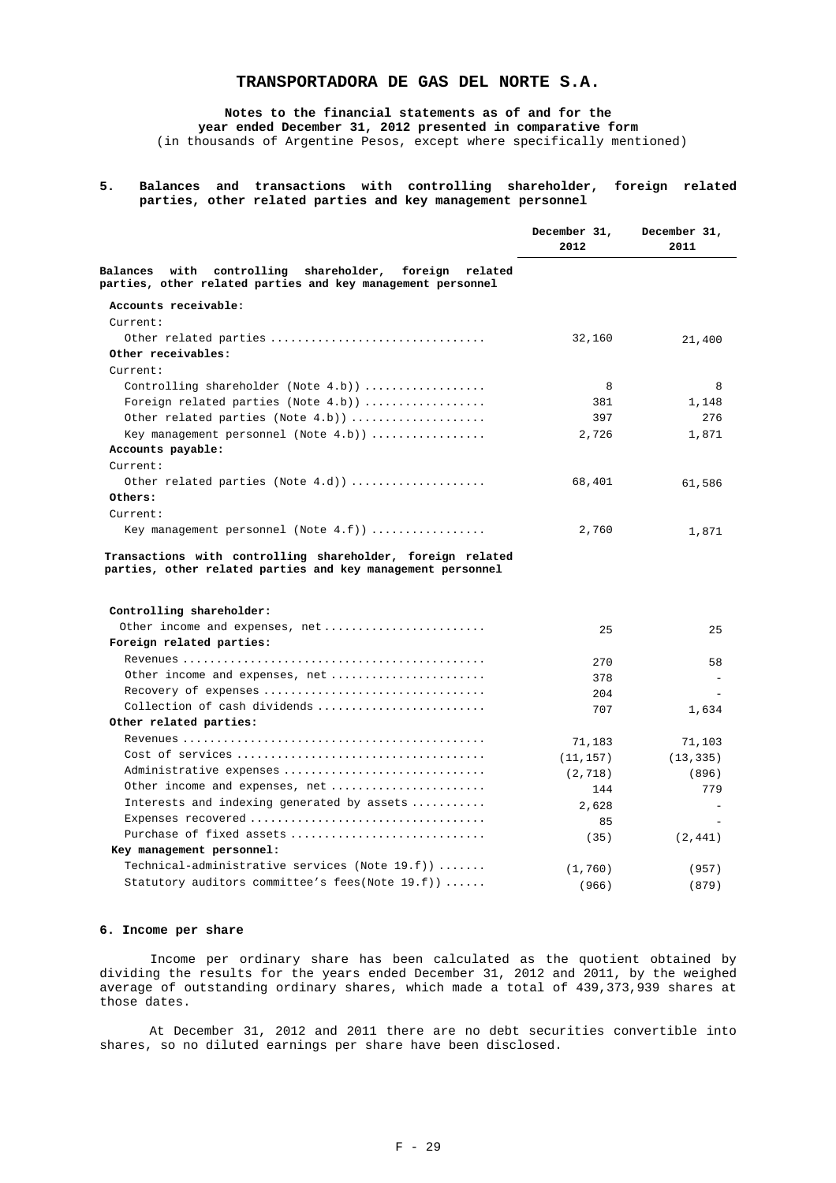# TRANSPORTADORA DE GAS DEL NORTE S.A.

**Notes to the financial statements as of and for the year ended December 31, 2012 presented in comparative form**
(in thousands of Argentine Pesos, except where specifically mentioned)

## 5. Balances and transactions with controlling shareholder, foreign related parties, other related parties and key management personnel

| | December 31, 2012 | December 31, 2011 |
|---|---|---|
| **Balances with controlling shareholder, foreign related parties, other related parties and key management personnel** | | |
| **Accounts receivable:** | | |
| Current: | | |
| Other related parties | 32,160 | 21,400 |
| **Other receivables:** | | |
| Current: | | |
| Controlling shareholder (Note 4.b)) | 8 | 8 |
| Foreign related parties (Note 4.b)) | 381 | 1,148 |
| Other related parties (Note 4.b)) | 397 | 276 |
| Key management personnel (Note 4.b)) | 2,726 | 1,871 |
| **Accounts payable:** | | |
| Current: | | |
| Other related parties (Note 4.d)) | 68,401 | 61,586 |
| **Others:** | | |
| Current: | | |
| Key management personnel (Note 4.f)) | 2,760 | 1,871 |
| **Transactions with controlling shareholder, foreign related parties, other related parties and key management personnel** | | |
| **Controlling shareholder:** | | |
| Other income and expenses, net | 25 | 25 |
| **Foreign related parties:** | | |
| Revenues | 270 | 58 |
| Other income and expenses, net | 378 | - |
| Recovery of expenses | 204 | - |
| Collection of cash dividends | 707 | 1,634 |
| **Other related parties:** | | |
| Revenues | 71,183 | 71,103 |
| Cost of services | (11,157) | (13,335) |
| Administrative expenses | (2,718) | (896) |
| Other income and expenses, net | 144 | 779 |
| Interests and indexing generated by assets | 2,628 | - |
| Expenses recovered | 85 | - |
| Purchase of fixed assets | (35) | (2,441) |
| **Key management personnel:** | | |
| Technical-administrative services (Note 19.f)) | (1,760) | (957) |
| Statutory auditors committee's fees(Note 19.f)) | (966) | (879) |

## 6. Income per share

Income per ordinary share has been calculated as the quotient obtained by dividing the results for the years ended December 31, 2012 and 2011, by the weighed average of outstanding ordinary shares, which made a total of 439,373,939 shares at those dates.

At December 31, 2012 and 2011 there are no debt securities convertible into shares, so no diluted earnings per share have been disclosed.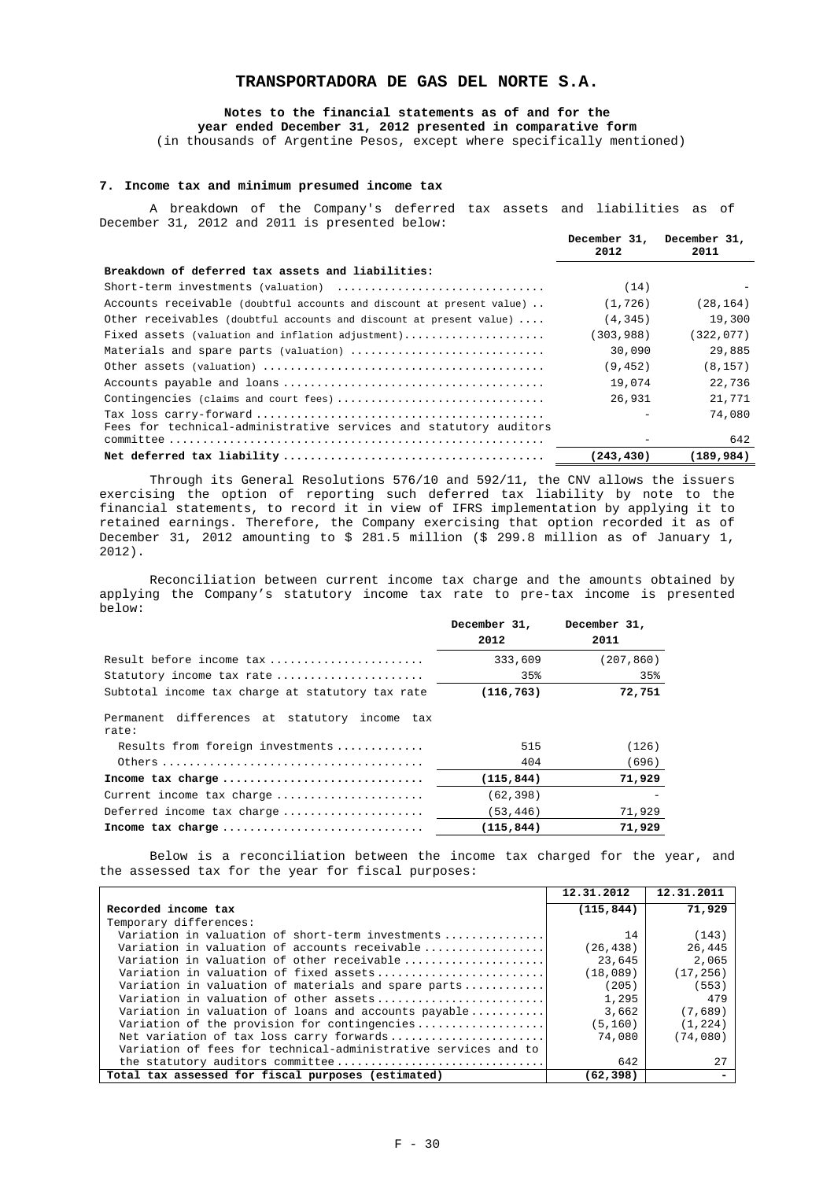## TRANSPORTADORA DE GAS DEL NORTE S.A.

**Notes to the financial statements as of and for the year ended December 31, 2012 presented in comparative form**
(in thousands of Argentine Pesos, except where specifically mentioned)

### 7. Income tax and minimum presumed income tax

A breakdown of the Company's deferred tax assets and liabilities as of December 31, 2012 and 2011 is presented below:

| | December 31, 2012 | December 31, 2011 |
|---|---|---|
| **Breakdown of deferred tax assets and liabilities:** | | |
| Short-term investments (valuation) | (14) | - |
| Accounts receivable (doubtful accounts and discount at present value) | (1,726) | (28,164) |
| Other receivables (doubtful accounts and discount at present value) | (4,345) | 19,300 |
| Fixed assets (valuation and inflation adjustment) | (303,988) | (322,077) |
| Materials and spare parts (valuation) | 30,090 | 29,885 |
| Other assets (valuation) | (9,452) | (8,157) |
| Accounts payable and loans | 19,074 | 22,736 |
| Contingencies (claims and court fees) | 26,931 | 21,771 |
| Tax loss carry-forward | - | 74,080 |
| Fees for technical-administrative services and statutory auditors committee | - | 642 |
| **Net deferred tax liability** | **(243,430)** | **(189,984)** |

Through its General Resolutions 576/10 and 592/11, the CNV allows the issuers exercising the option of reporting such deferred tax liability by note to the financial statements, to record it in view of IFRS implementation by applying it to retained earnings. Therefore, the Company exercising that option recorded it as of December 31, 2012 amounting to $ 281.5 million ($ 299.8 million as of January 1, 2012).

Reconciliation between current income tax charge and the amounts obtained by applying the Company's statutory income tax rate to pre-tax income is presented below:

| | December 31, 2012 | December 31, 2011 |
|---|---|---|
| Result before income tax | 333,609 | (207,860) |
| Statutory income tax rate | 35% | 35% |
| Subtotal income tax charge at statutory tax rate | **(116,763)** | **72,751** |
| Permanent differences at statutory income tax rate: | | |
| Results from foreign investments | 515 | (126) |
| Others | 404 | (696) |
| **Income tax charge** | **(115,844)** | **71,929** |
| Current income tax charge | (62,398) | - |
| Deferred income tax charge | (53,446) | 71,929 |
| **Income tax charge** | **(115,844)** | **71,929** |

Below is a reconciliation between the income tax charged for the year, and the assessed tax for the year for fiscal purposes:

| | 12.31.2012 | 12.31.2011 |
|---|---|---|
| **Recorded income tax** | **(115,844)** | **71,929** |
| Temporary differences: | | |
| Variation in valuation of short-term investments | 14 | (143) |
| Variation in valuation of accounts receivable | (26,438) | 26,445 |
| Variation in valuation of other receivable | 23,645 | 2,065 |
| Variation in valuation of fixed assets | (18,089) | (17,256) |
| Variation in valuation of materials and spare parts | (205) | (553) |
| Variation in valuation of other assets | 1,295 | 479 |
| Variation in valuation of loans and accounts payable | 3,662 | (7,689) |
| Variation of the provision for contingencies | (5,160) | (1,224) |
| Net variation of tax loss carry forwards | 74,080 | (74,080) |
| Variation of fees for technical-administrative services and to the statutory auditors committee | 642 | 27 |
| **Total tax assessed for fiscal purposes (estimated)** | **(62,398)** | **-** |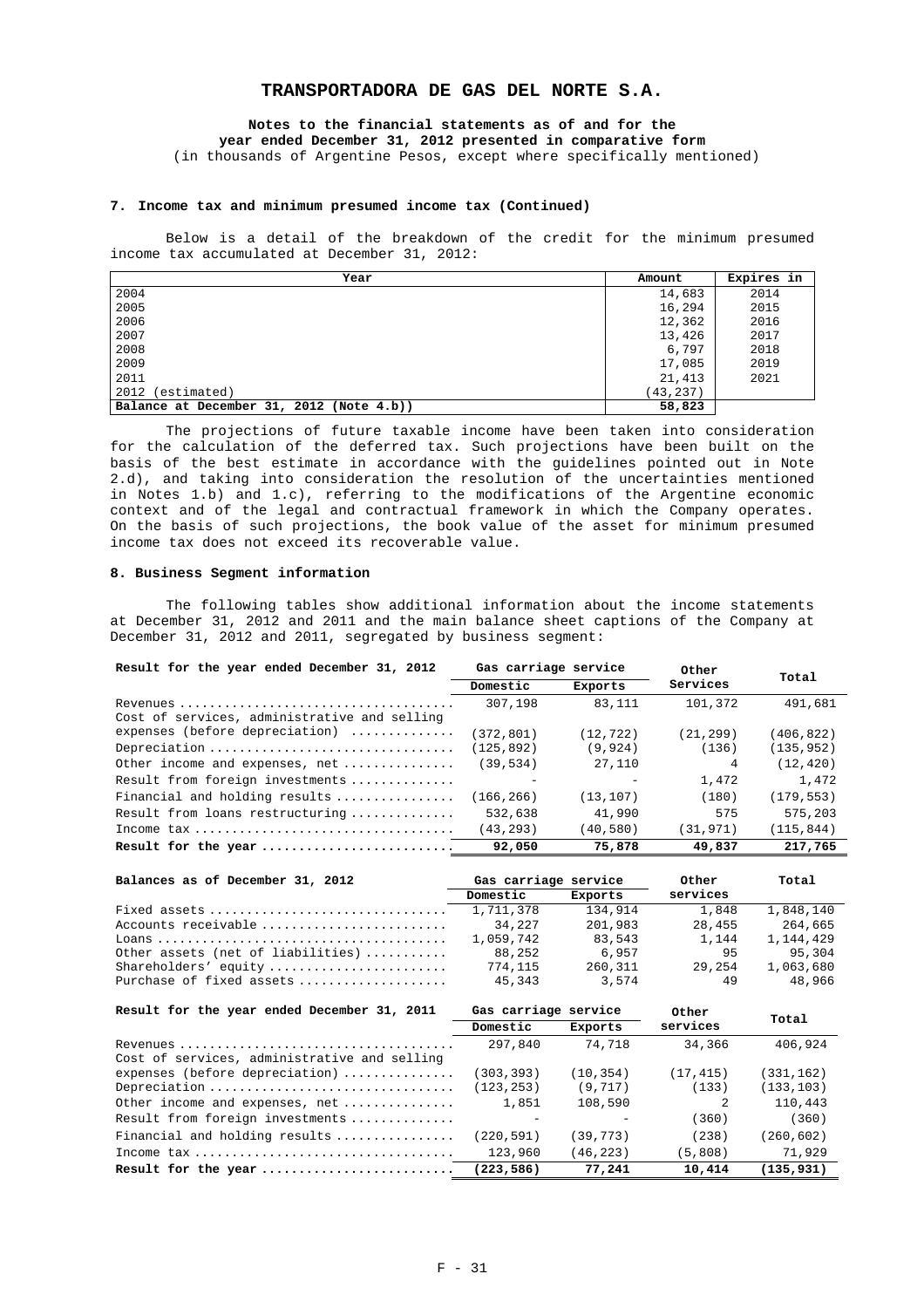# TRANSPORTADORA DE GAS DEL NORTE S.A.

**Notes to the financial statements as of and for the year ended December 31, 2012 presented in comparative form**
(in thousands of Argentine Pesos, except where specifically mentioned)

### 7. Income tax and minimum presumed income tax (Continued)

Below is a detail of the breakdown of the credit for the minimum presumed income tax accumulated at December 31, 2012:

| Year | Amount | Expires in |
|---|---|---|
| 2004 | 14,683 | 2014 |
| 2005 | 16,294 | 2015 |
| 2006 | 12,362 | 2016 |
| 2007 | 13,426 | 2017 |
| 2008 | 6,797 | 2018 |
| 2009 | 17,085 | 2019 |
| 2011 | 21,413 | 2021 |
| 2012 (estimated) | (43,237) | |
| **Balance at December 31, 2012 (Note 4.b))** | **58,823** | |

The projections of future taxable income have been taken into consideration for the calculation of the deferred tax. Such projections have been built on the basis of the best estimate in accordance with the guidelines pointed out in Note 2.d), and taking into consideration the resolution of the uncertainties mentioned in Notes 1.b) and 1.c), referring to the modifications of the Argentine economic context and of the legal and contractual framework in which the Company operates. On the basis of such projections, the book value of the asset for minimum presumed income tax does not exceed its recoverable value.

### 8. Business Segment information

The following tables show additional information about the income statements at December 31, 2012 and 2011 and the main balance sheet captions of the Company at December 31, 2012 and 2011, segregated by business segment:

| Result for the year ended December 31, 2012 | Gas carriage service | | Other | Total |
|---|---|---|---|---|
| | Domestic | Exports | Services | |
| Revenues | 307,198 | 83,111 | 101,372 | 491,681 |
| Cost of services, administrative and selling expenses (before depreciation) | (372,801) | (12,722) | (21,299) | (406,822) |
| Depreciation | (125,892) | (9,924) | (136) | (135,952) |
| Other income and expenses, net | (39,534) | 27,110 | 4 | (12,420) |
| Result from foreign investments | - | - | 1,472 | 1,472 |
| Financial and holding results | (166,266) | (13,107) | (180) | (179,553) |
| Result from loans restructuring | 532,638 | 41,990 | 575 | 575,203 |
| Income tax | (43,293) | (40,580) | (31,971) | (115,844) |
| **Result for the year** | **92,050** | **75,878** | **49,837** | **217,765** |

| Balances as of December 31, 2012 | Gas carriage service | | Other | Total |
|---|---|---|---|---|
| | Domestic | Exports | services | |
| Fixed assets | 1,711,378 | 134,914 | 1,848 | 1,848,140 |
| Accounts receivable | 34,227 | 201,983 | 28,455 | 264,665 |
| Loans | 1,059,742 | 83,543 | 1,144 | 1,144,429 |
| Other assets (net of liabilities) | 88,252 | 6,957 | 95 | 95,304 |
| Shareholders' equity | 774,115 | 260,311 | 29,254 | 1,063,680 |
| Purchase of fixed assets | 45,343 | 3,574 | 49 | 48,966 |

| Result for the year ended December 31, 2011 | Gas carriage service | | Other | Total |
|---|---|---|---|---|
| | Domestic | Exports | services | |
| Revenues | 297,840 | 74,718 | 34,366 | 406,924 |
| Cost of services, administrative and selling expenses (before depreciation) | (303,393) | (10,354) | (17,415) | (331,162) |
| Depreciation | (123,253) | (9,717) | (133) | (133,103) |
| Other income and expenses, net | 1,851 | 108,590 | 2 | 110,443 |
| Result from foreign investments | - | - | (360) | (360) |
| Financial and holding results | (220,591) | (39,773) | (238) | (260,602) |
| Income tax | 123,960 | (46,223) | (5,808) | 71,929 |
| **Result for the year** | **(223,586)** | **77,241** | **10,414** | **(135,931)** |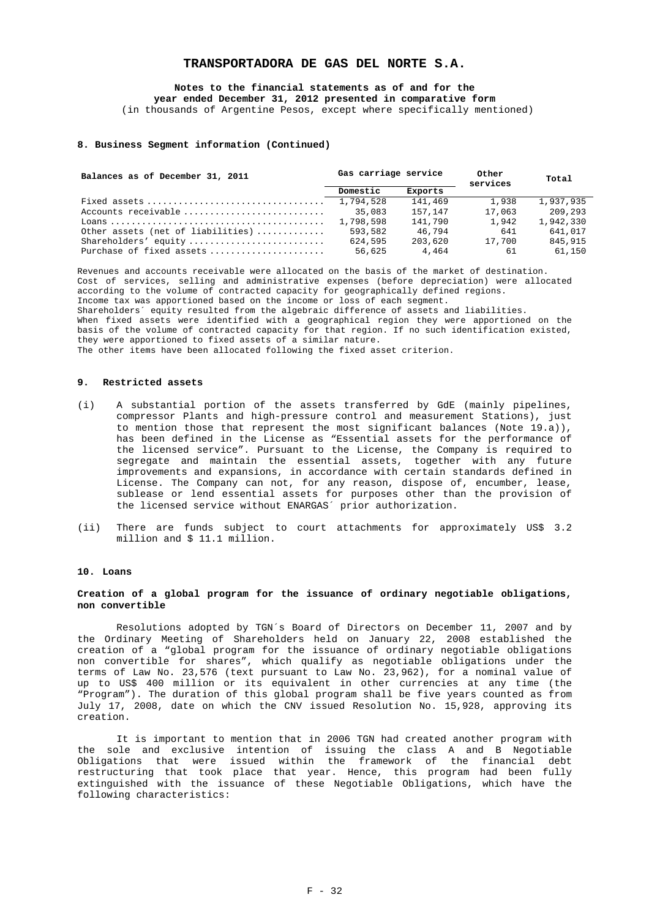## 8. Business Segment information (Continued)

| Balances as of December 31, 2011 | Gas carriage service | | Other services | Total |
|---|---|---|---|---|
| | Domestic | Exports | | |
| Fixed assets | 1,794,528 | 141,469 | 1,938 | 1,937,935 |
| Accounts receivable | 35,083 | 157,147 | 17,063 | 209,293 |
| Loans | 1,798,598 | 141,790 | 1,942 | 1,942,330 |
| Other assets (net of liabilities) | 593,582 | 46,794 | 641 | 641,017 |
| Shareholders´ equity | 624,595 | 203,620 | 17,700 | 845,915 |
| Purchase of fixed assets | 56,625 | 4,464 | 61 | 61,150 |

Revenues and accounts receivable were allocated on the basis of the market of destination.
Cost of services, selling and administrative expenses (before depreciation) were allocated according to the volume of contracted capacity for geographically defined regions.
Income tax was apportioned based on the income or loss of each segment.
Shareholders´ equity resulted from the algebraic difference of assets and liabilities.
When fixed assets were identified with a geographical region they were apportioned on the basis of the volume of contracted capacity for that region. If no such identification existed, they were apportioned to fixed assets of a similar nature.
The other items have been allocated following the fixed asset criterion.

## 9. Restricted assets

(i) A substantial portion of the assets transferred by GdE (mainly pipelines, compressor Plants and high-pressure control and measurement Stations), just to mention those that represent the most significant balances (Note 19.a)), has been defined in the License as "Essential assets for the performance of the licensed service". Pursuant to the License, the Company is required to segregate and maintain the essential assets, together with any future improvements and expansions, in accordance with certain standards defined in License. The Company can not, for any reason, dispose of, encumber, lease, sublease or lend essential assets for purposes other than the provision of the licensed service without ENARGAS´ prior authorization.

(ii) There are funds subject to court attachments for approximately US$ 3.2 million and $ 11.1 million.

## 10. Loans

**Creation of a global program for the issuance of ordinary negotiable obligations, non convertible**

Resolutions adopted by TGN´s Board of Directors on December 11, 2007 and by the Ordinary Meeting of Shareholders held on January 22, 2008 established the creation of a "global program for the issuance of ordinary negotiable obligations non convertible for shares", which qualify as negotiable obligations under the terms of Law No. 23,576 (text pursuant to Law No. 23,962), for a nominal value of up to US$ 400 million or its equivalent in other currencies at any time (the "Program"). The duration of this global program shall be five years counted as from July 17, 2008, date on which the CNV issued Resolution No. 15,928, approving its creation.

It is important to mention that in 2006 TGN had created another program with the sole and exclusive intention of issuing the class A and B Negotiable Obligations that were issued within the framework of the financial debt restructuring that took place that year. Hence, this program had been fully extinguished with the issuance of these Negotiable Obligations, which have the following characteristics: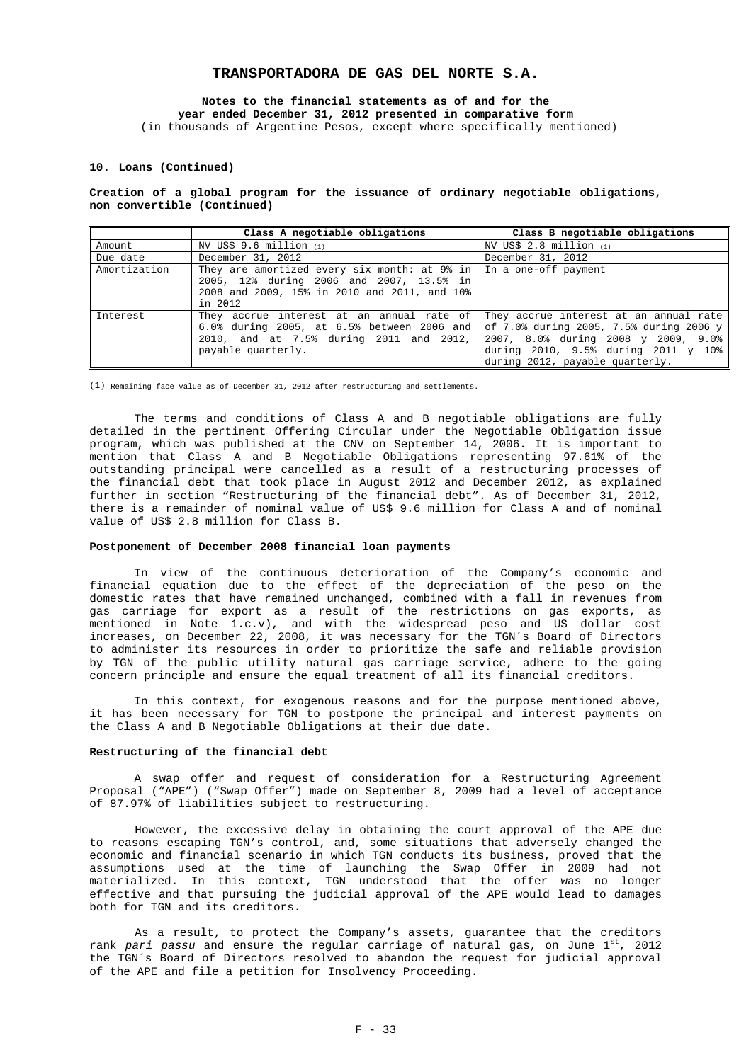**Notes to the financial statements as of and for the year ended December 31, 2012 presented in comparative form**
(in thousands of Argentine Pesos, except where specifically mentioned)

**10. Loans (Continued)**

**Creation of a global program for the issuance of ordinary negotiable obligations, non convertible (Continued)**

| | Class A negotiable obligations | Class B negotiable obligations |
|---|---|---|
| Amount | NV US$ 9.6 million (1) | NV US$ 2.8 million (1) |
| Due date | December 31, 2012 | December 31, 2012 |
| Amortization | They are amortized every six month: at 9% in 2005, 12% during 2006 and 2007, 13.5% in 2008 and 2009, 15% in 2010 and 2011, and 10% in 2012 | In a one-off payment |
| Interest | They accrue interest at an annual rate of 6.0% during 2005, at 6.5% between 2006 and 2010, and at 7.5% during 2011 and 2012, payable quarterly. | They accrue interest at an annual rate of 7.0% during 2005, 7.5% during 2006 y 2007, 8.0% during 2008 y 2009, 9.0% during 2010, 9.5% during 2011 y 10% during 2012, payable quarterly. |

(1) Remaining face value as of December 31, 2012 after restructuring and settlements.

The terms and conditions of Class A and B negotiable obligations are fully detailed in the pertinent Offering Circular under the Negotiable Obligation issue program, which was published at the CNV on September 14, 2006. It is important to mention that Class A and B Negotiable Obligations representing 97.61% of the outstanding principal were cancelled as a result of a restructuring processes of the financial debt that took place in August 2012 and December 2012, as explained further in section "Restructuring of the financial debt". As of December 31, 2012, there is a remainder of nominal value of US$ 9.6 million for Class A and of nominal value of US$ 2.8 million for Class B.

**Postponement of December 2008 financial loan payments**

In view of the continuous deterioration of the Company's economic and financial equation due to the effect of the depreciation of the peso on the domestic rates that have remained unchanged, combined with a fall in revenues from gas carriage for export as a result of the restrictions on gas exports, as mentioned in Note 1.c.v), and with the widespread peso and US dollar cost increases, on December 22, 2008, it was necessary for the TGN´s Board of Directors to administer its resources in order to prioritize the safe and reliable provision by TGN of the public utility natural gas carriage service, adhere to the going concern principle and ensure the equal treatment of all its financial creditors.

In this context, for exogenous reasons and for the purpose mentioned above, it has been necessary for TGN to postpone the principal and interest payments on the Class A and B Negotiable Obligations at their due date.

**Restructuring of the financial debt**

A swap offer and request of consideration for a Restructuring Agreement Proposal ("APE") ("Swap Offer") made on September 8, 2009 had a level of acceptance of 87.97% of liabilities subject to restructuring.

However, the excessive delay in obtaining the court approval of the APE due to reasons escaping TGN's control, and, some situations that adversely changed the economic and financial scenario in which TGN conducts its business, proved that the assumptions used at the time of launching the Swap Offer in 2009 had not materialized. In this context, TGN understood that the offer was no longer effective and that pursuing the judicial approval of the APE would lead to damages both for TGN and its creditors.

As a result, to protect the Company's assets, guarantee that the creditors rank *pari passu* and ensure the regular carriage of natural gas, on June 1st, 2012 the TGN´s Board of Directors resolved to abandon the request for judicial approval of the APE and file a petition for Insolvency Proceeding.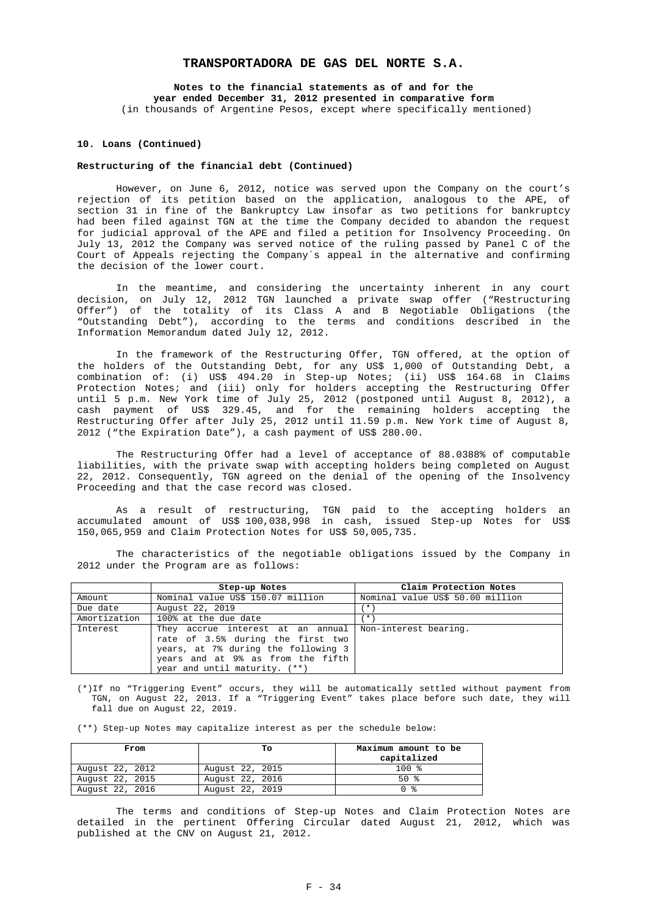## 10. Loans (Continued)

### Restructuring of the financial debt (Continued)

However, on June 6, 2012, notice was served upon the Company on the court's rejection of its petition based on the application, analogous to the APE, of section 31 in fine of the Bankruptcy Law insofar as two petitions for bankruptcy had been filed against TGN at the time the Company decided to abandon the request for judicial approval of the APE and filed a petition for Insolvency Proceeding. On July 13, 2012 the Company was served notice of the ruling passed by Panel C of the Court of Appeals rejecting the Company´s appeal in the alternative and confirming the decision of the lower court.

In the meantime, and considering the uncertainty inherent in any court decision, on July 12, 2012 TGN launched a private swap offer ("Restructuring Offer") of the totality of its Class A and B Negotiable Obligations (the "Outstanding Debt"), according to the terms and conditions described in the Information Memorandum dated July 12, 2012.

In the framework of the Restructuring Offer, TGN offered, at the option of the holders of the Outstanding Debt, for any US$ 1,000 of Outstanding Debt, a combination of: (i) US$ 494.20 in Step-up Notes; (ii) US$ 164.68 in Claims Protection Notes; and (iii) only for holders accepting the Restructuring Offer until 5 p.m. New York time of July 25, 2012 (postponed until August 8, 2012), a cash payment of US$ 329.45, and for the remaining holders accepting the Restructuring Offer after July 25, 2012 until 11.59 p.m. New York time of August 8, 2012 ("the Expiration Date"), a cash payment of US$ 280.00.

The Restructuring Offer had a level of acceptance of 88.0388% of computable liabilities, with the private swap with accepting holders being completed on August 22, 2012. Consequently, TGN agreed on the denial of the opening of the Insolvency Proceeding and that the case record was closed.

As a result of restructuring, TGN paid to the accepting holders an accumulated amount of US$ 100,038,998 in cash, issued Step-up Notes for US$ 150,065,959 and Claim Protection Notes for US$ 50,005,735.

The characteristics of the negotiable obligations issued by the Company in 2012 under the Program are as follows:

| | Step-up Notes | Claim Protection Notes |
|---|---|---|
| Amount | Nominal value US$ 150.07 million | Nominal value US$ 50.00 million |
| Due date | August 22, 2019 | (*) |
| Amortization | 100% at the due date | (*) |
| Interest | They accrue interest at an annual rate of 3.5% during the first two years, at 7% during the following 3 years and at 9% as from the fifth year and until maturity. (**) | Non-interest bearing. |

(*)If no "Triggering Event" occurs, they will be automatically settled without payment from TGN, on August 22, 2013. If a "Triggering Event" takes place before such date, they will fall due on August 22, 2019.

(**) Step-up Notes may capitalize interest as per the schedule below:

| From | To | Maximum amount to be capitalized |
|---|---|---|
| August 22, 2012 | August 22, 2015 | 100 % |
| August 22, 2015 | August 22, 2016 | 50 % |
| August 22, 2016 | August 22, 2019 | 0 % |

The terms and conditions of Step-up Notes and Claim Protection Notes are detailed in the pertinent Offering Circular dated August 21, 2012, which was published at the CNV on August 21, 2012.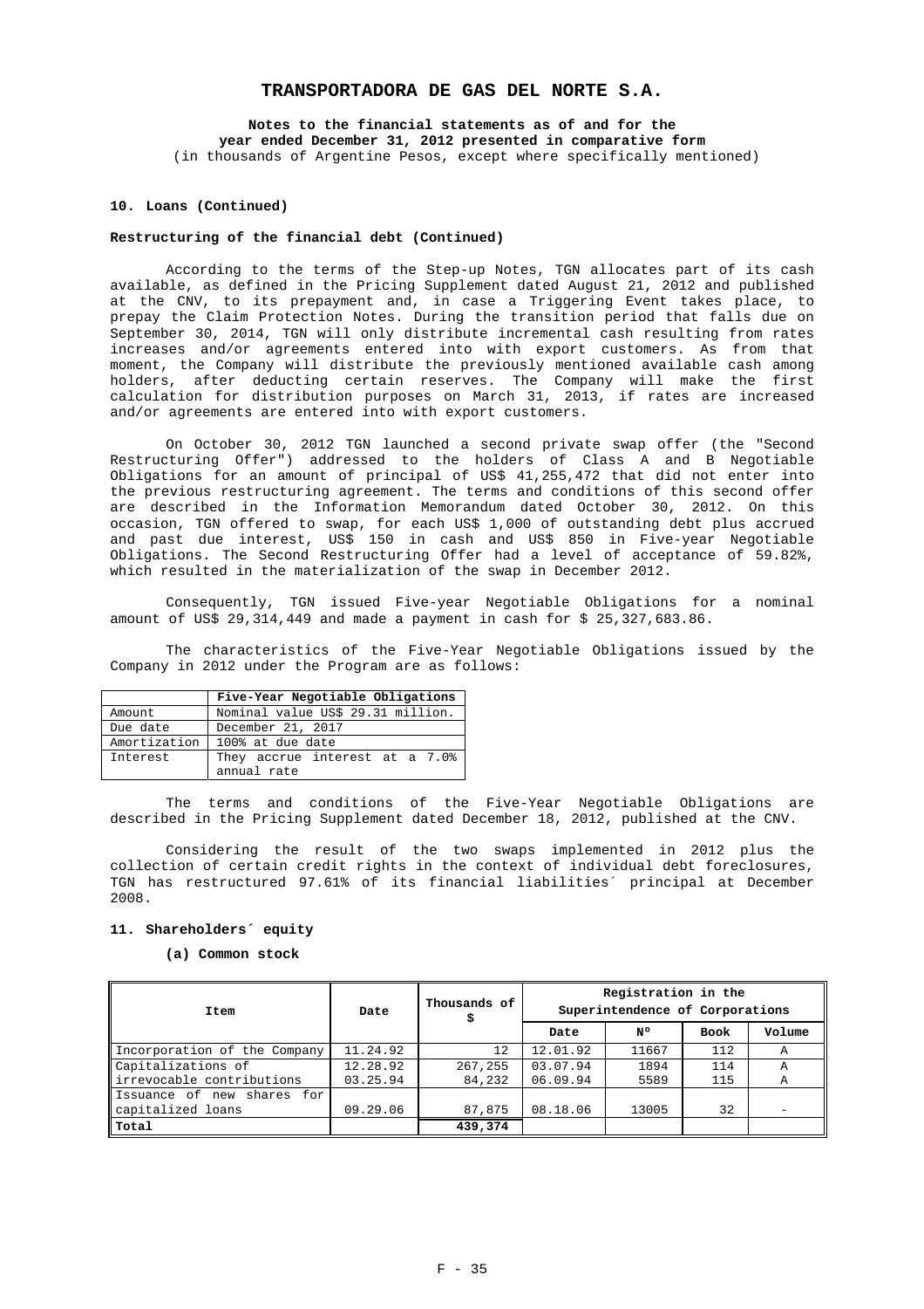**Notes to the financial statements as of and for the year ended December 31, 2012 presented in comparative form**
(in thousands of Argentine Pesos, except where specifically mentioned)

### 10. Loans (Continued)

#### Restructuring of the financial debt (Continued)

According to the terms of the Step-up Notes, TGN allocates part of its cash available, as defined in the Pricing Supplement dated August 21, 2012 and published at the CNV, to its prepayment and, in case a Triggering Event takes place, to prepay the Claim Protection Notes. During the transition period that falls due on September 30, 2014, TGN will only distribute incremental cash resulting from rates increases and/or agreements entered into with export customers. As from that moment, the Company will distribute the previously mentioned available cash among holders, after deducting certain reserves. The Company will make the first calculation for distribution purposes on March 31, 2013, if rates are increased and/or agreements are entered into with export customers.

On October 30, 2012 TGN launched a second private swap offer (the "Second Restructuring Offer") addressed to the holders of Class A and B Negotiable Obligations for an amount of principal of US$ 41,255,472 that did not enter into the previous restructuring agreement. The terms and conditions of this second offer are described in the Information Memorandum dated October 30, 2012. On this occasion, TGN offered to swap, for each US$ 1,000 of outstanding debt plus accrued and past due interest, US$ 150 in cash and US$ 850 in Five-year Negotiable Obligations. The Second Restructuring Offer had a level of acceptance of 59.82%, which resulted in the materialization of the swap in December 2012.

Consequently, TGN issued Five-year Negotiable Obligations for a nominal amount of US$ 29,314,449 and made a payment in cash for $ 25,327,683.86.

The characteristics of the Five-Year Negotiable Obligations issued by the Company in 2012 under the Program are as follows:

| | Five-Year Negotiable Obligations |
|---|---|
| Amount | Nominal value US$ 29.31 million. |
| Due date | December 21, 2017 |
| Amortization | 100% at due date |
| Interest | They accrue interest at a 7.0% annual rate |

The terms and conditions of the Five-Year Negotiable Obligations are described in the Pricing Supplement dated December 18, 2012, published at the CNV.

Considering the result of the two swaps implemented in 2012 plus the collection of certain credit rights in the context of individual debt foreclosures, TGN has restructured 97.61% of its financial liabilities´ principal at December 2008.

### 11. Shareholders´ equity

#### (a) Common stock

| Item | Date | Thousands of $ | Registration in the Superintendence of Corporations | | | |
|---|---|---|---|---|---|---|
| | | | Date | Nº | Book | Volume |
| Incorporation of the Company | 11.24.92 | 12 | 12.01.92 | 11667 | 112 | A |
| Capitalizations of irrevocable contributions | 12.28.92 | 267,255 | 03.07.94 | 1894 | 114 | A |
| | 03.25.94 | 84,232 | 06.09.94 | 5589 | 115 | A |
| Issuance of new shares for capitalized loans | 09.29.06 | 87,875 | 08.18.06 | 13005 | 32 | - |
| Total | | 439,374 | | | | |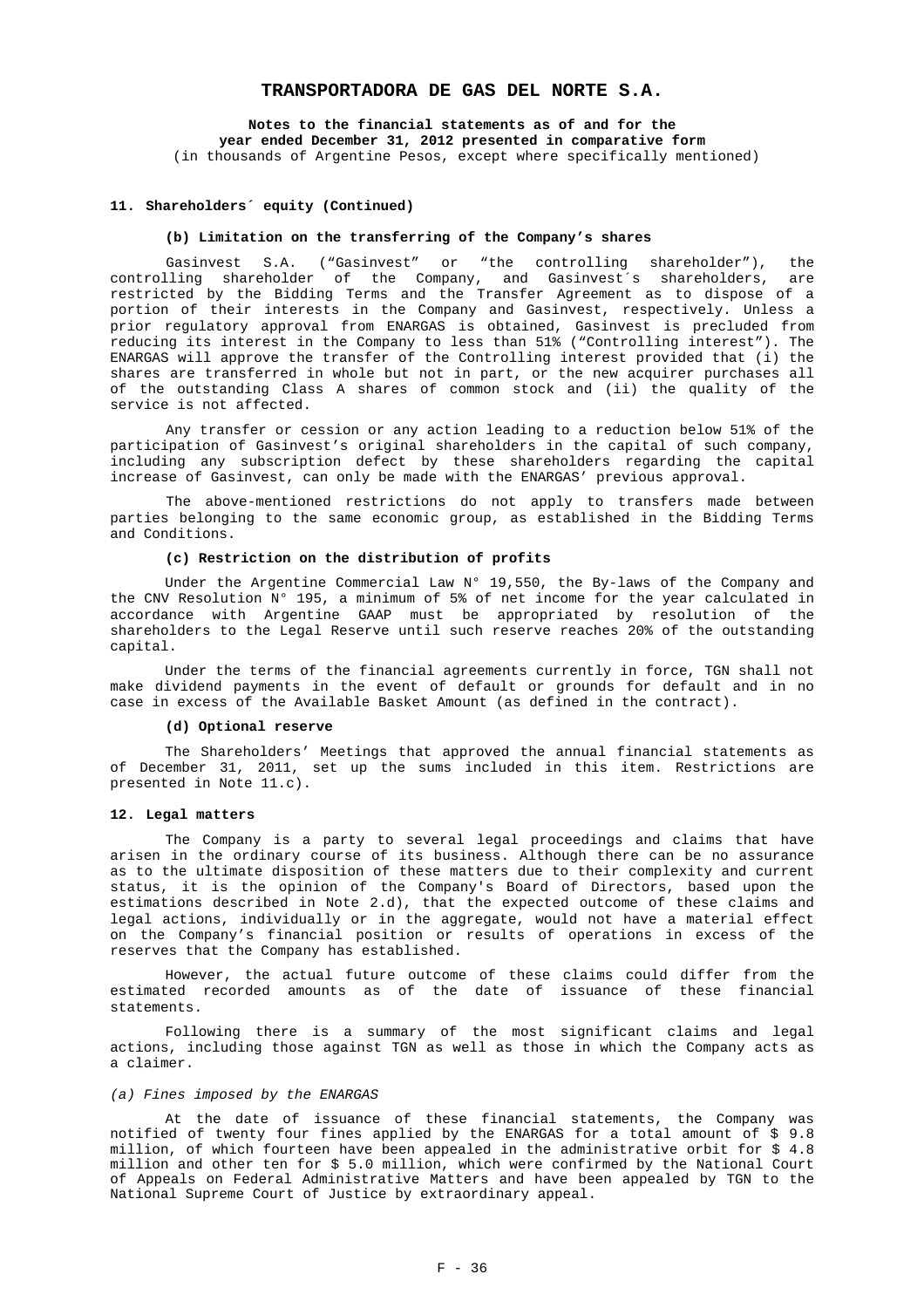## 11. Shareholders´ equity (Continued)

### (b) Limitation on the transferring of the Company's shares

Gasinvest S.A. ("Gasinvest" or "the controlling shareholder"), the controlling shareholder of the Company, and Gasinvest´s shareholders, are restricted by the Bidding Terms and the Transfer Agreement as to dispose of a portion of their interests in the Company and Gasinvest, respectively. Unless a prior regulatory approval from ENARGAS is obtained, Gasinvest is precluded from reducing its interest in the Company to less than 51% ("Controlling interest"). The ENARGAS will approve the transfer of the Controlling interest provided that (i) the shares are transferred in whole but not in part, or the new acquirer purchases all of the outstanding Class A shares of common stock and (ii) the quality of the service is not affected.

Any transfer or cession or any action leading to a reduction below 51% of the participation of Gasinvest's original shareholders in the capital of such company, including any subscription defect by these shareholders regarding the capital increase of Gasinvest, can only be made with the ENARGAS' previous approval.

The above-mentioned restrictions do not apply to transfers made between parties belonging to the same economic group, as established in the Bidding Terms and Conditions.

### (c) Restriction on the distribution of profits

Under the Argentine Commercial Law N° 19,550, the By-laws of the Company and the CNV Resolution N° 195, a minimum of 5% of net income for the year calculated in accordance with Argentine GAAP must be appropriated by resolution of the shareholders to the Legal Reserve until such reserve reaches 20% of the outstanding capital.

Under the terms of the financial agreements currently in force, TGN shall not make dividend payments in the event of default or grounds for default and in no case in excess of the Available Basket Amount (as defined in the contract).

### (d) Optional reserve

The Shareholders' Meetings that approved the annual financial statements as of December 31, 2011, set up the sums included in this item. Restrictions are presented in Note 11.c).

## 12. Legal matters

The Company is a party to several legal proceedings and claims that have arisen in the ordinary course of its business. Although there can be no assurance as to the ultimate disposition of these matters due to their complexity and current status, it is the opinion of the Company's Board of Directors, based upon the estimations described in Note 2.d), that the expected outcome of these claims and legal actions, individually or in the aggregate, would not have a material effect on the Company's financial position or results of operations in excess of the reserves that the Company has established.

However, the actual future outcome of these claims could differ from the estimated recorded amounts as of the date of issuance of these financial statements.

Following there is a summary of the most significant claims and legal actions, including those against TGN as well as those in which the Company acts as a claimer.

*(a) Fines imposed by the ENARGAS*

At the date of issuance of these financial statements, the Company was notified of twenty four fines applied by the ENARGAS for a total amount of $ 9.8 million, of which fourteen have been appealed in the administrative orbit for $ 4.8 million and other ten for $ 5.0 million, which were confirmed by the National Court of Appeals on Federal Administrative Matters and have been appealed by TGN to the National Supreme Court of Justice by extraordinary appeal.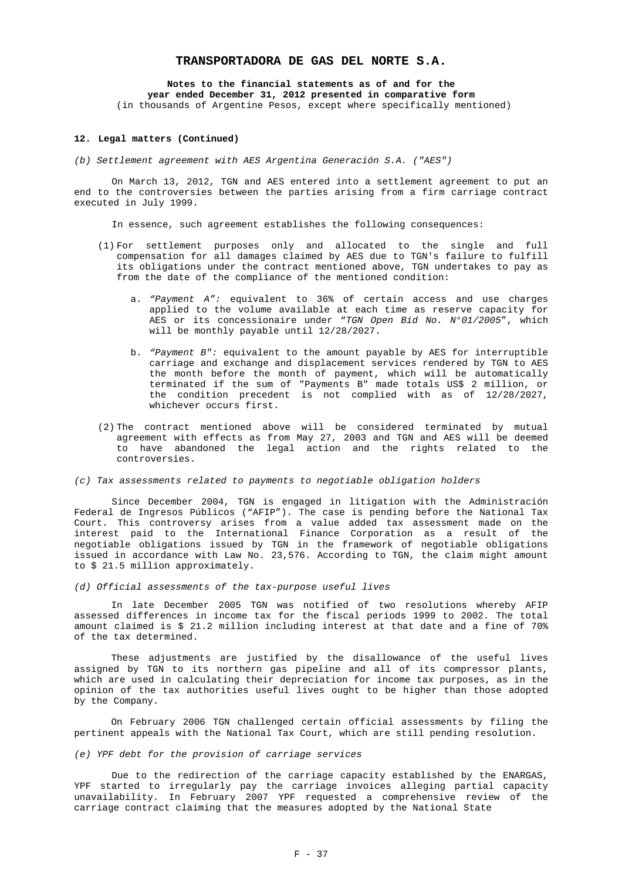**12. Legal matters (Continued)**

*(b) Settlement agreement with AES Argentina Generación S.A. ("AES")*

On March 13, 2012, TGN and AES entered into a settlement agreement to put an end to the controversies between the parties arising from a firm carriage contract executed in July 1999.

In essence, such agreement establishes the following consequences:

(1) For settlement purposes only and allocated to the single and full compensation for all damages claimed by AES due to TGN's failure to fulfill its obligations under the contract mentioned above, TGN undertakes to pay as from the date of the compliance of the mentioned condition:

   a. *"Payment A":* equivalent to 36% of certain access and use charges applied to the volume available at each time as reserve capacity for AES or its concessionaire under "*TGN Open Bid No. N°01/2005*", which will be monthly payable until 12/28/2027.

   b. *"Payment B":* equivalent to the amount payable by AES for interruptible carriage and exchange and displacement services rendered by TGN to AES the month before the month of payment, which will be automatically terminated if the sum of "Payments B" made totals US$ 2 million, or the condition precedent is not complied with as of 12/28/2027, whichever occurs first.

(2) The contract mentioned above will be considered terminated by mutual agreement with effects as from May 27, 2003 and TGN and AES will be deemed to have abandoned the legal action and the rights related to the controversies.

*(c) Tax assessments related to payments to negotiable obligation holders*

Since December 2004, TGN is engaged in litigation with the Administración Federal de Ingresos Públicos ("AFIP"). The case is pending before the National Tax Court. This controversy arises from a value added tax assessment made on the interest paid to the International Finance Corporation as a result of the negotiable obligations issued by TGN in the framework of negotiable obligations issued in accordance with Law No. 23,576. According to TGN, the claim might amount to $ 21.5 million approximately.

*(d) Official assessments of the tax-purpose useful lives*

In late December 2005 TGN was notified of two resolutions whereby AFIP assessed differences in income tax for the fiscal periods 1999 to 2002. The total amount claimed is $ 21.2 million including interest at that date and a fine of 70% of the tax determined.

These adjustments are justified by the disallowance of the useful lives assigned by TGN to its northern gas pipeline and all of its compressor plants, which are used in calculating their depreciation for income tax purposes, as in the opinion of the tax authorities useful lives ought to be higher than those adopted by the Company.

On February 2006 TGN challenged certain official assessments by filing the pertinent appeals with the National Tax Court, which are still pending resolution.

*(e) YPF debt for the provision of carriage services*

Due to the redirection of the carriage capacity established by the ENARGAS, YPF started to irregularly pay the carriage invoices alleging partial capacity unavailability. In February 2007 YPF requested a comprehensive review of the carriage contract claiming that the measures adopted by the National State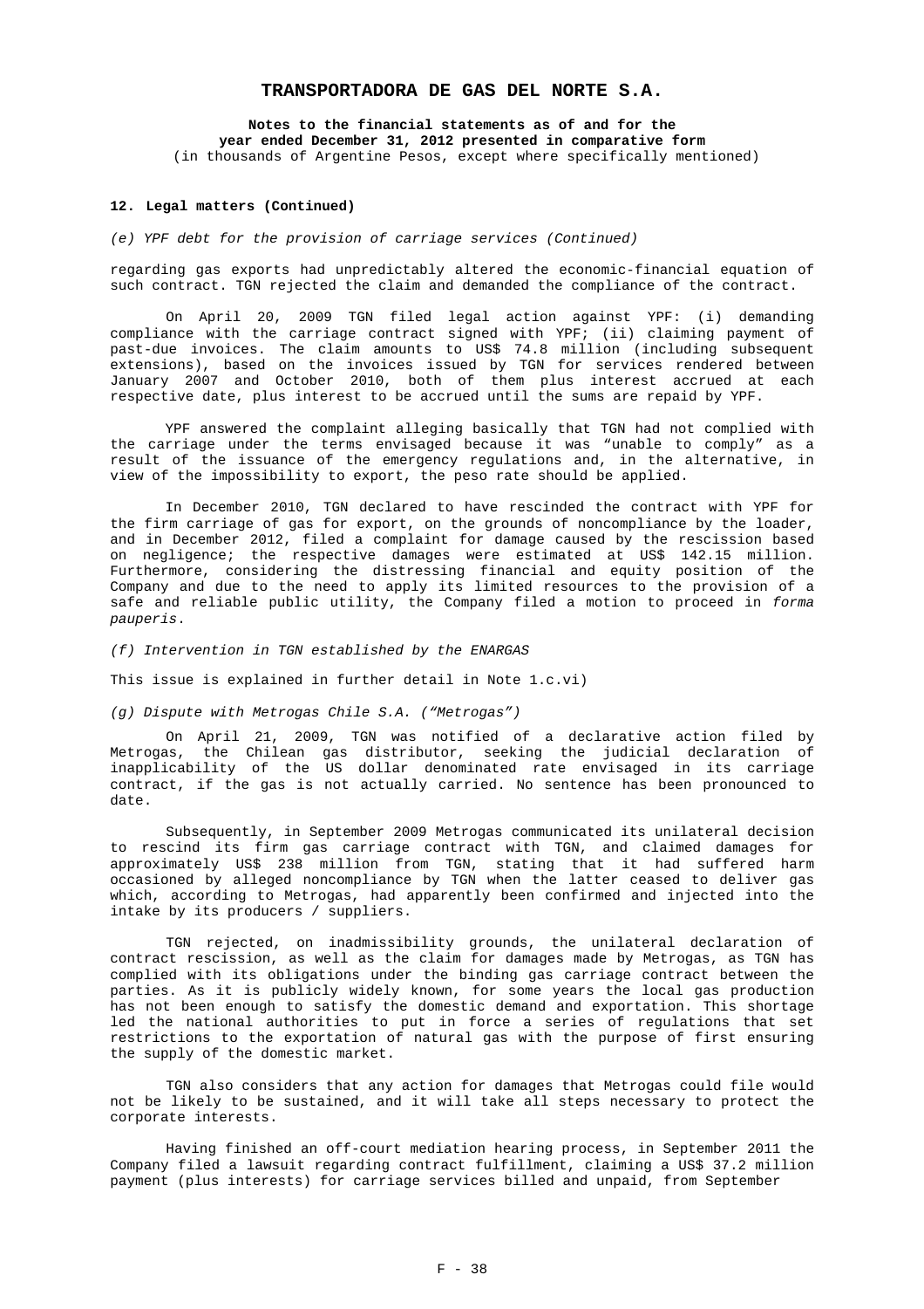### 12. Legal matters (Continued)

*(e) YPF debt for the provision of carriage services (Continued)*

regarding gas exports had unpredictably altered the economic-financial equation of such contract. TGN rejected the claim and demanded the compliance of the contract.

On April 20, 2009 TGN filed legal action against YPF: (i) demanding compliance with the carriage contract signed with YPF; (ii) claiming payment of past-due invoices. The claim amounts to US$ 74.8 million (including subsequent extensions), based on the invoices issued by TGN for services rendered between January 2007 and October 2010, both of them plus interest accrued at each respective date, plus interest to be accrued until the sums are repaid by YPF.

YPF answered the complaint alleging basically that TGN had not complied with the carriage under the terms envisaged because it was "unable to comply" as a result of the issuance of the emergency regulations and, in the alternative, in view of the impossibility to export, the peso rate should be applied.

In December 2010, TGN declared to have rescinded the contract with YPF for the firm carriage of gas for export, on the grounds of noncompliance by the loader, and in December 2012, filed a complaint for damage caused by the rescission based on negligence; the respective damages were estimated at US$ 142.15 million. Furthermore, considering the distressing financial and equity position of the Company and due to the need to apply its limited resources to the provision of a safe and reliable public utility, the Company filed a motion to proceed in *forma pauperis*.

*(f) Intervention in TGN established by the ENARGAS*

This issue is explained in further detail in Note 1.c.vi)

*(g) Dispute with Metrogas Chile S.A. ("Metrogas")*

On April 21, 2009, TGN was notified of a declarative action filed by Metrogas, the Chilean gas distributor, seeking the judicial declaration of inapplicability of the US dollar denominated rate envisaged in its carriage contract, if the gas is not actually carried. No sentence has been pronounced to date.

Subsequently, in September 2009 Metrogas communicated its unilateral decision to rescind its firm gas carriage contract with TGN, and claimed damages for approximately US$ 238 million from TGN, stating that it had suffered harm occasioned by alleged noncompliance by TGN when the latter ceased to deliver gas which, according to Metrogas, had apparently been confirmed and injected into the intake by its producers / suppliers.

TGN rejected, on inadmissibility grounds, the unilateral declaration of contract rescission, as well as the claim for damages made by Metrogas, as TGN has complied with its obligations under the binding gas carriage contract between the parties. As it is publicly widely known, for some years the local gas production has not been enough to satisfy the domestic demand and exportation. This shortage led the national authorities to put in force a series of regulations that set restrictions to the exportation of natural gas with the purpose of first ensuring the supply of the domestic market.

TGN also considers that any action for damages that Metrogas could file would not be likely to be sustained, and it will take all steps necessary to protect the corporate interests.

Having finished an off-court mediation hearing process, in September 2011 the Company filed a lawsuit regarding contract fulfillment, claiming a US$ 37.2 million payment (plus interests) for carriage services billed and unpaid, from September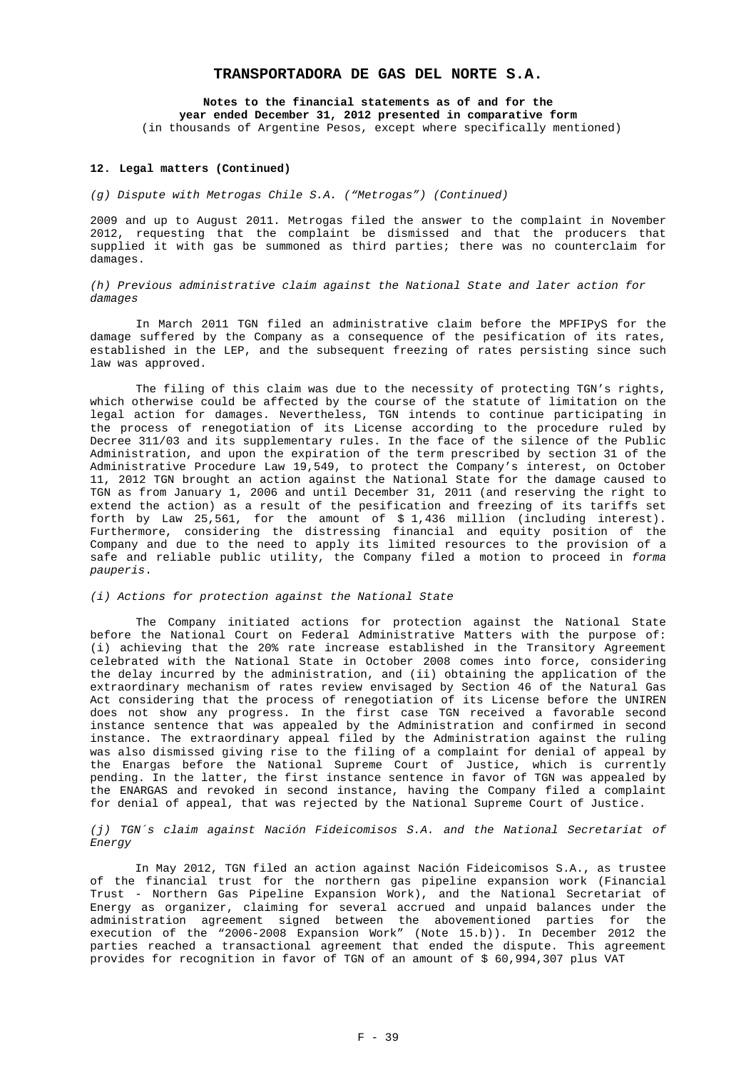**12. Legal matters (Continued)**

*(g) Dispute with Metrogas Chile S.A. ("Metrogas") (Continued)*

2009 and up to August 2011. Metrogas filed the answer to the complaint in November 2012, requesting that the complaint be dismissed and that the producers that supplied it with gas be summoned as third parties; there was no counterclaim for damages.

*(h) Previous administrative claim against the National State and later action for damages*

In March 2011 TGN filed an administrative claim before the MPFIPyS for the damage suffered by the Company as a consequence of the pesification of its rates, established in the LEP, and the subsequent freezing of rates persisting since such law was approved.

The filing of this claim was due to the necessity of protecting TGN's rights, which otherwise could be affected by the course of the statute of limitation on the legal action for damages. Nevertheless, TGN intends to continue participating in the process of renegotiation of its License according to the procedure ruled by Decree 311/03 and its supplementary rules. In the face of the silence of the Public Administration, and upon the expiration of the term prescribed by section 31 of the Administrative Procedure Law 19,549, to protect the Company's interest, on October 11, 2012 TGN brought an action against the National State for the damage caused to TGN as from January 1, 2006 and until December 31, 2011 (and reserving the right to extend the action) as a result of the pesification and freezing of its tariffs set forth by Law 25,561, for the amount of $ 1,436 million (including interest). Furthermore, considering the distressing financial and equity position of the Company and due to the need to apply its limited resources to the provision of a safe and reliable public utility, the Company filed a motion to proceed in *forma pauperis*.

*(i) Actions for protection against the National State*

The Company initiated actions for protection against the National State before the National Court on Federal Administrative Matters with the purpose of: (i) achieving that the 20% rate increase established in the Transitory Agreement celebrated with the National State in October 2008 comes into force, considering the delay incurred by the administration, and (ii) obtaining the application of the extraordinary mechanism of rates review envisaged by Section 46 of the Natural Gas Act considering that the process of renegotiation of its License before the UNIREN does not show any progress. In the first case TGN received a favorable second instance sentence that was appealed by the Administration and confirmed in second instance. The extraordinary appeal filed by the Administration against the ruling was also dismissed giving rise to the filing of a complaint for denial of appeal by the Enargas before the National Supreme Court of Justice, which is currently pending. In the latter, the first instance sentence in favor of TGN was appealed by the ENARGAS and revoked in second instance, having the Company filed a complaint for denial of appeal, that was rejected by the National Supreme Court of Justice.

*(j) TGN´s claim against Nación Fideicomisos S.A. and the National Secretariat of Energy*

In May 2012, TGN filed an action against Nación Fideicomisos S.A., as trustee of the financial trust for the northern gas pipeline expansion work (Financial Trust - Northern Gas Pipeline Expansion Work), and the National Secretariat of Energy as organizer, claiming for several accrued and unpaid balances under the administration agreement signed between the abovementioned parties for the execution of the "2006-2008 Expansion Work" (Note 15.b)). In December 2012 the parties reached a transactional agreement that ended the dispute. This agreement provides for recognition in favor of TGN of an amount of $ 60,994,307 plus VAT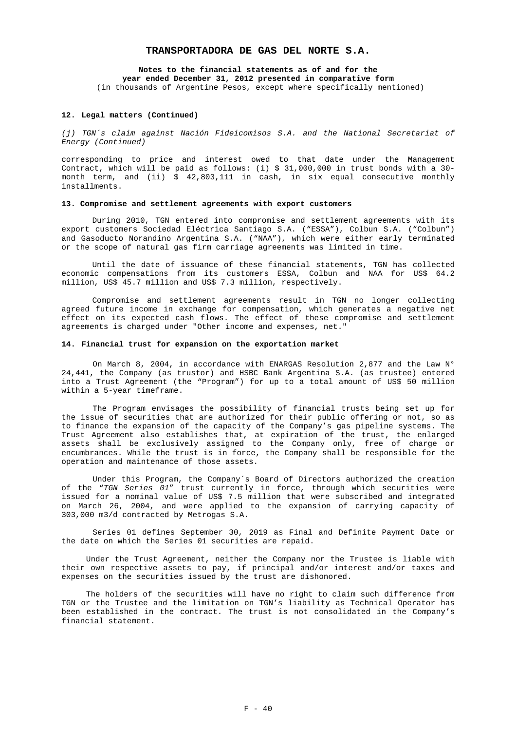**12. Legal matters (Continued)**

*(j) TGN´s claim against Nación Fideicomisos S.A. and the National Secretariat of Energy (Continued)*

corresponding to price and interest owed to that date under the Management Contract, which will be paid as follows: (i) $ 31,000,000 in trust bonds with a 30-month term, and (ii) $ 42,803,111 in cash, in six equal consecutive monthly installments.

**13. Compromise and settlement agreements with export customers**

During 2010, TGN entered into compromise and settlement agreements with its export customers Sociedad Eléctrica Santiago S.A. (“ESSA”), Colbun S.A. (“Colbun”) and Gasoducto Norandino Argentina S.A. (“NAA”), which were either early terminated or the scope of natural gas firm carriage agreements was limited in time.

Until the date of issuance of these financial statements, TGN has collected economic compensations from its customers ESSA, Colbun and NAA for US$ 64.2 million, US$ 45.7 million and US$ 7.3 million, respectively.

Compromise and settlement agreements result in TGN no longer collecting agreed future income in exchange for compensation, which generates a negative net effect on its expected cash flows. The effect of these compromise and settlement agreements is charged under "Other income and expenses, net."

**14. Financial trust for expansion on the exportation market**

On March 8, 2004, in accordance with ENARGAS Resolution 2,877 and the Law N° 24,441, the Company (as trustor) and HSBC Bank Argentina S.A. (as trustee) entered into a Trust Agreement (the “Program”) for up to a total amount of US$ 50 million within a 5-year timeframe.

The Program envisages the possibility of financial trusts being set up for the issue of securities that are authorized for their public offering or not, so as to finance the expansion of the capacity of the Company’s gas pipeline systems. The Trust Agreement also establishes that, at expiration of the trust, the enlarged assets shall be exclusively assigned to the Company only, free of charge or encumbrances. While the trust is in force, the Company shall be responsible for the operation and maintenance of those assets.

Under this Program, the Company´s Board of Directors authorized the creation of the “*TGN Series 01*” trust currently in force, through which securities were issued for a nominal value of US$ 7.5 million that were subscribed and integrated on March 26, 2004, and were applied to the expansion of carrying capacity of 303,000 m3/d contracted by Metrogas S.A.

Series 01 defines September 30, 2019 as Final and Definite Payment Date or the date on which the Series 01 securities are repaid.

Under the Trust Agreement, neither the Company nor the Trustee is liable with their own respective assets to pay, if principal and/or interest and/or taxes and expenses on the securities issued by the trust are dishonored.

The holders of the securities will have no right to claim such difference from TGN or the Trustee and the limitation on TGN’s liability as Technical Operator has been established in the contract. The trust is not consolidated in the Company’s financial statement.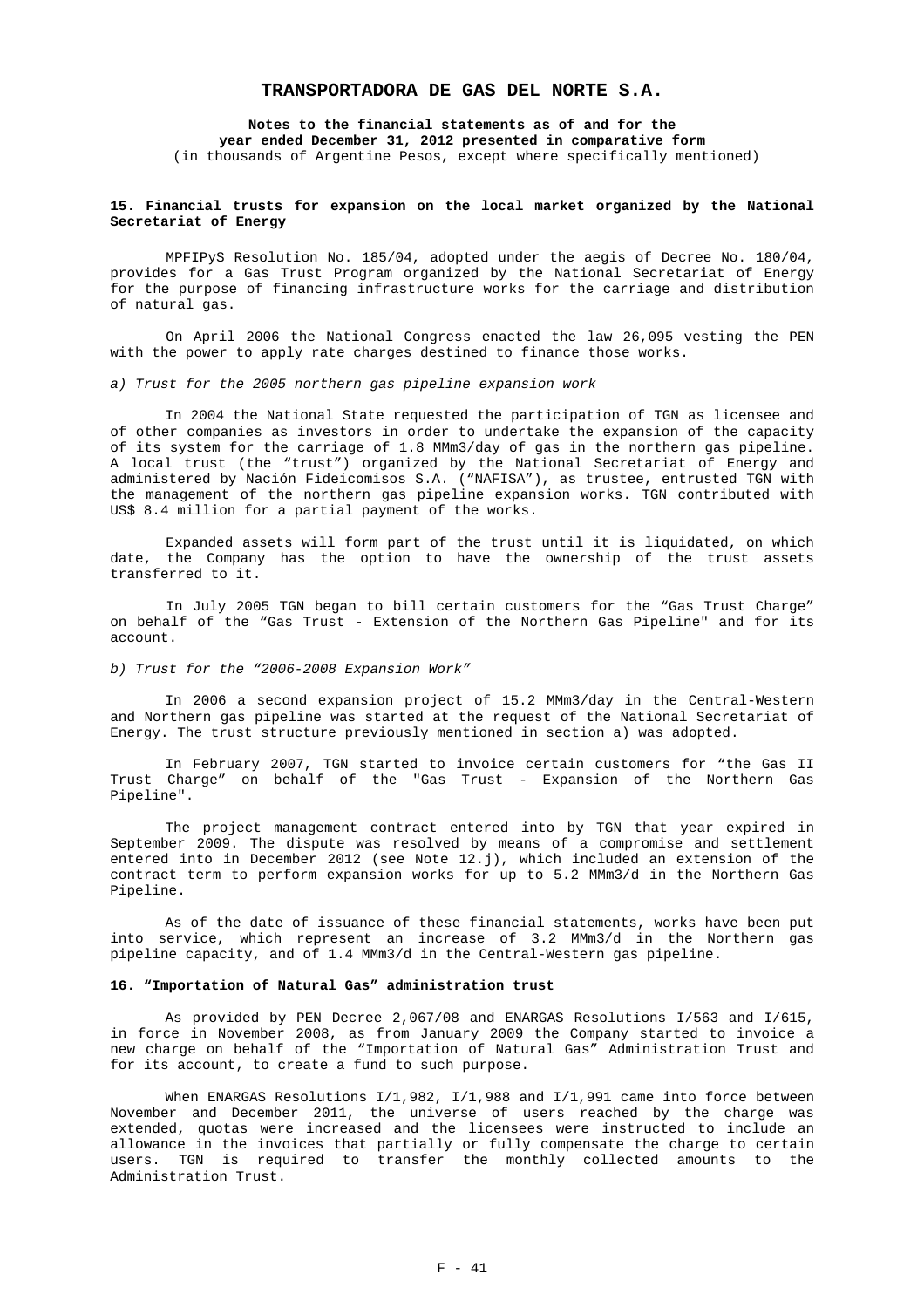# TRANSPORTADORA DE GAS DEL NORTE S.A.

**Notes to the financial statements as of and for the year ended December 31, 2012 presented in comparative form**
(in thousands of Argentine Pesos, except where specifically mentioned)

## 15. Financial trusts for expansion on the local market organized by the National Secretariat of Energy

MPFIPyS Resolution No. 185/04, adopted under the aegis of Decree No. 180/04, provides for a Gas Trust Program organized by the National Secretariat of Energy for the purpose of financing infrastructure works for the carriage and distribution of natural gas.

On April 2006 the National Congress enacted the law 26,095 vesting the PEN with the power to apply rate charges destined to finance those works.

*a) Trust for the 2005 northern gas pipeline expansion work*

In 2004 the National State requested the participation of TGN as licensee and of other companies as investors in order to undertake the expansion of the capacity of its system for the carriage of 1.8 MMm3/day of gas in the northern gas pipeline. A local trust (the "trust") organized by the National Secretariat of Energy and administered by Nación Fideicomisos S.A. ("NAFISA"), as trustee, entrusted TGN with the management of the northern gas pipeline expansion works. TGN contributed with US$ 8.4 million for a partial payment of the works.

Expanded assets will form part of the trust until it is liquidated, on which date, the Company has the option to have the ownership of the trust assets transferred to it.

In July 2005 TGN began to bill certain customers for the "Gas Trust Charge" on behalf of the "Gas Trust - Extension of the Northern Gas Pipeline" and for its account.

*b) Trust for the "2006-2008 Expansion Work"*

In 2006 a second expansion project of 15.2 MMm3/day in the Central-Western and Northern gas pipeline was started at the request of the National Secretariat of Energy. The trust structure previously mentioned in section a) was adopted.

In February 2007, TGN started to invoice certain customers for "the Gas II Trust Charge" on behalf of the "Gas Trust - Expansion of the Northern Gas Pipeline".

The project management contract entered into by TGN that year expired in September 2009. The dispute was resolved by means of a compromise and settlement entered into in December 2012 (see Note 12.j), which included an extension of the contract term to perform expansion works for up to 5.2 MMm3/d in the Northern Gas Pipeline.

As of the date of issuance of these financial statements, works have been put into service, which represent an increase of 3.2 MMm3/d in the Northern gas pipeline capacity, and of 1.4 MMm3/d in the Central-Western gas pipeline.

## 16. "Importation of Natural Gas" administration trust

As provided by PEN Decree 2,067/08 and ENARGAS Resolutions I/563 and I/615, in force in November 2008, as from January 2009 the Company started to invoice a new charge on behalf of the "Importation of Natural Gas" Administration Trust and for its account, to create a fund to such purpose.

When ENARGAS Resolutions I/1,982, I/1,988 and I/1,991 came into force between November and December 2011, the universe of users reached by the charge was extended, quotas were increased and the licensees were instructed to include an allowance in the invoices that partially or fully compensate the charge to certain users. TGN is required to transfer the monthly collected amounts to the Administration Trust.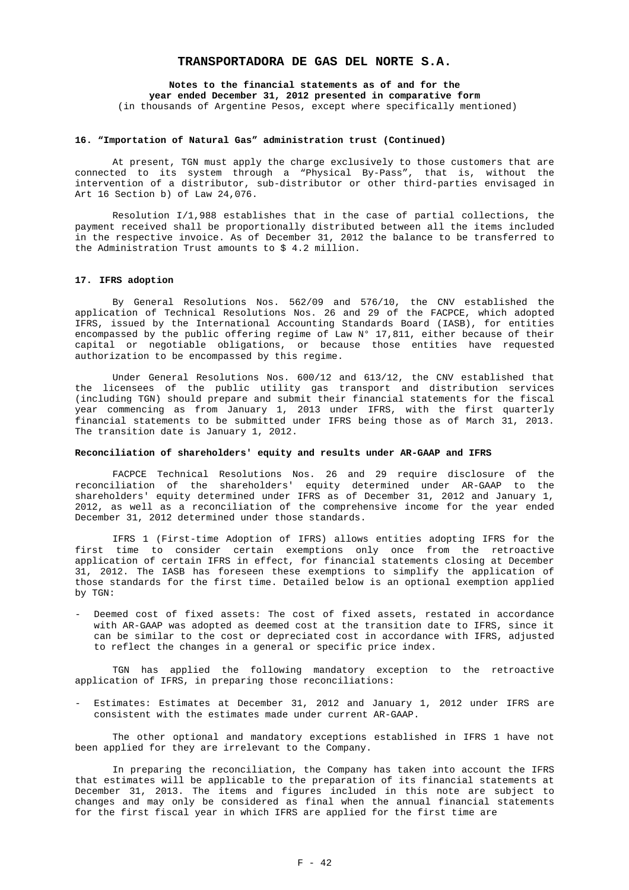**16. "Importation of Natural Gas" administration trust (Continued)**

At present, TGN must apply the charge exclusively to those customers that are connected to its system through a "Physical By-Pass", that is, without the intervention of a distributor, sub-distributor or other third-parties envisaged in Art 16 Section b) of Law 24,076.

Resolution I/1,988 establishes that in the case of partial collections, the payment received shall be proportionally distributed between all the items included in the respective invoice. As of December 31, 2012 the balance to be transferred to the Administration Trust amounts to $ 4.2 million.

**17. IFRS adoption**

By General Resolutions Nos. 562/09 and 576/10, the CNV established the application of Technical Resolutions Nos. 26 and 29 of the FACPCE, which adopted IFRS, issued by the International Accounting Standards Board (IASB), for entities encompassed by the public offering regime of Law N° 17,811, either because of their capital or negotiable obligations, or because those entities have requested authorization to be encompassed by this regime.

Under General Resolutions Nos. 600/12 and 613/12, the CNV established that the licensees of the public utility gas transport and distribution services (including TGN) should prepare and submit their financial statements for the fiscal year commencing as from January 1, 2013 under IFRS, with the first quarterly financial statements to be submitted under IFRS being those as of March 31, 2013. The transition date is January 1, 2012.

**Reconciliation of shareholders' equity and results under AR-GAAP and IFRS**

FACPCE Technical Resolutions Nos. 26 and 29 require disclosure of the reconciliation of the shareholders' equity determined under AR-GAAP to the shareholders' equity determined under IFRS as of December 31, 2012 and January 1, 2012, as well as a reconciliation of the comprehensive income for the year ended December 31, 2012 determined under those standards.

IFRS 1 (First-time Adoption of IFRS) allows entities adopting IFRS for the first time to consider certain exemptions only once from the retroactive application of certain IFRS in effect, for financial statements closing at December 31, 2012. The IASB has foreseen these exemptions to simplify the application of those standards for the first time. Detailed below is an optional exemption applied by TGN:

- Deemed cost of fixed assets: The cost of fixed assets, restated in accordance with AR-GAAP was adopted as deemed cost at the transition date to IFRS, since it can be similar to the cost or depreciated cost in accordance with IFRS, adjusted to reflect the changes in a general or specific price index.

TGN has applied the following mandatory exception to the retroactive application of IFRS, in preparing those reconciliations:

- Estimates: Estimates at December 31, 2012 and January 1, 2012 under IFRS are consistent with the estimates made under current AR-GAAP.

The other optional and mandatory exceptions established in IFRS 1 have not been applied for they are irrelevant to the Company.

In preparing the reconciliation, the Company has taken into account the IFRS that estimates will be applicable to the preparation of its financial statements at December 31, 2013. The items and figures included in this note are subject to changes and may only be considered as final when the annual financial statements for the first fiscal year in which IFRS are applied for the first time are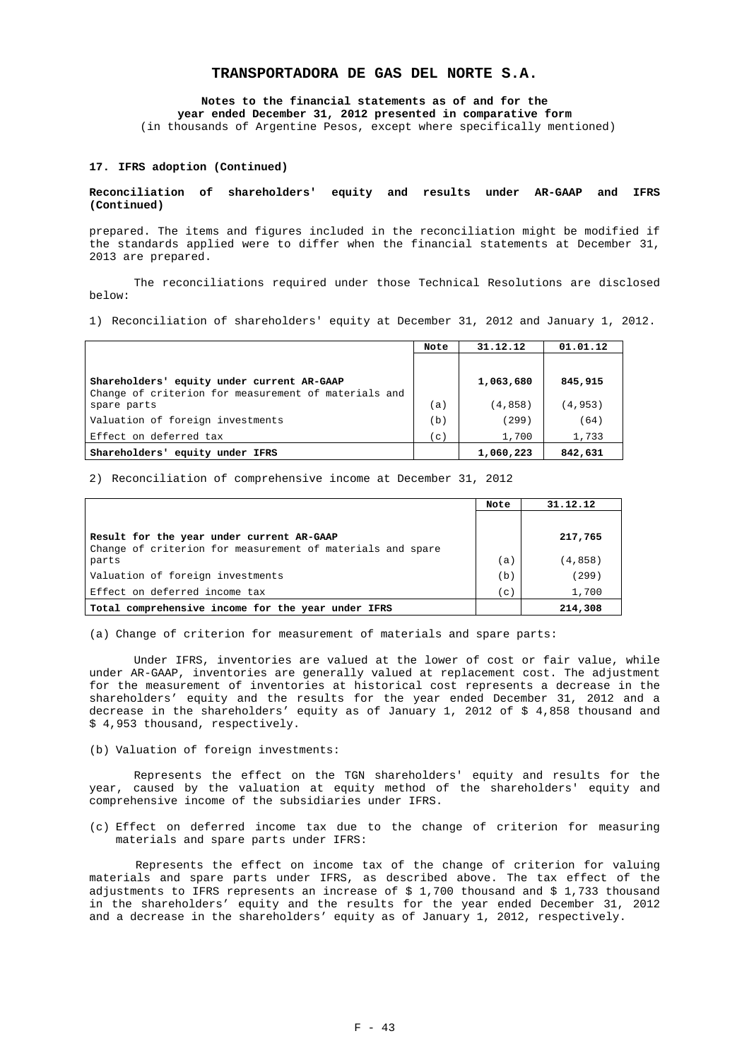**17. IFRS adoption (Continued)**

**Reconciliation of shareholders' equity and results under AR-GAAP and IFRS (Continued)**

prepared. The items and figures included in the reconciliation might be modified if the standards applied were to differ when the financial statements at December 31, 2013 are prepared.

The reconciliations required under those Technical Resolutions are disclosed below:

1) Reconciliation of shareholders' equity at December 31, 2012 and January 1, 2012.

| | Note | 31.12.12 | 01.01.12 |
|---|---|---|---|
| **Shareholders' equity under current AR-GAAP** | | **1,063,680** | **845,915** |
| Change of criterion for measurement of materials and spare parts | (a) | (4,858) | (4,953) |
| Valuation of foreign investments | (b) | (299) | (64) |
| Effect on deferred tax | (c) | 1,700 | 1,733 |
| **Shareholders' equity under IFRS** | | **1,060,223** | **842,631** |

2) Reconciliation of comprehensive income at December 31, 2012

| | Note | 31.12.12 |
|---|---|---|
| **Result for the year under current AR-GAAP** | | **217,765** |
| Change of criterion for measurement of materials and spare parts | (a) | (4,858) |
| Valuation of foreign investments | (b) | (299) |
| Effect on deferred income tax | (c) | 1,700 |
| **Total comprehensive income for the year under IFRS** | | **214,308** |

(a) Change of criterion for measurement of materials and spare parts:

Under IFRS, inventories are valued at the lower of cost or fair value, while under AR-GAAP, inventories are generally valued at replacement cost. The adjustment for the measurement of inventories at historical cost represents a decrease in the shareholders' equity and the results for the year ended December 31, 2012 and a decrease in the shareholders' equity as of January 1, 2012 of $ 4,858 thousand and $ 4,953 thousand, respectively.

(b) Valuation of foreign investments:

Represents the effect on the TGN shareholders' equity and results for the year, caused by the valuation at equity method of the shareholders' equity and comprehensive income of the subsidiaries under IFRS.

(c) Effect on deferred income tax due to the change of criterion for measuring materials and spare parts under IFRS:

Represents the effect on income tax of the change of criterion for valuing materials and spare parts under IFRS, as described above. The tax effect of the adjustments to IFRS represents an increase of $ 1,700 thousand and $ 1,733 thousand in the shareholders' equity and the results for the year ended December 31, 2012 and a decrease in the shareholders' equity as of January 1, 2012, respectively.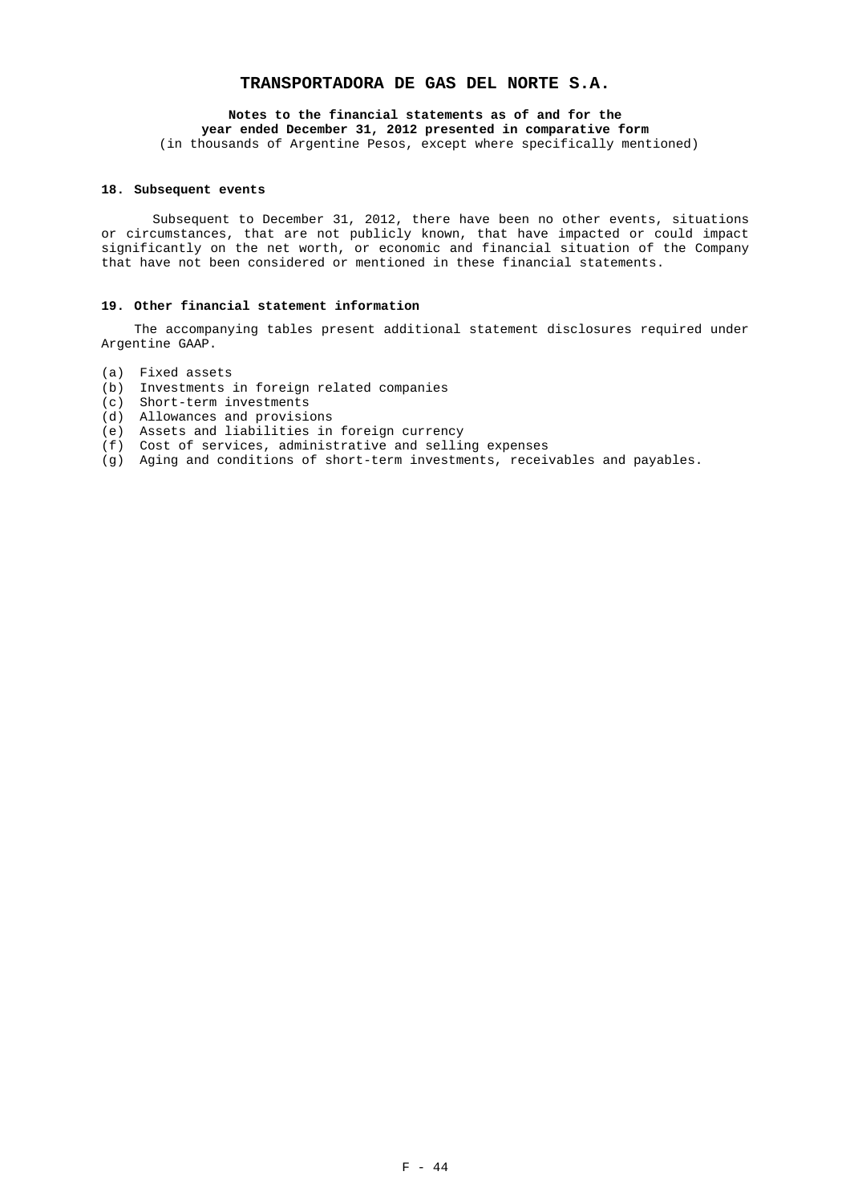## 18. Subsequent events

Subsequent to December 31, 2012, there have been no other events, situations or circumstances, that are not publicly known, that have impacted or could impact significantly on the net worth, or economic and financial situation of the Company that have not been considered or mentioned in these financial statements.

## 19. Other financial statement information

The accompanying tables present additional statement disclosures required under Argentine GAAP.

(a) Fixed assets
(b) Investments in foreign related companies
(c) Short-term investments
(d) Allowances and provisions
(e) Assets and liabilities in foreign currency
(f) Cost of services, administrative and selling expenses
(g) Aging and conditions of short-term investments, receivables and payables.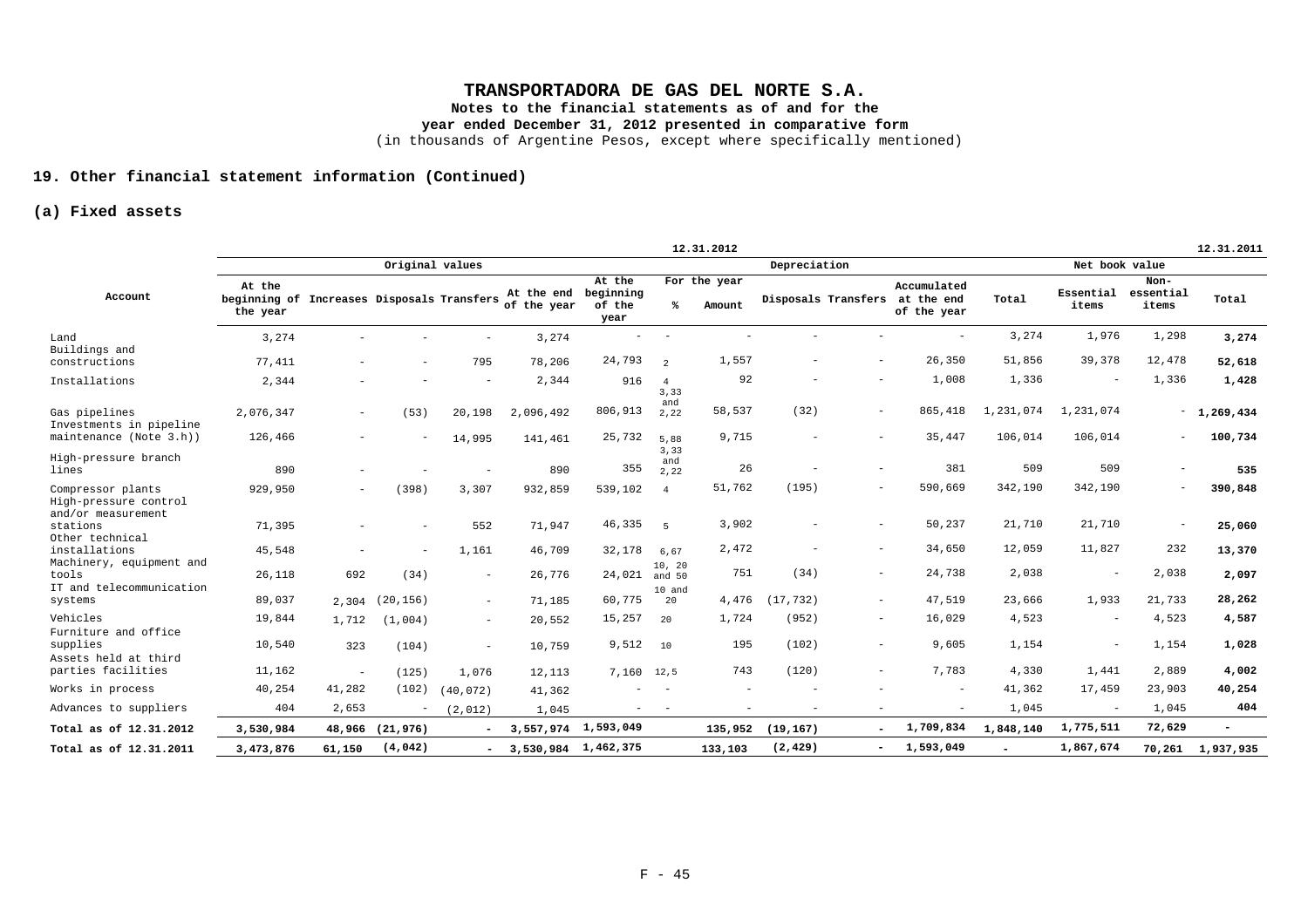# TRANSPORTADORA DE GAS DEL NORTE S.A.

**Notes to the financial statements as of and for the year ended December 31, 2012 presented in comparative form**
(in thousands of Argentine Pesos, except where specifically mentioned)

## 19. Other financial statement information (Continued)

### (a) Fixed assets

| | 12.31.2012 | | | | | | | | | | | | | | | 12.31.2011 |
|---|---|---|---|---|---|---|---|---|---|---|---|---|---|---|---|---|
| | Original values | | | | | Depreciation | | | | | | | Net book value | | | |
| Account | At the beginning of the year | Increases | Disposals | Transfers | At the end of the year | At the beginning of the year | For the year % | For the year Amount | Disposals | Transfers | Accumulated at the end of the year | Total | Essential items | Non-essential items | Total |
| Land | 3,274 | - | - | - | 3,274 | - | - | - | - | - | - | 3,274 | 1,976 | 1,298 | 3,274 |
| Buildings and constructions | 77,411 | - | - | 795 | 78,206 | 24,793 | 2 | 1,557 | - | - | 26,350 | 51,856 | 39,378 | 12,478 | 52,618 |
| Installations | 2,344 | - | - | - | 2,344 | 916 | 4 | 92 | - | - | 1,008 | 1,336 | - | 1,336 | 1,428 |
| Gas pipelines | 2,076,347 | - | (53) | 20,198 | 2,096,492 | 806,913 | 3,33 and 2,22 | 58,537 | (32) | - | 865,418 | 1,231,074 | 1,231,074 | - | 1,269,434 |
| Investments in pipeline maintenance (Note 3.h)) | 126,466 | - | - | 14,995 | 141,461 | 25,732 | 5,88 | 9,715 | - | - | 35,447 | 106,014 | 106,014 | - | 100,734 |
| High-pressure branch lines | 890 | - | - | - | 890 | 355 | 3,33 and 2,22 | 26 | - | - | 381 | 509 | 509 | - | 535 |
| Compressor plants | 929,950 | - | (398) | 3,307 | 932,859 | 539,102 | 4 | 51,762 | (195) | - | 590,669 | 342,190 | 342,190 | - | 390,848 |
| High-pressure control and/or measurement stations | 71,395 | - | - | 552 | 71,947 | 46,335 | 5 | 3,902 | - | - | 50,237 | 21,710 | 21,710 | - | 25,060 |
| Other technical installations | 45,548 | - | - | 1,161 | 46,709 | 32,178 | 6,67 | 2,472 | - | - | 34,650 | 12,059 | 11,827 | 232 | 13,370 |
| Machinery, equipment and tools | 26,118 | 692 | (34) | - | 26,776 | 24,021 | 10, 20 and 50 | 751 | (34) | - | 24,738 | 2,038 | - | 2,038 | 2,097 |
| IT and telecommunication systems | 89,037 | 2,304 | (20,156) | - | 71,185 | 60,775 | 10 and 20 | 4,476 | (17,732) | - | 47,519 | 23,666 | 1,933 | 21,733 | 28,262 |
| Vehicles | 19,844 | 1,712 | (1,004) | - | 20,552 | 15,257 | 20 | 1,724 | (952) | - | 16,029 | 4,523 | - | 4,523 | 4,587 |
| Furniture and office supplies | 10,540 | 323 | (104) | - | 10,759 | 9,512 | 10 | 195 | (102) | - | 9,605 | 1,154 | - | 1,154 | 1,028 |
| Assets held at third parties facilities | 11,162 | - | (125) | 1,076 | 12,113 | 7,160 | 12,5 | 743 | (120) | - | 7,783 | 4,330 | 1,441 | 2,889 | 4,002 |
| Works in process | 40,254 | 41,282 | (102) | (40,072) | 41,362 | - | - | - | - | - | - | 41,362 | 17,459 | 23,903 | 40,254 |
| Advances to suppliers | 404 | 2,653 | - | (2,012) | 1,045 | - | - | - | - | - | - | 1,045 | - | 1,045 | 404 |
| **Total as of 12.31.2012** | **3,530,984** | **48,966** | **(21,976)** | **-** | **3,557,974** | **1,593,049** | | **135,952** | **(19,167)** | **-** | **1,709,834** | **1,848,140** | **1,775,511** | **72,629** | **-** |
| **Total as of 12.31.2011** | **3,473,876** | **61,150** | **(4,042)** | **-** | **3,530,984** | **1,462,375** | | **133,103** | **(2,429)** | **-** | **1,593,049** | **-** | **1,867,674** | **70,261** | **1,937,935** |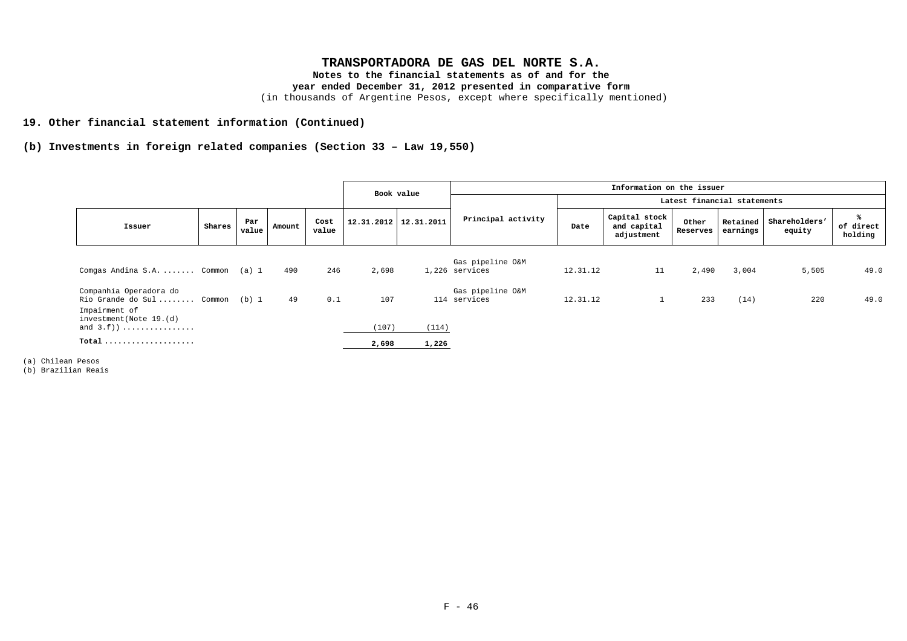**TRANSPORTADORA DE GAS DEL NORTE S.A.**
**Notes to the financial statements as of and for the year ended December 31, 2012 presented in comparative form**
(in thousands of Argentine Pesos, except where specifically mentioned)

## 19. Other financial statement information (Continued)

### (b) Investments in foreign related companies (Section 33 – Law 19,550)

| | | | | | Book value | | Information on the issuer | | | | | | |
|---|---|---|---|---|---|---|---|---|---|---|---|---|---|
| | | | | | | | | Latest financial statements | | | | | |
| **Issuer** | **Shares** | **Par value** | **Amount** | **Cost value** | **12.31.2012** | **12.31.2011** | **Principal activity** | **Date** | **Capital stock and capital adjustment** | **Other Reserves** | **Retained earnings** | **Shareholders' equity** | **% of direct holding** |
| Comgas Andina S.A. ....... | Common | (a) 1 | 490 | 246 | 2,698 | 1,226 | Gas pipeline O&M services | 12.31.12 | 11 | 2,490 | 3,004 | 5,505 | 49.0 |
| Companhía Operadora do Rio Grande do Sul ........ | Common | (b) 1 | 49 | 0.1 | 107 | 114 | Gas pipeline O&M services | 12.31.12 | 1 | 233 | (14) | 220 | 49.0 |
| Impairment of investment(Note 19.(d) and 3.f)) ................ | | | | | (107) | (114) | | | | | | | |
| **Total** .................... | | | | | **2,698** | **1,226** | | | | | | | |

(a) Chilean Pesos
(b) Brazilian Reais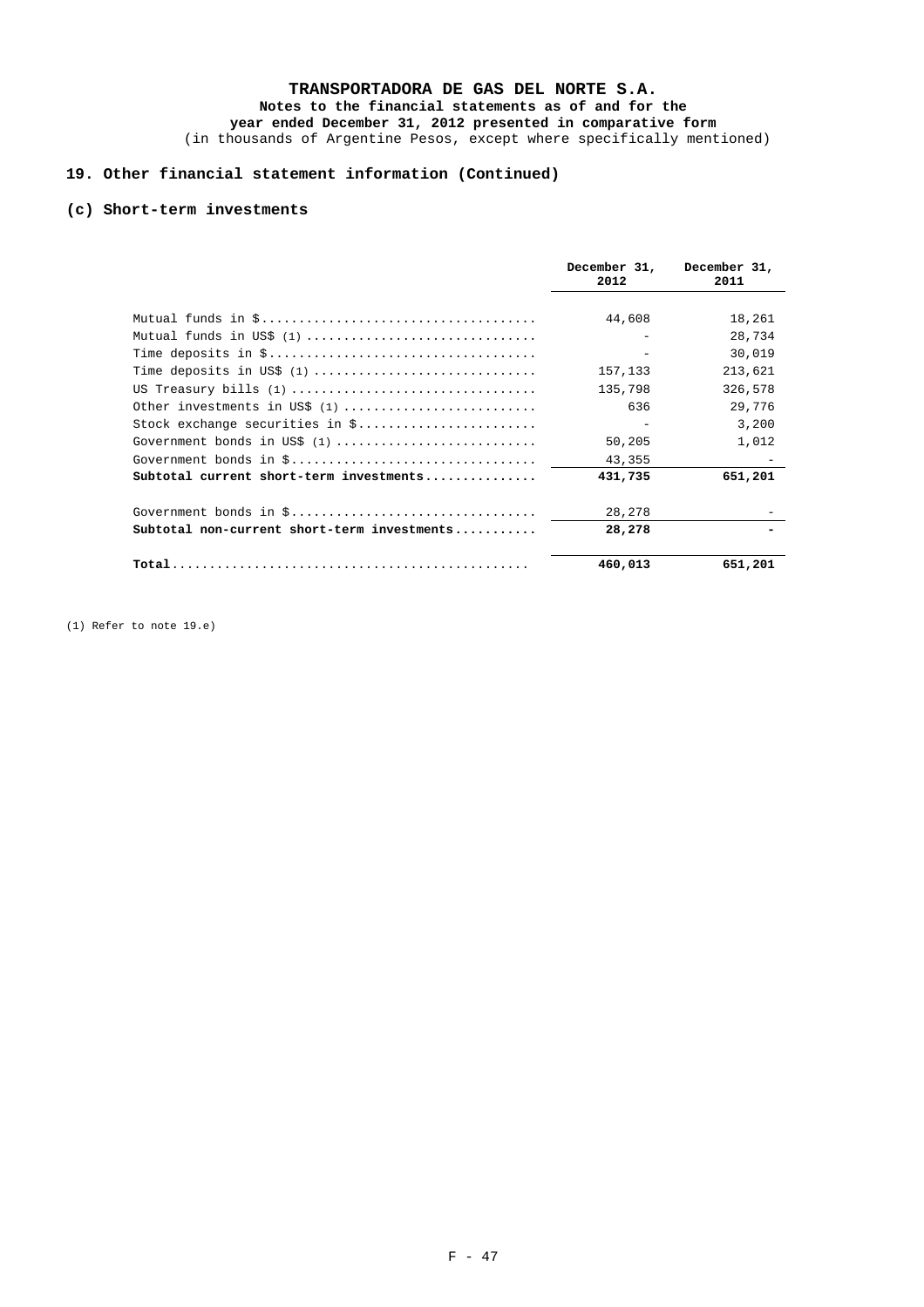**TRANSPORTADORA DE GAS DEL NORTE S.A.**
**Notes to the financial statements as of and for the year ended December 31, 2012 presented in comparative form**
(in thousands of Argentine Pesos, except where specifically mentioned)

## 19. Other financial statement information (Continued)

### (c) Short-term investments

| | December 31, 2012 | December 31, 2011 |
|---|---|---|
| Mutual funds in $ | 44,608 | 18,261 |
| Mutual funds in US$ (1) | - | 28,734 |
| Time deposits in $ | - | 30,019 |
| Time deposits in US$ (1) | 157,133 | 213,621 |
| US Treasury bills (1) | 135,798 | 326,578 |
| Other investments in US$ (1) | 636 | 29,776 |
| Stock exchange securities in $ | - | 3,200 |
| Government bonds in US$ (1) | 50,205 | 1,012 |
| Government bonds in $ | 43,355 | - |
| **Subtotal current short-term investments** | **431,735** | **651,201** |
| Government bonds in $ | 28,278 | - |
| **Subtotal non-current short-term investments** | **28,278** | **-** |
| **Total** | **460,013** | **651,201** |

(1) Refer to note 19.e)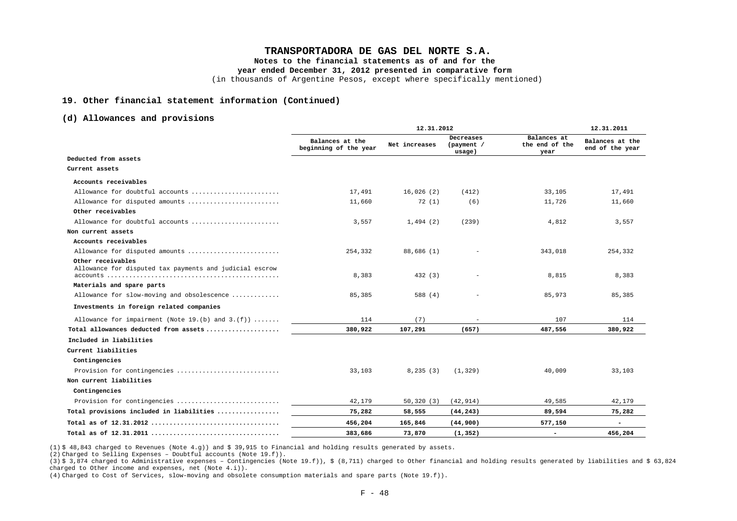## 19. Other financial statement information (Continued)

### (d) Allowances and provisions

| | 12.31.2012 | | | | 12.31.2011 |
|---|---|---|---|---|---|
| | Balances at the beginning of the year | Net increases | Decreases (payment / usage) | Balances at the end of the year | Balances at the end of the year |
| **Deducted from assets** | | | | | |
| **Current assets** | | | | | |
| **Accounts receivables** | | | | | |
| Allowance for doubtful accounts | 17,491 | 16,026 (2) | (412) | 33,105 | 17,491 |
| Allowance for disputed amounts | 11,660 | 72 (1) | (6) | 11,726 | 11,660 |
| **Other receivables** | | | | | |
| Allowance for doubtful accounts | 3,557 | 1,494 (2) | (239) | 4,812 | 3,557 |
| **Non current assets** | | | | | |
| **Accounts receivables** | | | | | |
| Allowance for disputed amounts | 254,332 | 88,686 (1) | - | 343,018 | 254,332 |
| **Other receivables** | | | | | |
| Allowance for disputed tax payments and judicial escrow accounts | 8,383 | 432 (3) | - | 8,815 | 8,383 |
| **Materials and spare parts** | | | | | |
| Allowance for slow-moving and obsolescence | 85,385 | 588 (4) | - | 85,973 | 85,385 |
| **Investments in foreign related companies** | | | | | |
| Allowance for impairment (Note 19.(b) and 3.(f)) | 114 | (7) | - | 107 | 114 |
| **Total allowances deducted from assets** | **380,922** | **107,291** | **(657)** | **487,556** | **380,922** |
| **Included in liabilities** | | | | | |
| **Current liabilities** | | | | | |
| **Contingencies** | | | | | |
| Provision for contingencies | 33,103 | 8,235 (3) | (1,329) | 40,009 | 33,103 |
| **Non current liabilities** | | | | | |
| **Contingencies** | | | | | |
| Provision for contingencies | 42,179 | 50,320 (3) | (42,914) | 49,585 | 42,179 |
| **Total provisions included in liabilities** | **75,282** | **58,555** | **(44,243)** | **89,594** | **75,282** |
| **Total as of 12.31.2012** | **456,204** | **165,846** | **(44,900)** | **577,150** | **-** |
| **Total as of 12.31.2011** | **383,686** | **73,870** | **(1,352)** | **-** | **456,204** |

(1) $ 48,843 charged to Revenues (Note 4.g)) and $ 39,915 to Financial and holding results generated by assets.

(2) Charged to Selling Expenses – Doubtful accounts (Note 19.f)).

(3) $ 3,874 charged to Administrative expenses – Contingencies (Note 19.f)), $ (8,711) charged to Other financial and holding results generated by liabilities and $ 63,824 charged to Other income and expenses, net (Note 4.i)).

(4) Charged to Cost of Services, slow-moving and obsolete consumption materials and spare parts (Note 19.f)).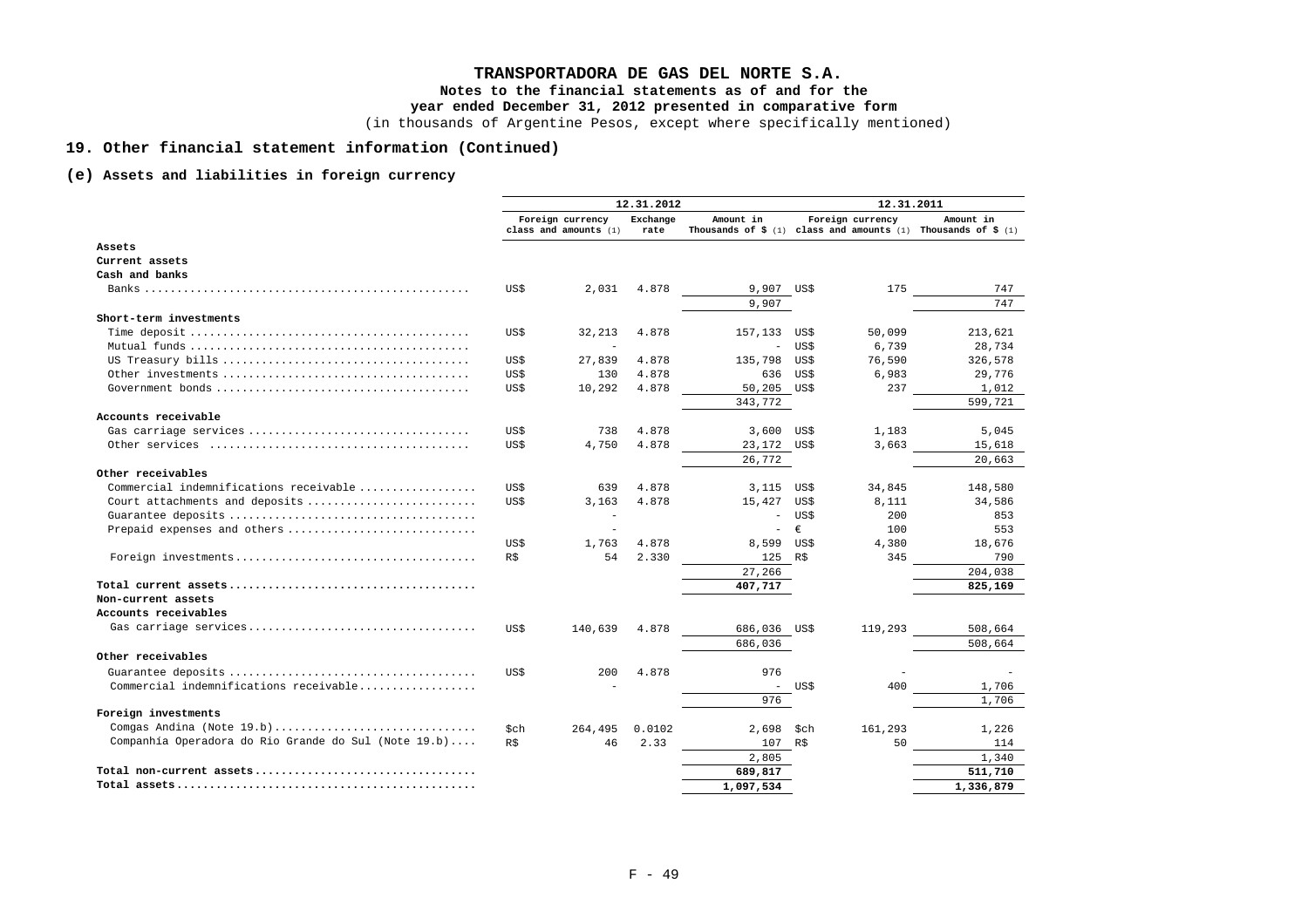# TRANSPORTADORA DE GAS DEL NORTE S.A.

**Notes to the financial statements as of and for the year ended December 31, 2012 presented in comparative form**

(in thousands of Argentine Pesos, except where specifically mentioned)

## 19. Other financial statement information (Continued)

### (e) Assets and liabilities in foreign currency

| | 12.31.2012 | | | | 12.31.2011 | | |
|---|---|---|---|---|---|---|---|
| | Foreign currency class and amounts (1) | | Exchange rate | Amount in Thousands of $ (1) | Foreign currency class and amounts (1) | | Amount in Thousands of $ (1) |
| **Assets** | | | | | | | |
| **Current assets** | | | | | | | |
| **Cash and banks** | | | | | | | |
| Banks | US$ | 2,031 | 4.878 | 9,907 | US$ | 175 | 747 |
| | | | | 9,907 | | | 747 |
| **Short-term investments** | | | | | | | |
| Time deposit | US$ | 32,213 | 4.878 | 157,133 | US$ | 50,099 | 213,621 |
| Mutual funds | | - | | - | US$ | 6,739 | 28,734 |
| US Treasury bills | US$ | 27,839 | 4.878 | 135,798 | US$ | 76,590 | 326,578 |
| Other investments | US$ | 130 | 4.878 | 636 | US$ | 6,983 | 29,776 |
| Government bonds | US$ | 10,292 | 4.878 | 50,205 | US$ | 237 | 1,012 |
| | | | | 343,772 | | | 599,721 |
| **Accounts receivable** | | | | | | | |
| Gas carriage services | US$ | 738 | 4.878 | 3,600 | US$ | 1,183 | 5,045 |
| Other services | US$ | 4,750 | 4.878 | 23,172 | US$ | 3,663 | 15,618 |
| | | | | 26,772 | | | 20,663 |
| **Other receivables** | | | | | | | |
| Commercial indemnifications receivable | US$ | 639 | 4.878 | 3,115 | US$ | 34,845 | 148,580 |
| Court attachments and deposits | US$ | 3,163 | 4.878 | 15,427 | US$ | 8,111 | 34,586 |
| Guarantee deposits | | - | | - | US$ | 200 | 853 |
| Prepaid expenses and others | | - | | - | € | 100 | 553 |
| | US$ | 1,763 | 4.878 | 8,599 | US$ | 4,380 | 18,676 |
| Foreign investments | R$ | 54 | 2.330 | 125 | R$ | 345 | 790 |
| | | | | 27,266 | | | 204,038 |
| **Total current assets** | | | | **407,717** | | | **825,169** |
| **Non-current assets** | | | | | | | |
| **Accounts receivables** | | | | | | | |
| Gas carriage services | US$ | 140,639 | 4.878 | 686,036 | US$ | 119,293 | 508,664 |
| | | | | 686,036 | | | 508,664 |
| **Other receivables** | | | | | | | |
| Guarantee deposits | US$ | 200 | 4.878 | 976 | | - | - |
| Commercial indemnifications receivable | | - | | - | US$ | 400 | 1,706 |
| | | | | 976 | | | 1,706 |
| **Foreign investments** | | | | | | | |
| Comgas Andina (Note 19.b) | $ch | 264,495 | 0.0102 | 2,698 | $ch | 161,293 | 1,226 |
| Companhia Operadora do Rio Grande do Sul (Note 19.b) | R$ | 46 | 2.33 | 107 | R$ | 50 | 114 |
| | | | | 2,805 | | | 1,340 |
| **Total non-current assets** | | | | **689,817** | | | **511,710** |
| **Total assets** | | | | **1,097,534** | | | **1,336,879** |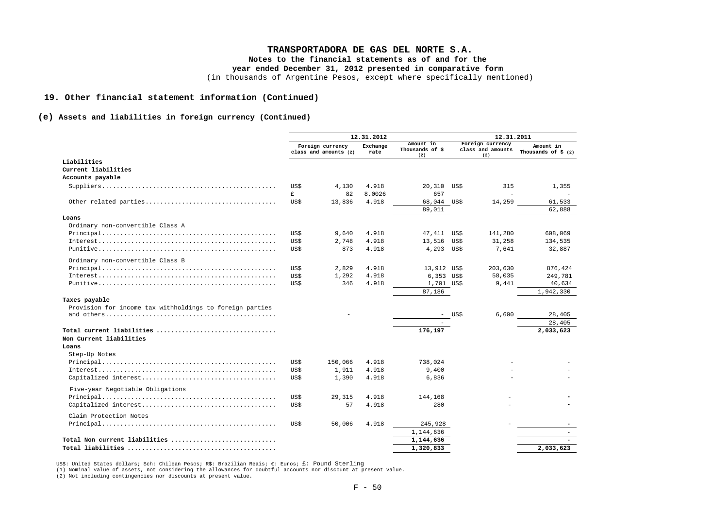# TRANSPORTADORA DE GAS DEL NORTE S.A.

**Notes to the financial statements as of and for the year ended December 31, 2012 presented in comparative form**

(in thousands of Argentine Pesos, except where specifically mentioned)

## 19. Other financial statement information (Continued)

### (e) Assets and liabilities in foreign currency (Continued)

| | 12.31.2012 | | | | 12.31.2011 | | |
|---|---|---|---|---|---|---|---|
| | Foreign currency class and amounts (2) | | Exchange rate | Amount in Thousands of $ (2) | Foreign currency class and amounts (2) | | Amount in Thousands of $ (2) |
| **Liabilities** | | | | | | | |
| **Current liabilities** | | | | | | | |
| **Accounts payable** | | | | | | | |
| Suppliers | US$ | 4,130 | 4.918 | 20,310 | US$ | 315 | 1,355 |
| | £ | 82 | 8.0026 | 657 | | - | - |
| Other related parties | US$ | 13,836 | 4.918 | 68,044 | US$ | 14,259 | 61,533 |
| | | | | 89,011 | | | 62,888 |
| **Loans** | | | | | | | |
| Ordinary non-convertible Class A | | | | | | | |
| Principal | US$ | 9,640 | 4.918 | 47,411 | US$ | 141,280 | 608,069 |
| Interest | US$ | 2,748 | 4.918 | 13,516 | US$ | 31,258 | 134,535 |
| Punitive | US$ | 873 | 4.918 | 4,293 | US$ | 7,641 | 32,887 |
| Ordinary non-convertible Class B | | | | | | | |
| Principal | US$ | 2,829 | 4.918 | 13,912 | US$ | 203,630 | 876,424 |
| Interest | US$ | 1,292 | 4.918 | 6,353 | US$ | 58,035 | 249,781 |
| Punitive | US$ | 346 | 4.918 | 1,701 | US$ | 9,441 | 40,634 |
| | | | | 87,186 | | | 1,942,330 |
| **Taxes payable** | | | | | | | |
| Provision for income tax withholdings to foreign parties and others | | - | | - | US$ | 6,600 | 28,405 |
| | | | | - | | | 28,405 |
| **Total current liabilities** | | | | **176,197** | | | **2,033,623** |
| **Non Current liabilities** | | | | | | | |
| **Loans** | | | | | | | |
| Step-Up Notes | | | | | | | |
| Principal | US$ | 150,066 | 4.918 | 738,024 | | - | - |
| Interest | US$ | 1,911 | 4.918 | 9,400 | | - | - |
| Capitalized interest | US$ | 1,390 | 4.918 | 6,836 | | - | - |
| Five-year Negotiable Obligations | | | | | | | |
| Principal | US$ | 29,315 | 4.918 | 144,168 | | - | - |
| Capitalized interest | US$ | 57 | 4.918 | 280 | | - | - |
| Claim Protection Notes | | | | | | | |
| Principal | US$ | 50,006 | 4.918 | 245,928 | | - | - |
| | | | | 1,144,636 | | | - |
| **Total Non current liabilities** | | | | **1,144,636** | | | **-** |
| **Total liabilities** | | | | **1,320,833** | | | **2,033,623** |

US$: United States dollars; $ch: Chilean Pesos; R$: Brazilian Reais; €: Euros; £: Pound Sterling

(1) Nominal value of assets, not considering the allowances for doubtful accounts nor discount at present value.

(2) Not including contingencies nor discounts at present value.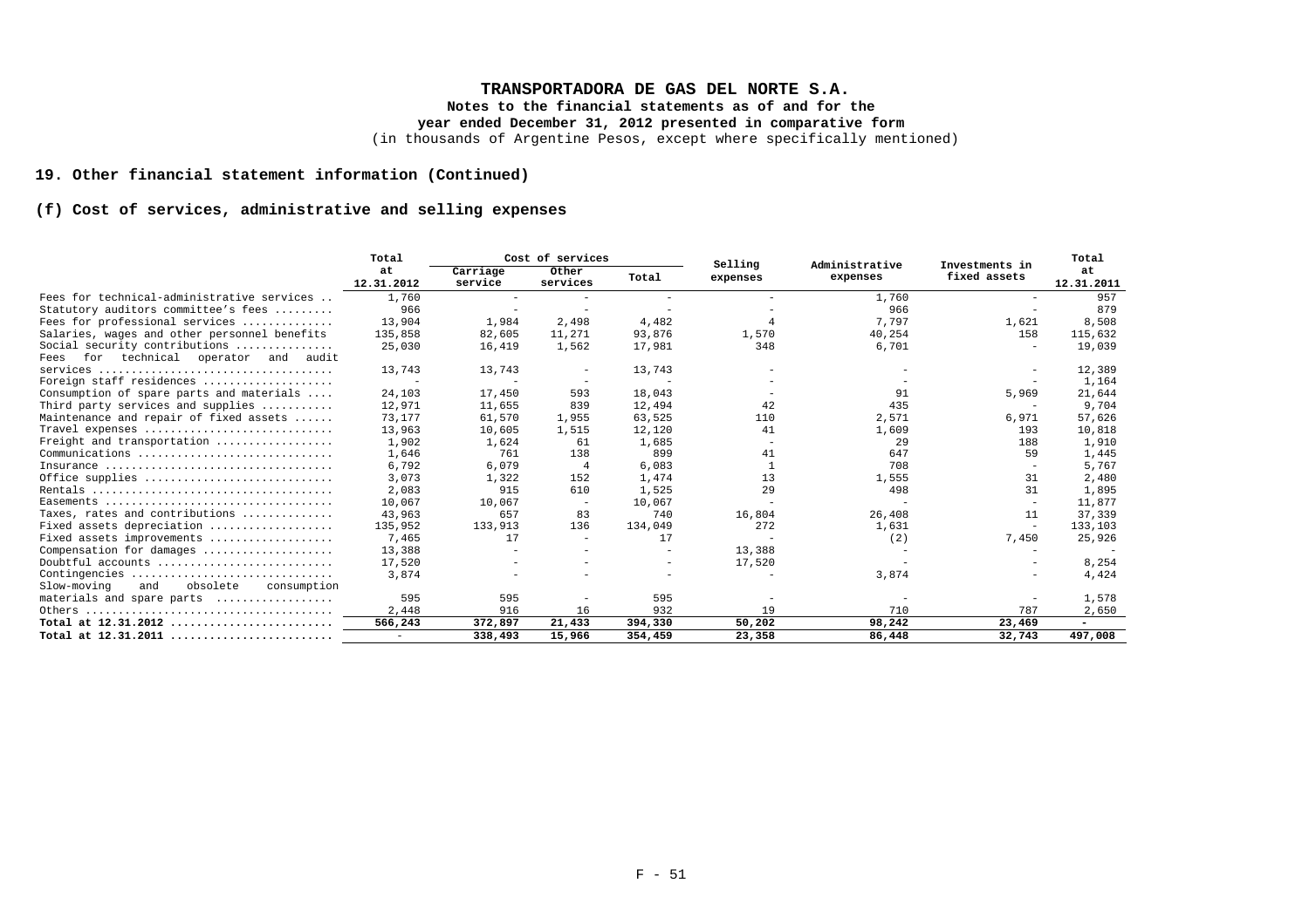# TRANSPORTADORA DE GAS DEL NORTE S.A.

**Notes to the financial statements as of and for the year ended December 31, 2012 presented in comparative form**

(in thousands of Argentine Pesos, except where specifically mentioned)

## 19. Other financial statement information (Continued)

### (f) Cost of services, administrative and selling expenses

| | Total at 12.31.2012 | Cost of services | | | Selling expenses | Administrative expenses | Investments in fixed assets | Total at 12.31.2011 |
|---|---|---|---|---|---|---|---|---|
| | | Carriage service | Other services | Total | | | | |
| Fees for technical-administrative services | 1,760 | - | - | - | - | 1,760 | - | 957 |
| Statutory auditors committee's fees | 966 | - | - | - | - | 966 | - | 879 |
| Fees for professional services | 13,904 | 1,984 | 2,498 | 4,482 | 4 | 7,797 | 1,621 | 8,508 |
| Salaries, wages and other personnel benefits | 135,858 | 82,605 | 11,271 | 93,876 | 1,570 | 40,254 | 158 | 115,632 |
| Social security contributions | 25,030 | 16,419 | 1,562 | 17,981 | 348 | 6,701 | - | 19,039 |
| Fees for technical operator and audit services | 13,743 | 13,743 | - | 13,743 | - | - | - | 12,389 |
| Foreign staff residences | - | - | - | - | - | - | - | 1,164 |
| Consumption of spare parts and materials | 24,103 | 17,450 | 593 | 18,043 | - | 91 | 5,969 | 21,644 |
| Third party services and supplies | 12,971 | 11,655 | 839 | 12,494 | 42 | 435 | - | 9,704 |
| Maintenance and repair of fixed assets | 73,177 | 61,570 | 1,955 | 63,525 | 110 | 2,571 | 6,971 | 57,626 |
| Travel expenses | 13,963 | 10,605 | 1,515 | 12,120 | 41 | 1,609 | 193 | 10,818 |
| Freight and transportation | 1,902 | 1,624 | 61 | 1,685 | - | 29 | 188 | 1,910 |
| Communications | 1,646 | 761 | 138 | 899 | 41 | 647 | 59 | 1,445 |
| Insurance | 6,792 | 6,079 | 4 | 6,083 | 1 | 708 | - | 5,767 |
| Office supplies | 3,073 | 1,322 | 152 | 1,474 | 13 | 1,555 | 31 | 2,480 |
| Rentals | 2,083 | 915 | 610 | 1,525 | 29 | 498 | 31 | 1,895 |
| Easements | 10,067 | 10,067 | - | 10,067 | - | - | - | 11,877 |
| Taxes, rates and contributions | 43,963 | 657 | 83 | 740 | 16,804 | 26,408 | 11 | 37,339 |
| Fixed assets depreciation | 135,952 | 133,913 | 136 | 134,049 | 272 | 1,631 | - | 133,103 |
| Fixed assets improvements | 7,465 | 17 | - | 17 | - | (2) | 7,450 | 25,926 |
| Compensation for damages | 13,388 | - | - | - | 13,388 | - | - | - |
| Doubtful accounts | 17,520 | - | - | - | 17,520 | - | - | 8,254 |
| Contingencies | 3,874 | - | - | - | - | 3,874 | - | 4,424 |
| Slow-moving and obsolete consumption materials and spare parts | 595 | 595 | - | 595 | - | - | - | 1,578 |
| Others | 2,448 | 916 | 16 | 932 | 19 | 710 | 787 | 2,650 |
| **Total at 12.31.2012** | **566,243** | **372,897** | **21,433** | **394,330** | **50,202** | **98,242** | **23,469** | **-** |
| **Total at 12.31.2011** | **-** | **338,493** | **15,966** | **354,459** | **23,358** | **86,448** | **32,743** | **497,008** |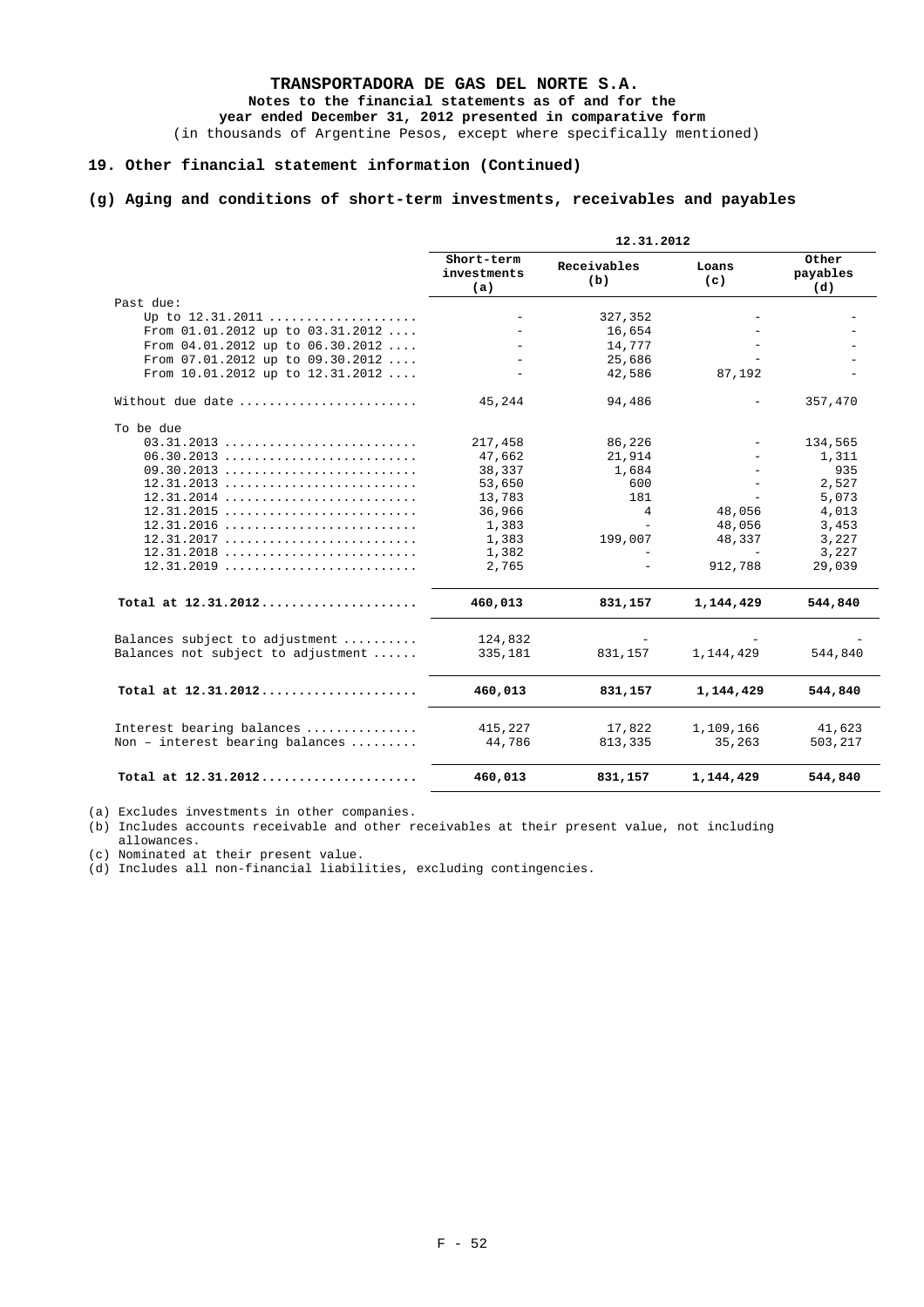# TRANSPORTADORA DE GAS DEL NORTE S.A.

**Notes to the financial statements as of and for the year ended December 31, 2012 presented in comparative form**

(in thousands of Argentine Pesos, except where specifically mentioned)

## 19. Other financial statement information (Continued)

### (g) Aging and conditions of short-term investments, receivables and payables

| | 12.31.2012 | | | |
|---|---|---|---|---|
| | **Short-term investments (a)** | **Receivables (b)** | **Loans (c)** | **Other payables (d)** |
| Past due: | | | | |
| Up to 12.31.2011 | - | 327,352 | - | - |
| From 01.01.2012 up to 03.31.2012 | - | 16,654 | - | - |
| From 04.01.2012 up to 06.30.2012 | - | 14,777 | - | - |
| From 07.01.2012 up to 09.30.2012 | - | 25,686 | - | - |
| From 10.01.2012 up to 12.31.2012 | - | 42,586 | 87,192 | - |
| Without due date | 45,244 | 94,486 | - | 357,470 |
| To be due | | | | |
| 03.31.2013 | 217,458 | 86,226 | - | 134,565 |
| 06.30.2013 | 47,662 | 21,914 | - | 1,311 |
| 09.30.2013 | 38,337 | 1,684 | - | 935 |
| 12.31.2013 | 53,650 | 600 | - | 2,527 |
| 12.31.2014 | 13,783 | 181 | - | 5,073 |
| 12.31.2015 | 36,966 | 4 | 48,056 | 4,013 |
| 12.31.2016 | 1,383 | - | 48,056 | 3,453 |
| 12.31.2017 | 1,383 | 199,007 | 48,337 | 3,227 |
| 12.31.2018 | 1,382 | - | - | 3,227 |
| 12.31.2019 | 2,765 | - | 912,788 | 29,039 |
| **Total at 12.31.2012** | **460,013** | **831,157** | **1,144,429** | **544,840** |
| Balances subject to adjustment | 124,832 | - | - | - |
| Balances not subject to adjustment | 335,181 | 831,157 | 1,144,429 | 544,840 |
| **Total at 12.31.2012** | **460,013** | **831,157** | **1,144,429** | **544,840** |
| Interest bearing balances | 415,227 | 17,822 | 1,109,166 | 41,623 |
| Non – interest bearing balances | 44,786 | 813,335 | 35,263 | 503,217 |
| **Total at 12.31.2012** | **460,013** | **831,157** | **1,144,429** | **544,840** |

(a) Excludes investments in other companies.
(b) Includes accounts receivable and other receivables at their present value, not including allowances.
(c) Nominated at their present value.
(d) Includes all non-financial liabilities, excluding contingencies.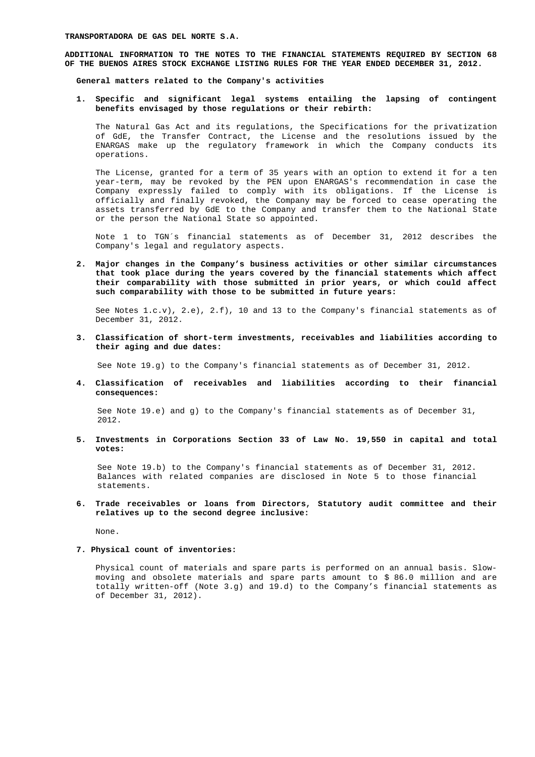**TRANSPORTADORA DE GAS DEL NORTE S.A.**

**ADDITIONAL INFORMATION TO THE NOTES TO THE FINANCIAL STATEMENTS REQUIRED BY SECTION 68 OF THE BUENOS AIRES STOCK EXCHANGE LISTING RULES FOR THE YEAR ENDED DECEMBER 31, 2012.**

**General matters related to the Company's activities**

1. **Specific and significant legal systems entailing the lapsing of contingent benefits envisaged by those regulations or their rebirth:**

   The Natural Gas Act and its regulations, the Specifications for the privatization of GdE, the Transfer Contract, the License and the resolutions issued by the ENARGAS make up the regulatory framework in which the Company conducts its operations.

   The License, granted for a term of 35 years with an option to extend it for a ten year-term, may be revoked by the PEN upon ENARGAS's recommendation in case the Company expressly failed to comply with its obligations. If the License is officially and finally revoked, the Company may be forced to cease operating the assets transferred by GdE to the Company and transfer them to the National State or the person the National State so appointed.

   Note 1 to TGN´s financial statements as of December 31, 2012 describes the Company's legal and regulatory aspects.

2. **Major changes in the Company’s business activities or other similar circumstances that took place during the years covered by the financial statements which affect their comparability with those submitted in prior years, or which could affect such comparability with those to be submitted in future years:**

   See Notes 1.c.v), 2.e), 2.f), 10 and 13 to the Company's financial statements as of December 31, 2012.

3. **Classification of short-term investments, receivables and liabilities according to their aging and due dates:**

   See Note 19.g) to the Company's financial statements as of December 31, 2012.

4. **Classification of receivables and liabilities according to their financial consequences:**

   See Note 19.e) and g) to the Company's financial statements as of December 31, 2012.

5. **Investments in Corporations Section 33 of Law No. 19,550 in capital and total votes:**

   See Note 19.b) to the Company's financial statements as of December 31, 2012. Balances with related companies are disclosed in Note 5 to those financial statements.

6. **Trade receivables or loans from Directors, Statutory audit committee and their relatives up to the second degree inclusive:**

   None.

7. **Physical count of inventories:**

   Physical count of materials and spare parts is performed on an annual basis. Slow-moving and obsolete materials and spare parts amount to $ 86.0 million and are totally written-off (Note 3.g) and 19.d) to the Company’s financial statements as of December 31, 2012).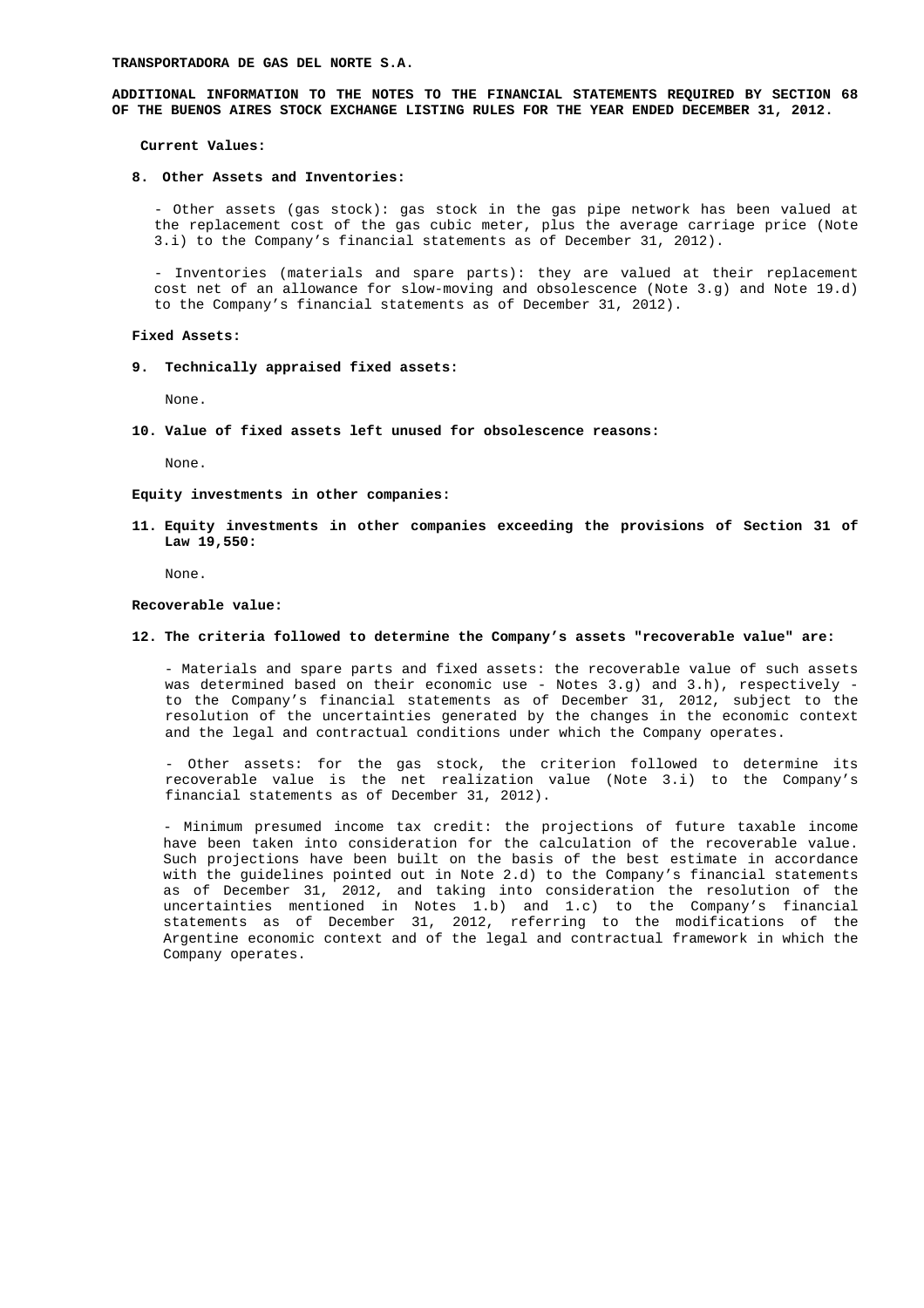**TRANSPORTADORA DE GAS DEL NORTE S.A.**

**ADDITIONAL INFORMATION TO THE NOTES TO THE FINANCIAL STATEMENTS REQUIRED BY SECTION 68 OF THE BUENOS AIRES STOCK EXCHANGE LISTING RULES FOR THE YEAR ENDED DECEMBER 31, 2012.**

**Current Values:**

**8. Other Assets and Inventories:**

- Other assets (gas stock): gas stock in the gas pipe network has been valued at the replacement cost of the gas cubic meter, plus the average carriage price (Note 3.i) to the Company's financial statements as of December 31, 2012).

- Inventories (materials and spare parts): they are valued at their replacement cost net of an allowance for slow-moving and obsolescence (Note 3.g) and Note 19.d) to the Company's financial statements as of December 31, 2012).

**Fixed Assets:**

**9. Technically appraised fixed assets:**

None.

**10. Value of fixed assets left unused for obsolescence reasons:**

None.

**Equity investments in other companies:**

**11. Equity investments in other companies exceeding the provisions of Section 31 of Law 19,550:**

None.

**Recoverable value:**

**12. The criteria followed to determine the Company's assets "recoverable value" are:**

- Materials and spare parts and fixed assets: the recoverable value of such assets was determined based on their economic use - Notes 3.g) and 3.h), respectively - to the Company's financial statements as of December 31, 2012, subject to the resolution of the uncertainties generated by the changes in the economic context and the legal and contractual conditions under which the Company operates.

- Other assets: for the gas stock, the criterion followed to determine its recoverable value is the net realization value (Note 3.i) to the Company's financial statements as of December 31, 2012).

- Minimum presumed income tax credit: the projections of future taxable income have been taken into consideration for the calculation of the recoverable value. Such projections have been built on the basis of the best estimate in accordance with the guidelines pointed out in Note 2.d) to the Company's financial statements as of December 31, 2012, and taking into consideration the resolution of the uncertainties mentioned in Notes 1.b) and 1.c) to the Company's financial statements as of December 31, 2012, referring to the modifications of the Argentine economic context and of the legal and contractual framework in which the Company operates.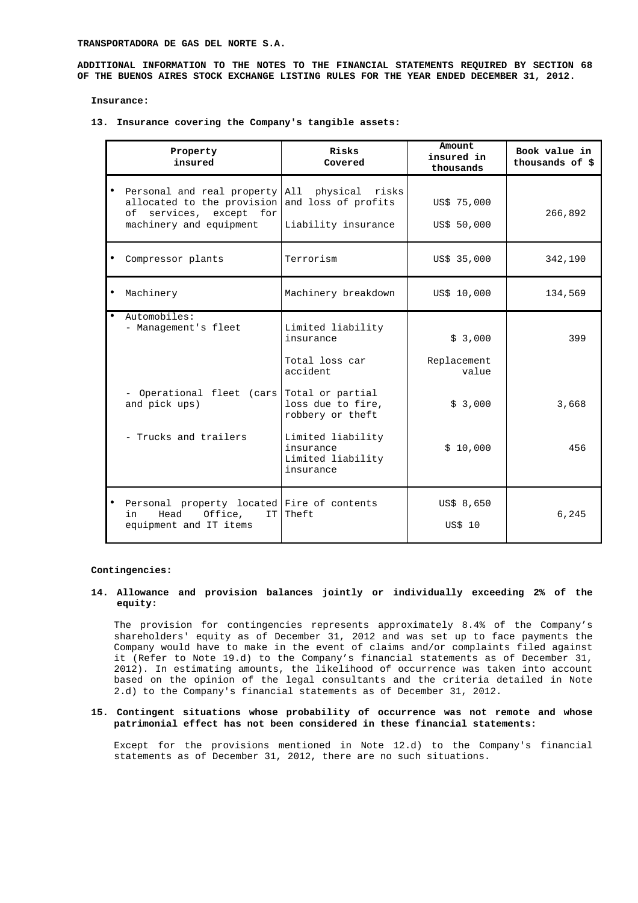**TRANSPORTADORA DE GAS DEL NORTE S.A.**

**ADDITIONAL INFORMATION TO THE NOTES TO THE FINANCIAL STATEMENTS REQUIRED BY SECTION 68 OF THE BUENOS AIRES STOCK EXCHANGE LISTING RULES FOR THE YEAR ENDED DECEMBER 31, 2012.**

**Insurance:**

**13. Insurance covering the Company's tangible assets:**

| Property insured | Risks Covered | Amount insured in thousands | Book value in thousands of $ |
|---|---|---|---|
| • Personal and real property allocated to the provision of services, except for machinery and equipment | All physical risks and loss of profits<br>Liability insurance | US$ 75,000<br>US$ 50,000 | 266,892 |
| • Compressor plants | Terrorism | US$ 35,000 | 342,190 |
| • Machinery | Machinery breakdown | US$ 10,000 | 134,569 |
| • Automobiles:<br>- Management's fleet | Limited liability insurance<br>Total loss car accident | $ 3,000<br>Replacement value | 399 |
| - Operational fleet (cars and pick ups) | Total or partial loss due to fire, robbery or theft | $ 3,000 | 3,668 |
| - Trucks and trailers | Limited liability insurance<br>Limited liability insurance | $ 10,000 | 456 |
| • Personal property located in Head Office, IT equipment and IT items | Fire of contents<br>Theft | US$ 8,650<br>US$ 10 | 6,245 |

**Contingencies:**

**14. Allowance and provision balances jointly or individually exceeding 2% of the equity:**

The provision for contingencies represents approximately 8.4% of the Company's shareholders' equity as of December 31, 2012 and was set up to face payments the Company would have to make in the event of claims and/or complaints filed against it (Refer to Note 19.d) to the Company's financial statements as of December 31, 2012). In estimating amounts, the likelihood of occurrence was taken into account based on the opinion of the legal consultants and the criteria detailed in Note 2.d) to the Company's financial statements as of December 31, 2012.

**15. Contingent situations whose probability of occurrence was not remote and whose patrimonial effect has not been considered in these financial statements:**

Except for the provisions mentioned in Note 12.d) to the Company's financial statements as of December 31, 2012, there are no such situations.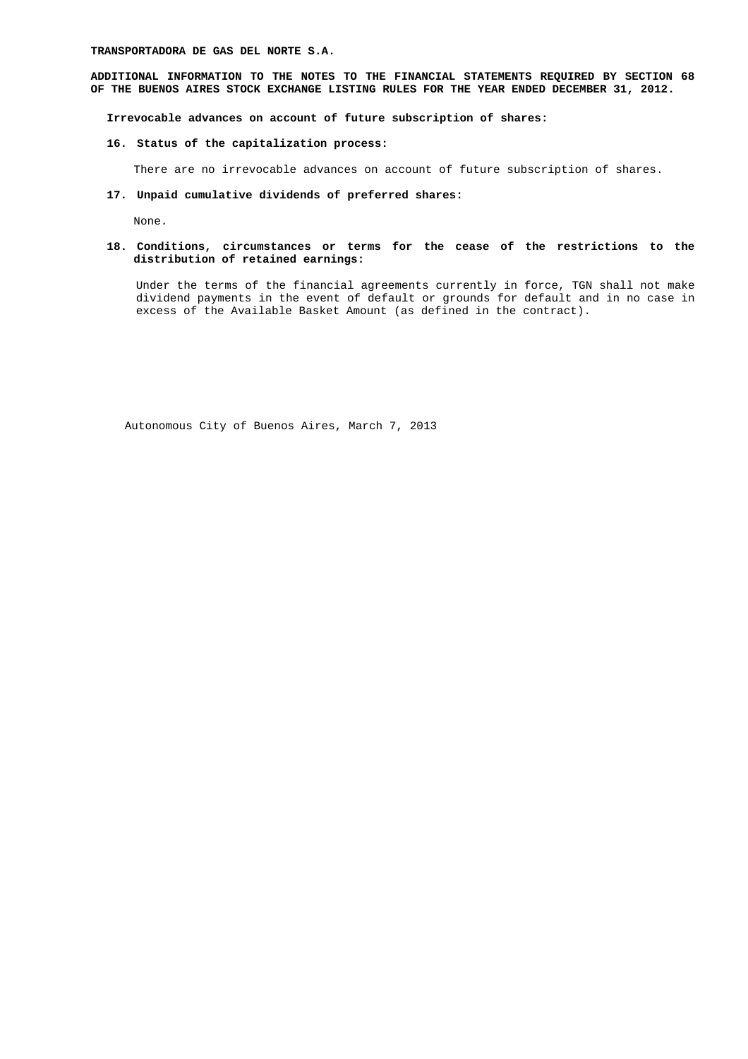**TRANSPORTADORA DE GAS DEL NORTE S.A.**

**ADDITIONAL INFORMATION TO THE NOTES TO THE FINANCIAL STATEMENTS REQUIRED BY SECTION 68 OF THE BUENOS AIRES STOCK EXCHANGE LISTING RULES FOR THE YEAR ENDED DECEMBER 31, 2012.**

**Irrevocable advances on account of future subscription of shares:**

**16. Status of the capitalization process:**

There are no irrevocable advances on account of future subscription of shares.

**17. Unpaid cumulative dividends of preferred shares:**

None.

**18. Conditions, circumstances or terms for the cease of the restrictions to the distribution of retained earnings:**

Under the terms of the financial agreements currently in force, TGN shall not make dividend payments in the event of default or grounds for default and in no case in excess of the Available Basket Amount (as defined in the contract).

Autonomous City of Buenos Aires, March 7, 2013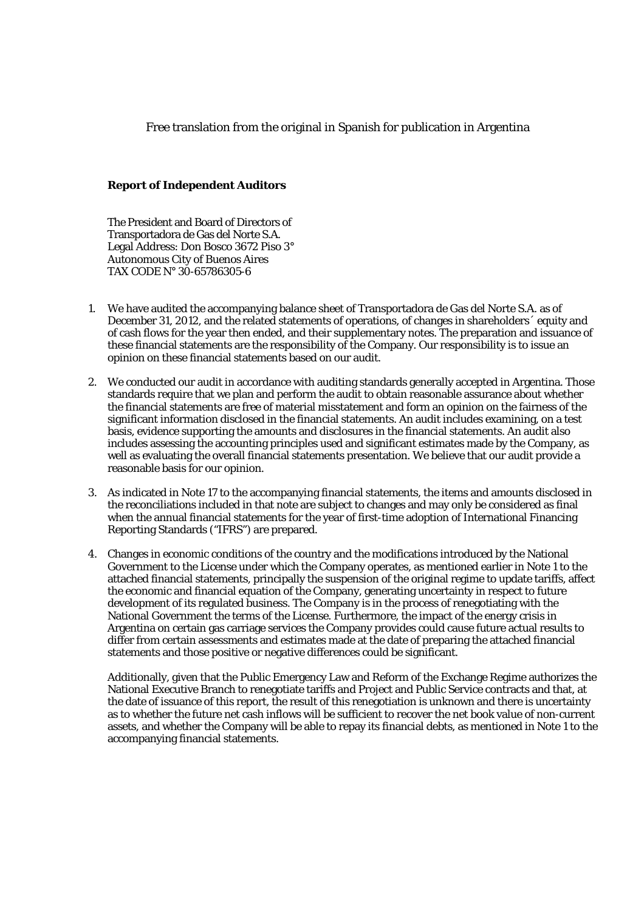Free translation from the original in Spanish for publication in Argentina

**Report of Independent Auditors**

The President and Board of Directors of
Transportadora de Gas del Norte S.A.
Legal Address: Don Bosco 3672 Piso 3°
Autonomous City of Buenos Aires
TAX CODE N° 30-65786305-6

1. We have audited the accompanying balance sheet of Transportadora de Gas del Norte S.A. as of December 31, 2012, and the related statements of operations, of changes in shareholders´ equity and of cash flows for the year then ended, and their supplementary notes. The preparation and issuance of these financial statements are the responsibility of the Company. Our responsibility is to issue an opinion on these financial statements based on our audit.

2. We conducted our audit in accordance with auditing standards generally accepted in Argentina. Those standards require that we plan and perform the audit to obtain reasonable assurance about whether the financial statements are free of material misstatement and form an opinion on the fairness of the significant information disclosed in the financial statements. An audit includes examining, on a test basis, evidence supporting the amounts and disclosures in the financial statements. An audit also includes assessing the accounting principles used and significant estimates made by the Company, as well as evaluating the overall financial statements presentation. We believe that our audit provide a reasonable basis for our opinion.

3. As indicated in Note 17 to the accompanying financial statements, the items and amounts disclosed in the reconciliations included in that note are subject to changes and may only be considered as final when the annual financial statements for the year of first-time adoption of International Financing Reporting Standards ("IFRS") are prepared.

4. Changes in economic conditions of the country and the modifications introduced by the National Government to the License under which the Company operates, as mentioned earlier in Note 1 to the attached financial statements, principally the suspension of the original regime to update tariffs, affect the economic and financial equation of the Company, generating uncertainty in respect to future development of its regulated business. The Company is in the process of renegotiating with the National Government the terms of the License. Furthermore, the impact of the energy crisis in Argentina on certain gas carriage services the Company provides could cause future actual results to differ from certain assessments and estimates made at the date of preparing the attached financial statements and those positive or negative differences could be significant.

   Additionally, given that the Public Emergency Law and Reform of the Exchange Regime authorizes the National Executive Branch to renegotiate tariffs and Project and Public Service contracts and that, at the date of issuance of this report, the result of this renegotiation is unknown and there is uncertainty as to whether the future net cash inflows will be sufficient to recover the net book value of non-current assets, and whether the Company will be able to repay its financial debts, as mentioned in Note 1 to the accompanying financial statements.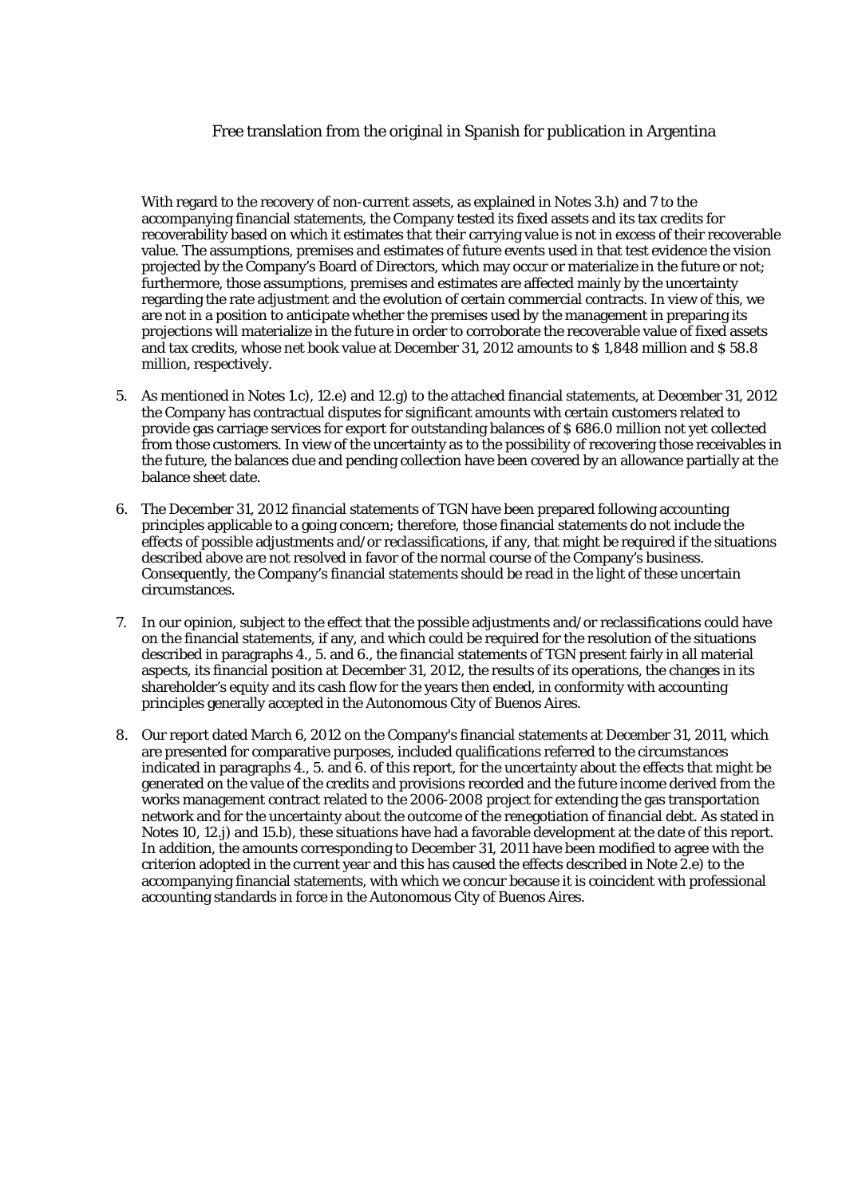Free translation from the original in Spanish for publication in Argentina

With regard to the recovery of non-current assets, as explained in Notes 3.h) and 7 to the accompanying financial statements, the Company tested its fixed assets and its tax credits for recoverability based on which it estimates that their carrying value is not in excess of their recoverable value. The assumptions, premises and estimates of future events used in that test evidence the vision projected by the Company's Board of Directors, which may occur or materialize in the future or not; furthermore, those assumptions, premises and estimates are affected mainly by the uncertainty regarding the rate adjustment and the evolution of certain commercial contracts. In view of this, we are not in a position to anticipate whether the premises used by the management in preparing its projections will materialize in the future in order to corroborate the recoverable value of fixed assets and tax credits, whose net book value at December 31, 2012 amounts to $ 1,848 million and $ 58.8 million, respectively.

5. As mentioned in Notes 1.c), 12.e) and 12.g) to the attached financial statements, at December 31, 2012 the Company has contractual disputes for significant amounts with certain customers related to provide gas carriage services for export for outstanding balances of $ 686.0 million not yet collected from those customers. In view of the uncertainty as to the possibility of recovering those receivables in the future, the balances due and pending collection have been covered by an allowance partially at the balance sheet date.

6. The December 31, 2012 financial statements of TGN have been prepared following accounting principles applicable to a going concern; therefore, those financial statements do not include the effects of possible adjustments and/or reclassifications, if any, that might be required if the situations described above are not resolved in favor of the normal course of the Company's business. Consequently, the Company's financial statements should be read in the light of these uncertain circumstances.

7. In our opinion, subject to the effect that the possible adjustments and/or reclassifications could have on the financial statements, if any, and which could be required for the resolution of the situations described in paragraphs 4., 5. and 6., the financial statements of TGN present fairly in all material aspects, its financial position at December 31, 2012, the results of its operations, the changes in its shareholder's equity and its cash flow for the years then ended, in conformity with accounting principles generally accepted in the Autonomous City of Buenos Aires.

8. Our report dated March 6, 2012 on the Company's financial statements at December 31, 2011, which are presented for comparative purposes, included qualifications referred to the circumstances indicated in paragraphs 4., 5. and 6. of this report, for the uncertainty about the effects that might be generated on the value of the credits and provisions recorded and the future income derived from the works management contract related to the 2006-2008 project for extending the gas transportation network and for the uncertainty about the outcome of the renegotiation of financial debt. As stated in Notes 10, 12.j) and 15.b), these situations have had a favorable development at the date of this report. In addition, the amounts corresponding to December 31, 2011 have been modified to agree with the criterion adopted in the current year and this has caused the effects described in Note 2.e) to the accompanying financial statements, with which we concur because it is coincident with professional accounting standards in force in the Autonomous City of Buenos Aires.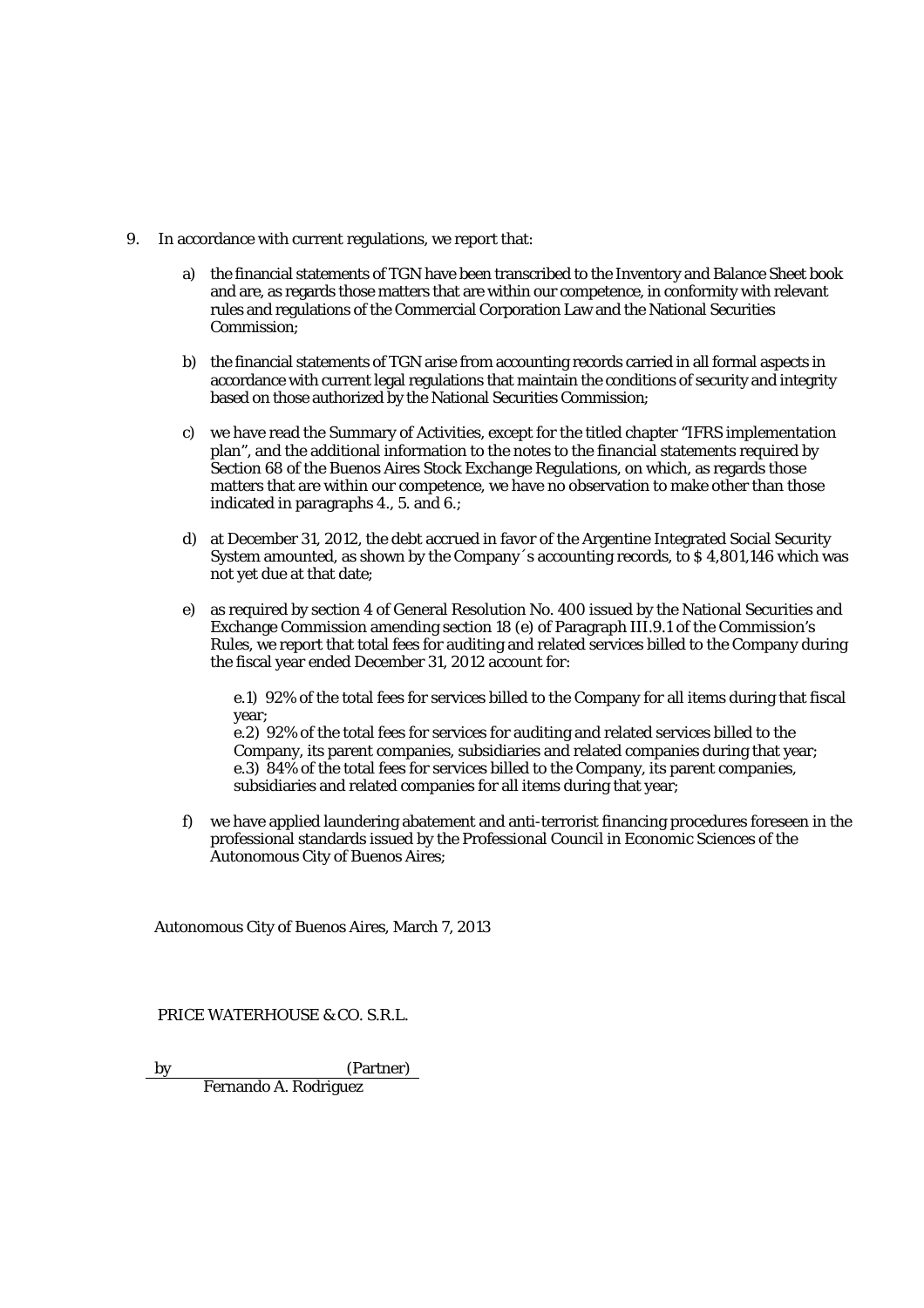9. In accordance with current regulations, we report that:

   a) the financial statements of TGN have been transcribed to the Inventory and Balance Sheet book and are, as regards those matters that are within our competence, in conformity with relevant rules and regulations of the Commercial Corporation Law and the National Securities Commission;

   b) the financial statements of TGN arise from accounting records carried in all formal aspects in accordance with current legal regulations that maintain the conditions of security and integrity based on those authorized by the National Securities Commission;

   c) we have read the Summary of Activities, except for the titled chapter "IFRS implementation plan", and the additional information to the notes to the financial statements required by Section 68 of the Buenos Aires Stock Exchange Regulations, on which, as regards those matters that are within our competence, we have no observation to make other than those indicated in paragraphs 4., 5. and 6.;

   d) at December 31, 2012, the debt accrued in favor of the Argentine Integrated Social Security System amounted, as shown by the Company´s accounting records, to $ 4,801,146 which was not yet due at that date;

   e) as required by section 4 of General Resolution No. 400 issued by the National Securities and Exchange Commission amending section 18 (e) of Paragraph III.9.1 of the Commission's Rules, we report that total fees for auditing and related services billed to the Company during the fiscal year ended December 31, 2012 account for:

      e.1) 92% of the total fees for services billed to the Company for all items during that fiscal year;
      e.2) 92% of the total fees for services for auditing and related services billed to the Company, its parent companies, subsidiaries and related companies during that year;
      e.3) 84% of the total fees for services billed to the Company, its parent companies, subsidiaries and related companies for all items during that year;

   f) we have applied laundering abatement and anti-terrorist financing procedures foreseen in the professional standards issued by the Professional Council in Economic Sciences of the Autonomous City of Buenos Aires;

Autonomous City of Buenos Aires, March 7, 2013

PRICE WATERHOUSE & CO. S.R.L.

by (Partner)
Fernando A. Rodriguez